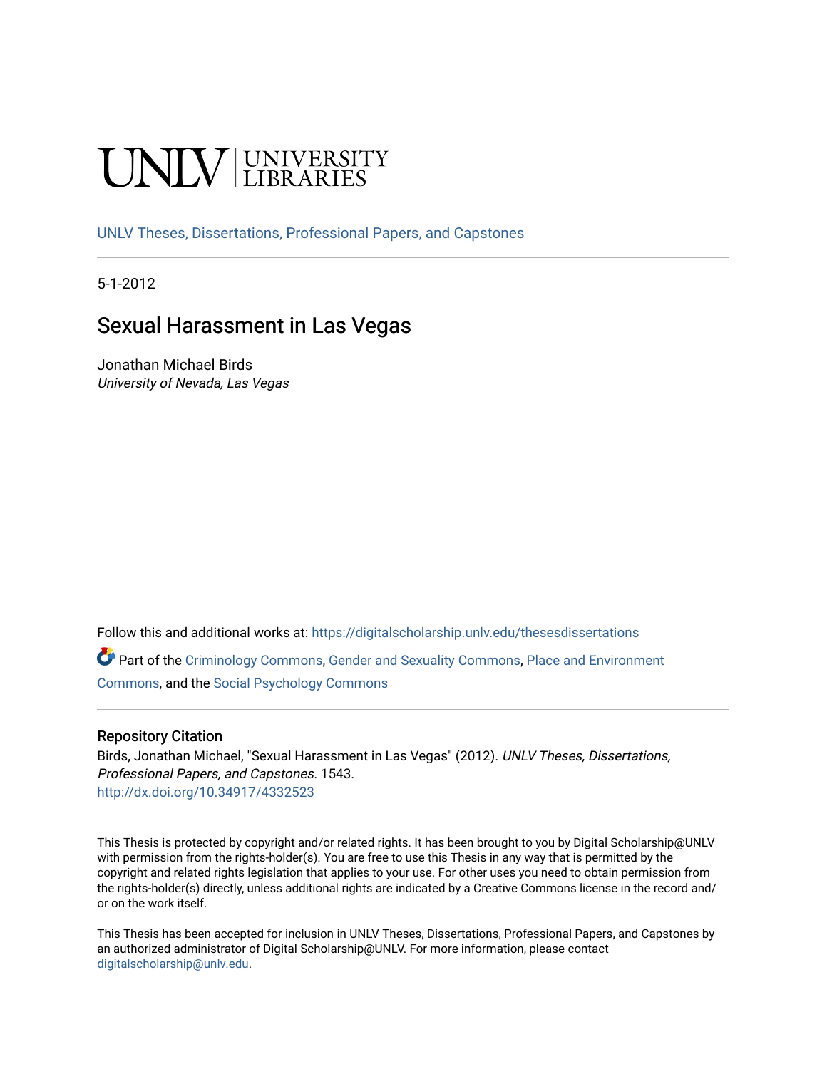UNLV | UNIVERSITY LIBRARIES

UNLV Theses, Dissertations, Professional Papers, and Capstones

5-1-2012

# Sexual Harassment in Las Vegas

Jonathan Michael Birds
*University of Nevada, Las Vegas*

Follow this and additional works at: https://digitalscholarship.unlv.edu/thesesdissertations

Part of the Criminology Commons, Gender and Sexuality Commons, Place and Environment Commons, and the Social Psychology Commons

## Repository Citation

Birds, Jonathan Michael, "Sexual Harassment in Las Vegas" (2012). *UNLV Theses, Dissertations, Professional Papers, and Capstones*. 1543.
http://dx.doi.org/10.34917/4332523

This Thesis is protected by copyright and/or related rights. It has been brought to you by Digital Scholarship@UNLV with permission from the rights-holder(s). You are free to use this Thesis in any way that is permitted by the copyright and related rights legislation that applies to your use. For other uses you need to obtain permission from the rights-holder(s) directly, unless additional rights are indicated by a Creative Commons license in the record and/or on the work itself.

This Thesis has been accepted for inclusion in UNLV Theses, Dissertations, Professional Papers, and Capstones by an authorized administrator of Digital Scholarship@UNLV. For more information, please contact digitalscholarship@unlv.edu.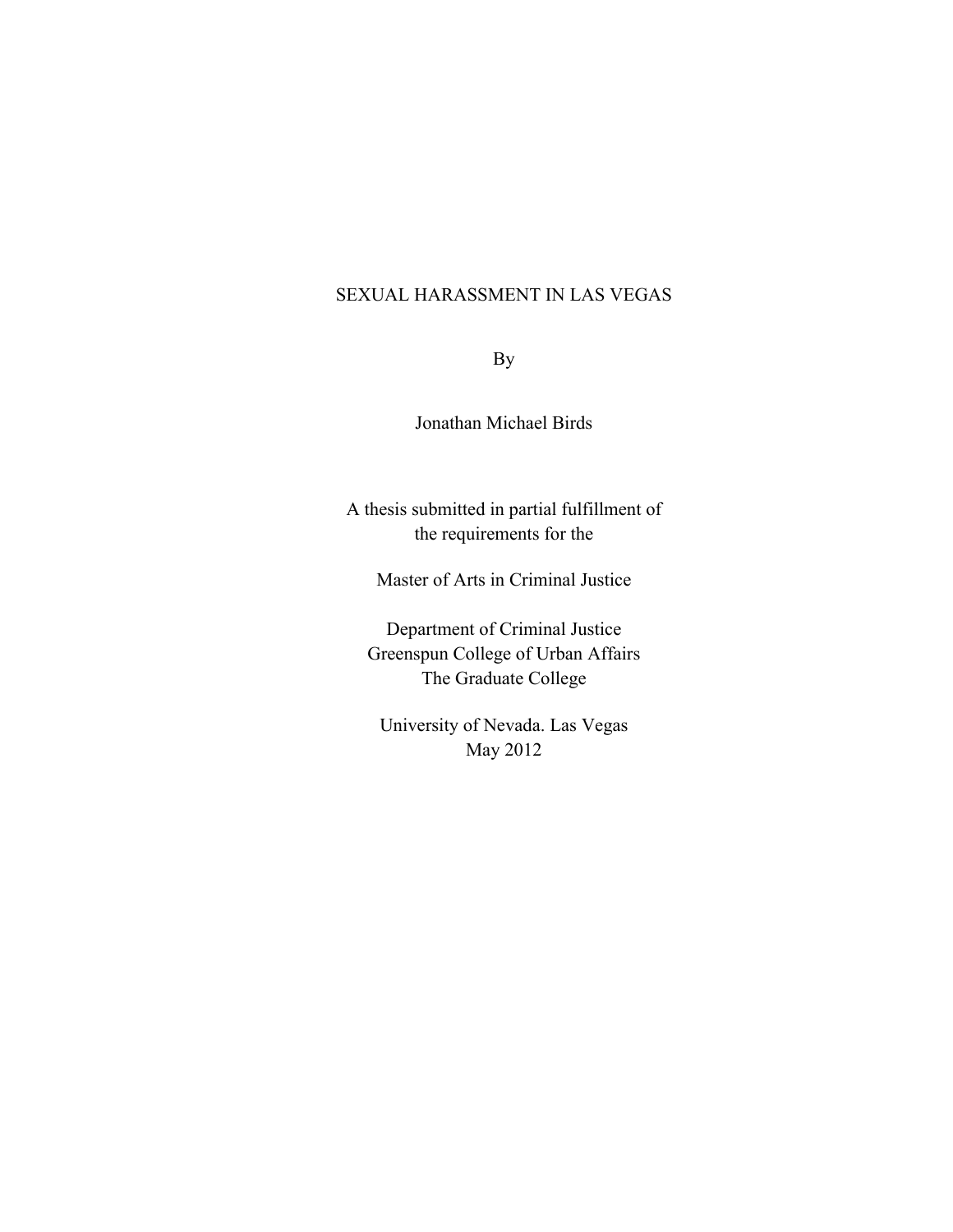# SEXUAL HARASSMENT IN LAS VEGAS

By

Jonathan Michael Birds

A thesis submitted in partial fulfillment of
the requirements for the

Master of Arts in Criminal Justice

Department of Criminal Justice
Greenspun College of Urban Affairs
The Graduate College

University of Nevada. Las Vegas
May 2012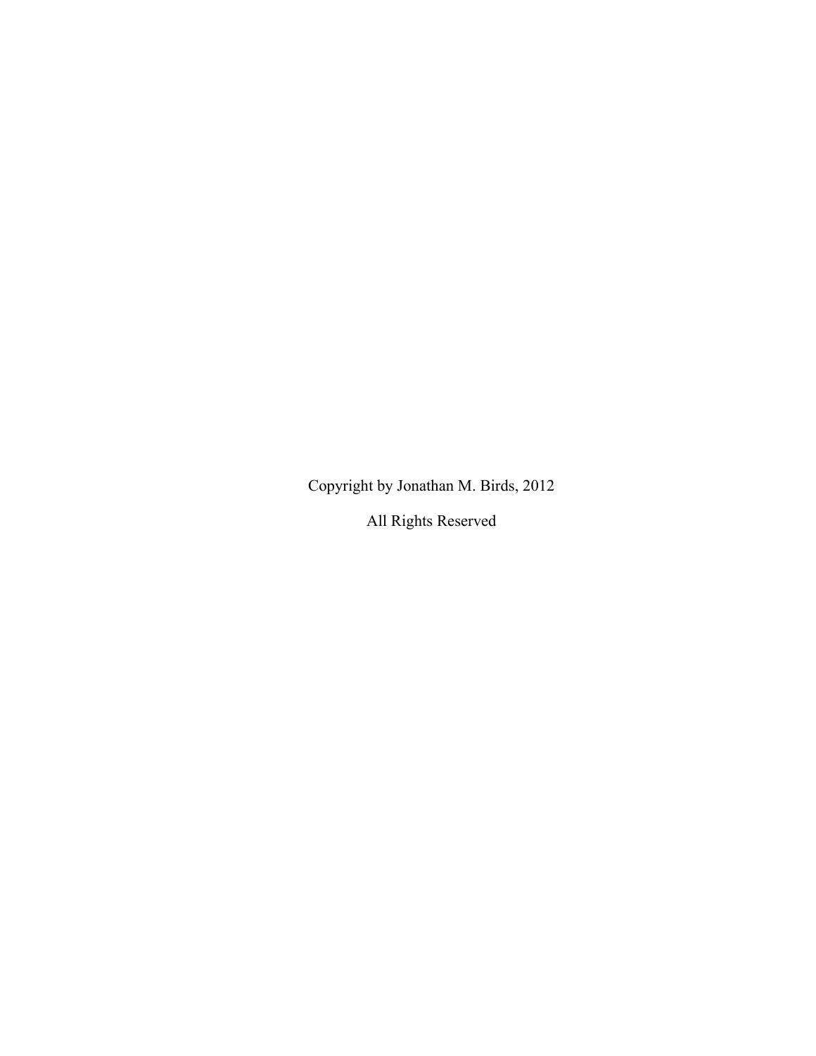Copyright by Jonathan M. Birds, 2012

All Rights Reserved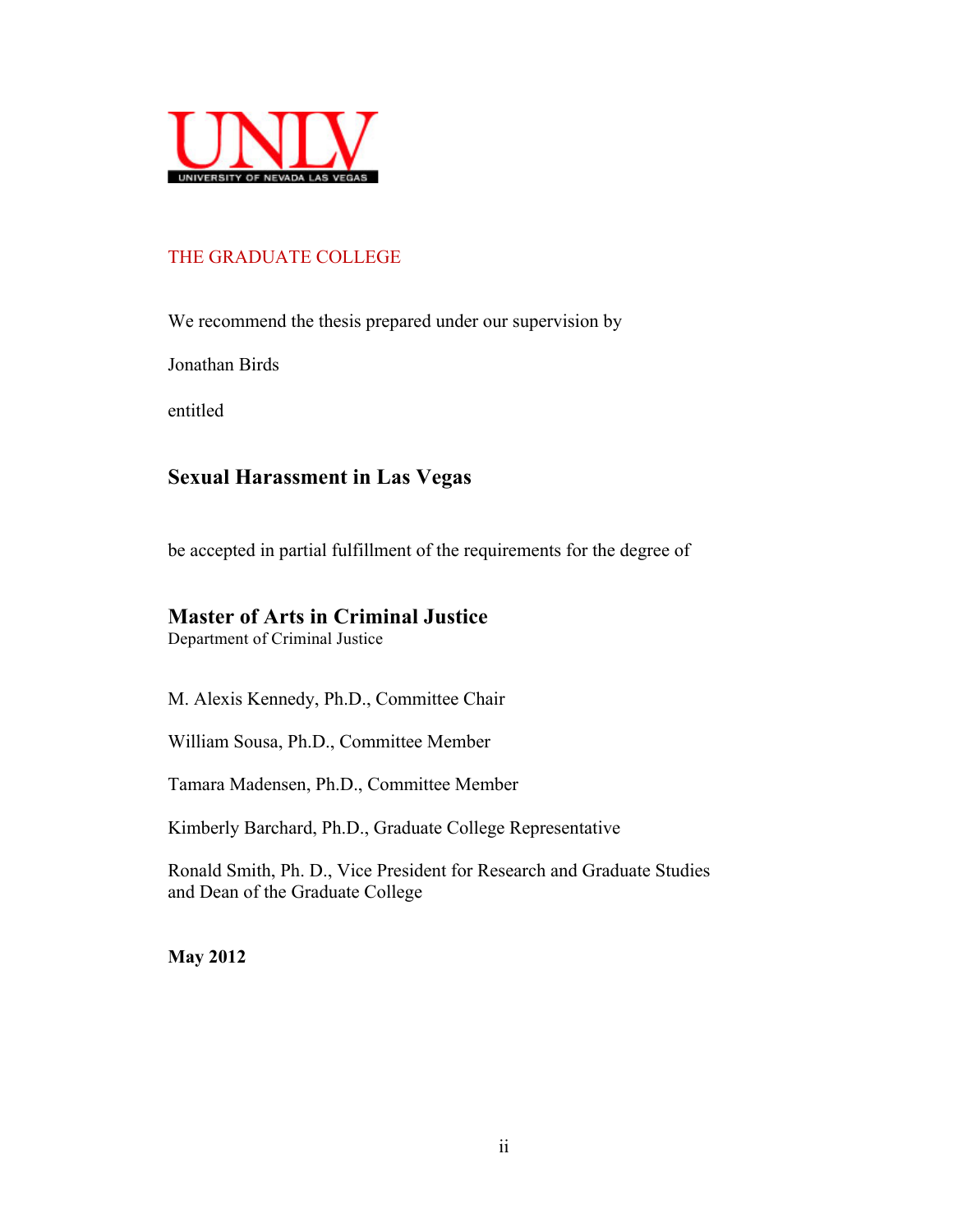UNLV

UNIVERSITY OF NEVADA LAS VEGAS

THE GRADUATE COLLEGE

We recommend the thesis prepared under our supervision by

Jonathan Birds

entitled

## Sexual Harassment in Las Vegas

be accepted in partial fulfillment of the requirements for the degree of

## Master of Arts in Criminal Justice

Department of Criminal Justice

M. Alexis Kennedy, Ph.D., Committee Chair

William Sousa, Ph.D., Committee Member

Tamara Madensen, Ph.D., Committee Member

Kimberly Barchard, Ph.D., Graduate College Representative

Ronald Smith, Ph. D., Vice President for Research and Graduate Studies and Dean of the Graduate College

**May 2012**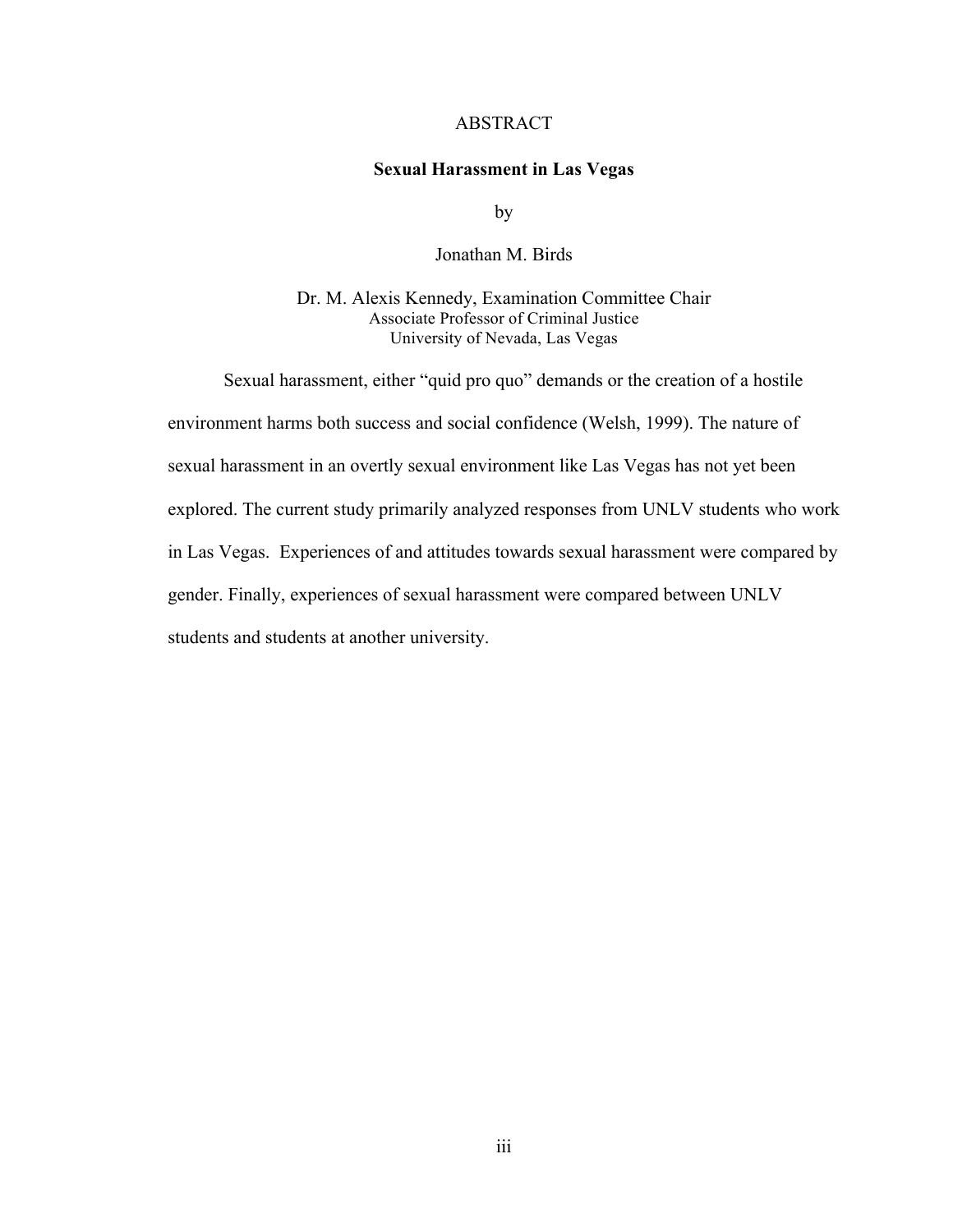# ABSTRACT

## Sexual Harassment in Las Vegas

by

Jonathan M. Birds

Dr. M. Alexis Kennedy, Examination Committee Chair
Associate Professor of Criminal Justice
University of Nevada, Las Vegas

Sexual harassment, either "quid pro quo" demands or the creation of a hostile environment harms both success and social confidence (Welsh, 1999). The nature of sexual harassment in an overtly sexual environment like Las Vegas has not yet been explored. The current study primarily analyzed responses from UNLV students who work in Las Vegas. Experiences of and attitudes towards sexual harassment were compared by gender. Finally, experiences of sexual harassment were compared between UNLV students and students at another university.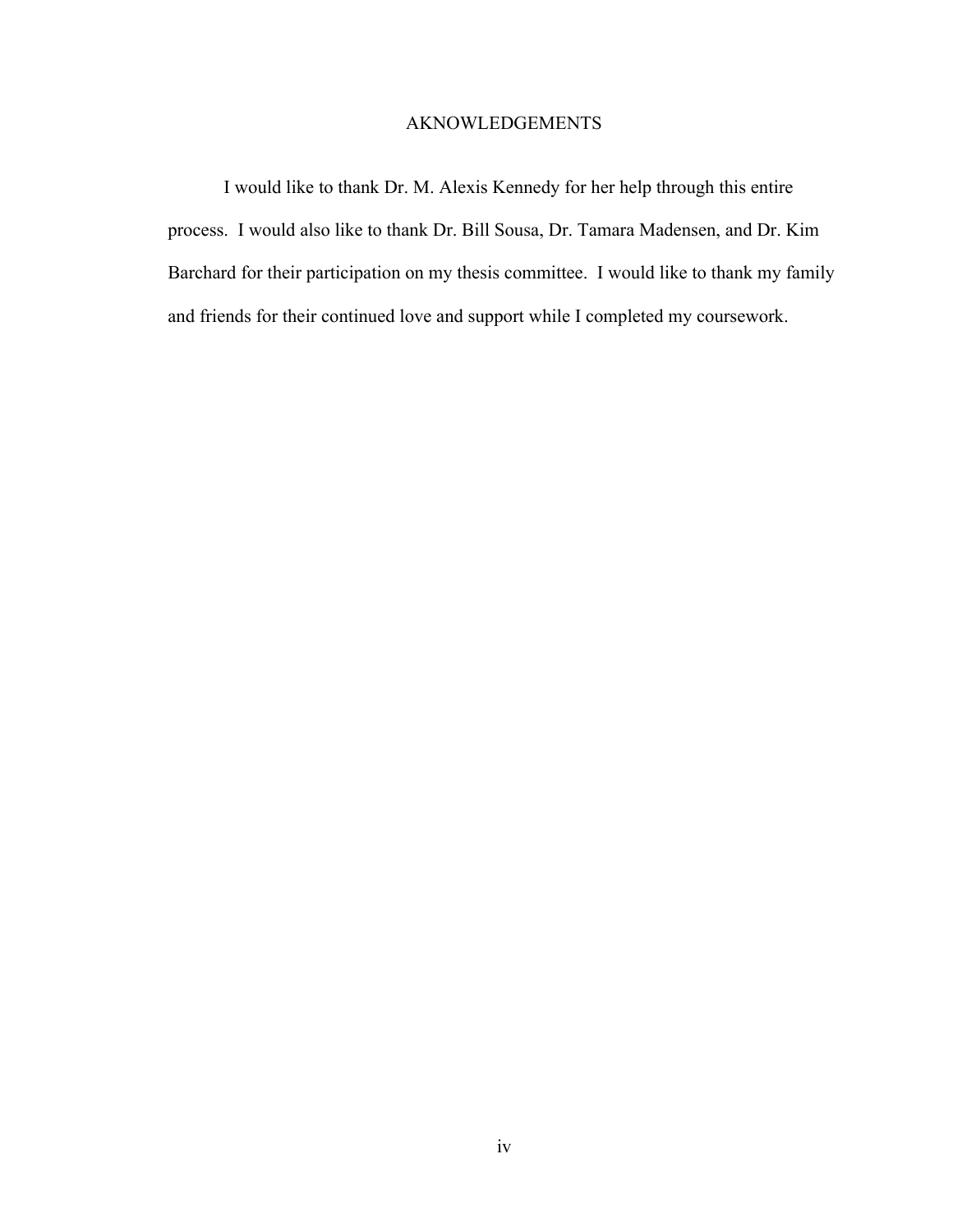# AKNOWLEDGEMENTS

I would like to thank Dr. M. Alexis Kennedy for her help through this entire process. I would also like to thank Dr. Bill Sousa, Dr. Tamara Madensen, and Dr. Kim Barchard for their participation on my thesis committee. I would like to thank my family and friends for their continued love and support while I completed my coursework.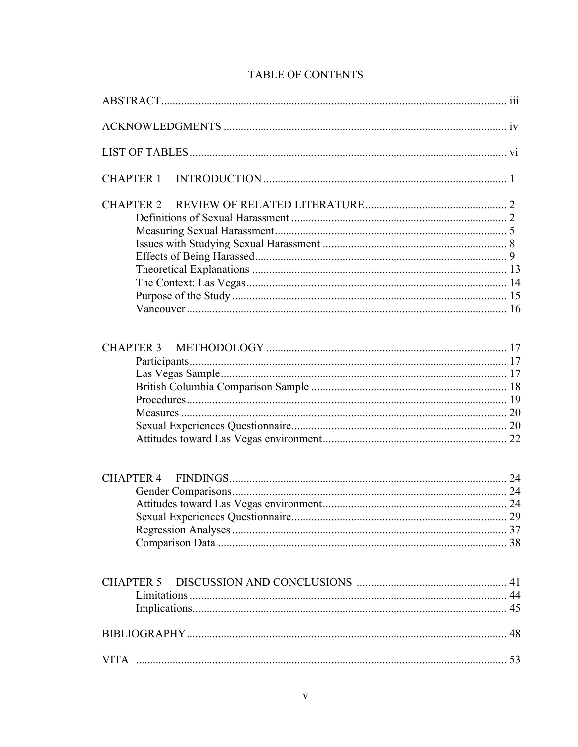# TABLE OF CONTENTS

ABSTRACT ..... iii

ACKNOWLEDGMENTS ..... iv

LIST OF TABLES ..... vi

CHAPTER 1 INTRODUCTION ..... 1

CHAPTER 2 REVIEW OF RELATED LITERATURE ..... 2
- Definitions of Sexual Harassment ..... 2
- Measuring Sexual Harassment ..... 5
- Issues with Studying Sexual Harassment ..... 8
- Effects of Being Harassed ..... 9
- Theoretical Explanations ..... 13
- The Context: Las Vegas ..... 14
- Purpose of the Study ..... 15
- Vancouver ..... 16

CHAPTER 3 METHODOLOGY ..... 17
- Participants ..... 17
- Las Vegas Sample ..... 17
- British Columbia Comparison Sample ..... 18
- Procedures ..... 19
- Measures ..... 20
- Sexual Experiences Questionnaire ..... 20
- Attitudes toward Las Vegas environment ..... 22

CHAPTER 4 FINDINGS ..... 24
- Gender Comparisons ..... 24
- Attitudes toward Las Vegas environment ..... 24
- Sexual Experiences Questionnaire ..... 29
- Regression Analyses ..... 37
- Comparison Data ..... 38

CHAPTER 5 DISCUSSION AND CONCLUSIONS ..... 41
- Limitations ..... 44
- Implications ..... 45

BIBLIOGRAPHY ..... 48

VITA ..... 53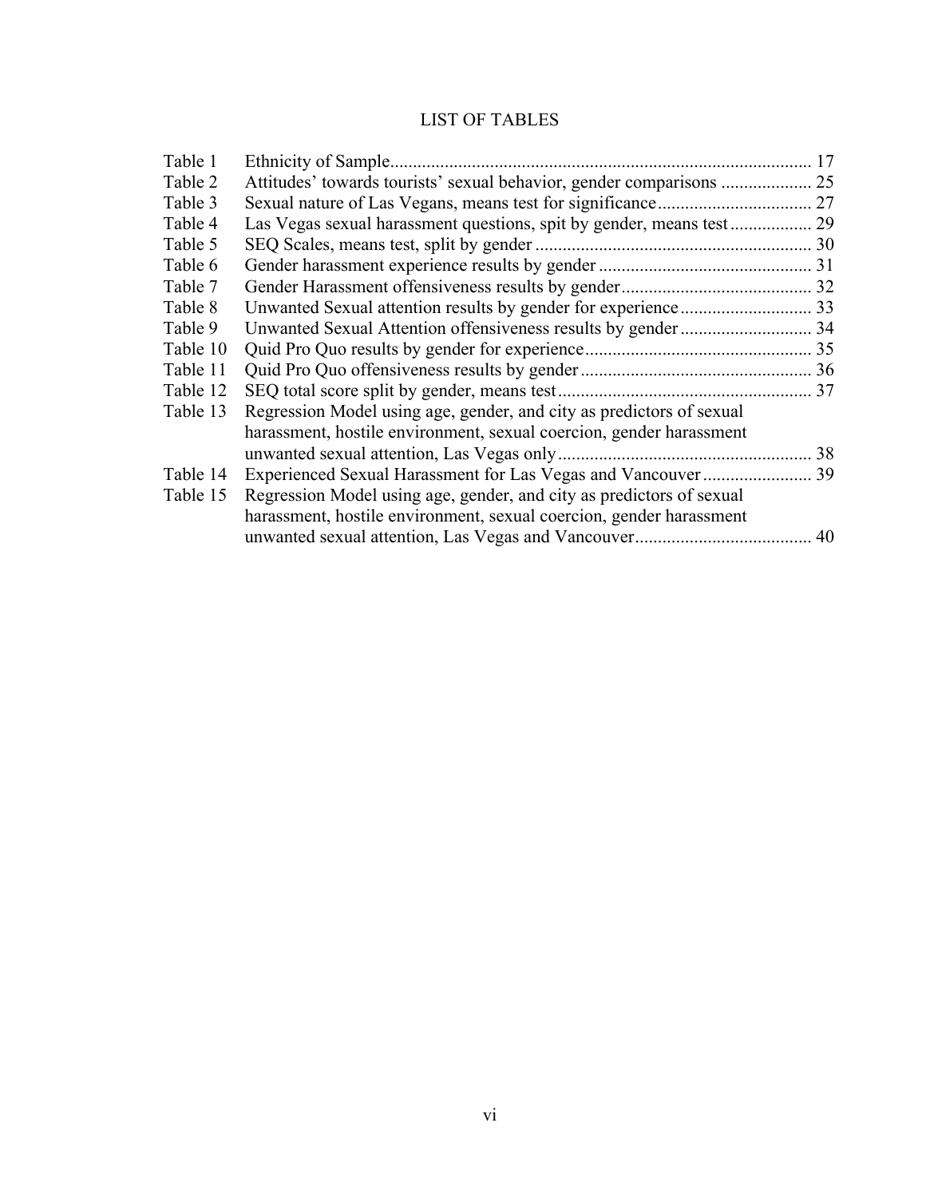# LIST OF TABLES

| | | |
|---|---|---|
| Table 1 | Ethnicity of Sample | 17 |
| Table 2 | Attitudes' towards tourists' sexual behavior, gender comparisons | 25 |
| Table 3 | Sexual nature of Las Vegans, means test for significance | 27 |
| Table 4 | Las Vegas sexual harassment questions, spit by gender, means test | 29 |
| Table 5 | SEQ Scales, means test, split by gender | 30 |
| Table 6 | Gender harassment experience results by gender | 31 |
| Table 7 | Gender Harassment offensiveness results by gender | 32 |
| Table 8 | Unwanted Sexual attention results by gender for experience | 33 |
| Table 9 | Unwanted Sexual Attention offensiveness results by gender | 34 |
| Table 10 | Quid Pro Quo results by gender for experience | 35 |
| Table 11 | Quid Pro Quo offensiveness results by gender | 36 |
| Table 12 | SEQ total score split by gender, means test | 37 |
| Table 13 | Regression Model using age, gender, and city as predictors of sexual harassment, hostile environment, sexual coercion, gender harassment unwanted sexual attention, Las Vegas only | 38 |
| Table 14 | Experienced Sexual Harassment for Las Vegas and Vancouver | 39 |
| Table 15 | Regression Model using age, gender, and city as predictors of sexual harassment, hostile environment, sexual coercion, gender harassment unwanted sexual attention, Las Vegas and Vancouver | 40 |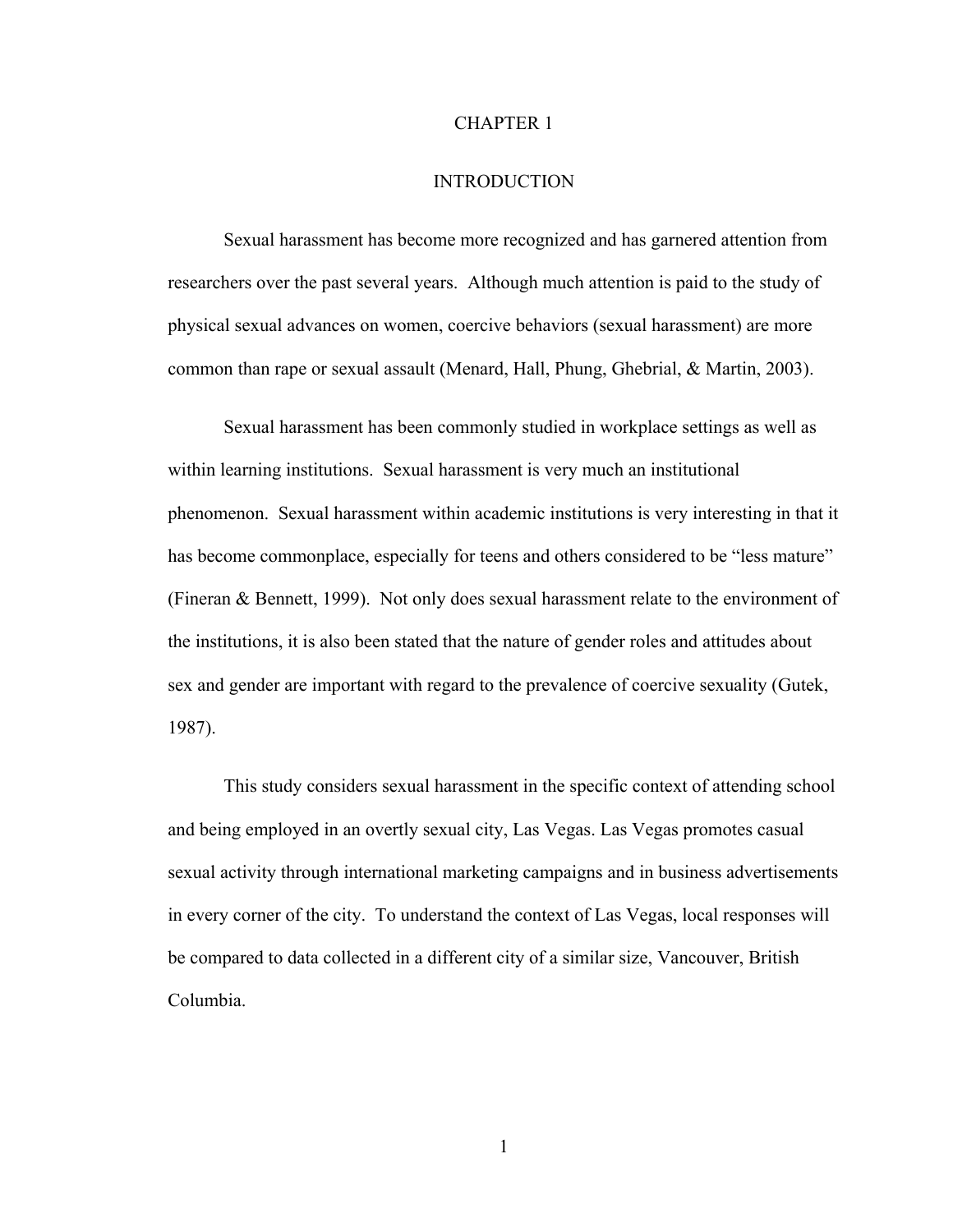# CHAPTER 1

## INTRODUCTION

Sexual harassment has become more recognized and has garnered attention from researchers over the past several years. Although much attention is paid to the study of physical sexual advances on women, coercive behaviors (sexual harassment) are more common than rape or sexual assault (Menard, Hall, Phung, Ghebrial, & Martin, 2003).

Sexual harassment has been commonly studied in workplace settings as well as within learning institutions. Sexual harassment is very much an institutional phenomenon. Sexual harassment within academic institutions is very interesting in that it has become commonplace, especially for teens and others considered to be "less mature" (Fineran & Bennett, 1999). Not only does sexual harassment relate to the environment of the institutions, it is also been stated that the nature of gender roles and attitudes about sex and gender are important with regard to the prevalence of coercive sexuality (Gutek, 1987).

This study considers sexual harassment in the specific context of attending school and being employed in an overtly sexual city, Las Vegas. Las Vegas promotes casual sexual activity through international marketing campaigns and in business advertisements in every corner of the city. To understand the context of Las Vegas, local responses will be compared to data collected in a different city of a similar size, Vancouver, British Columbia.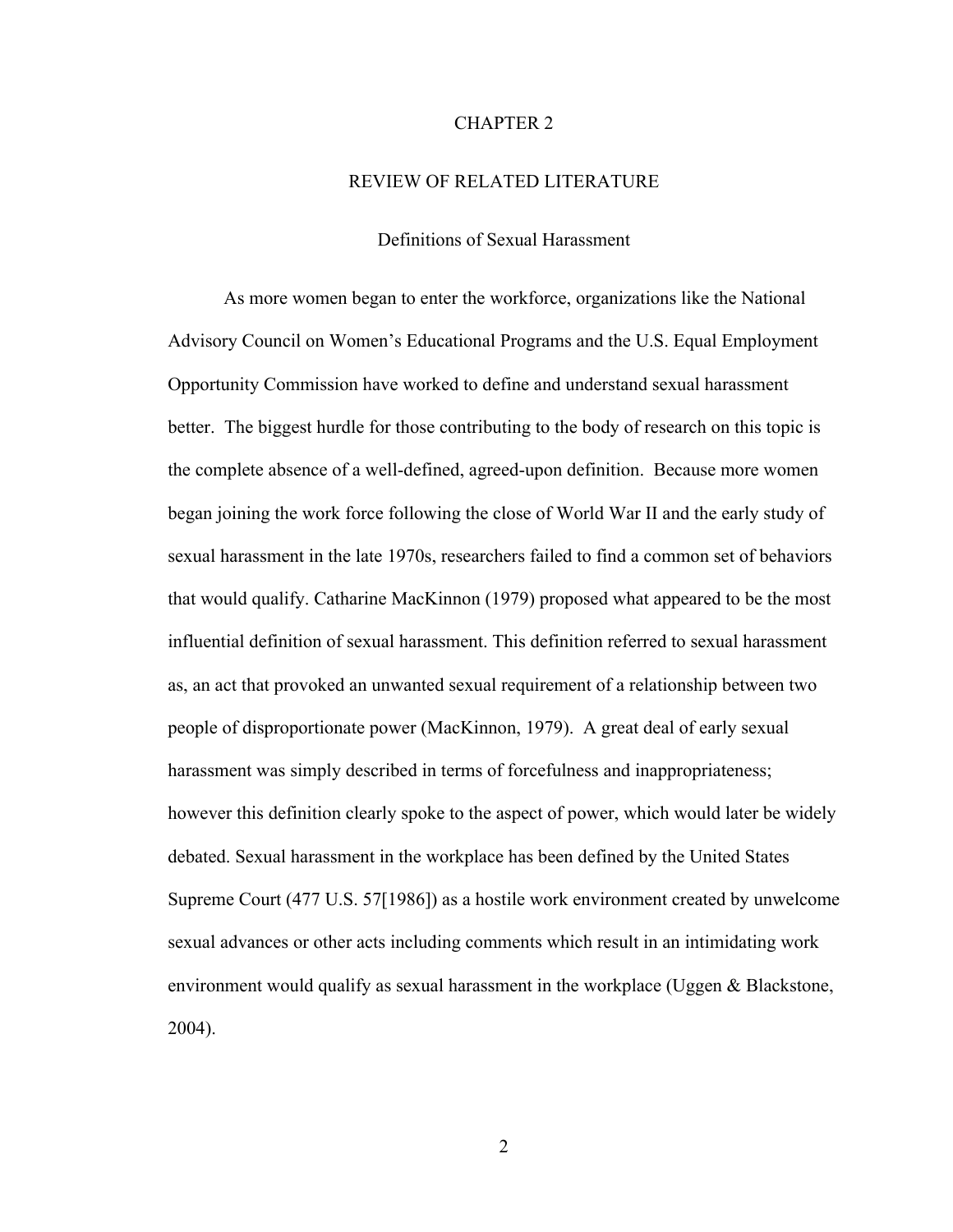# CHAPTER 2

# REVIEW OF RELATED LITERATURE

## Definitions of Sexual Harassment

As more women began to enter the workforce, organizations like the National Advisory Council on Women's Educational Programs and the U.S. Equal Employment Opportunity Commission have worked to define and understand sexual harassment better. The biggest hurdle for those contributing to the body of research on this topic is the complete absence of a well-defined, agreed-upon definition. Because more women began joining the work force following the close of World War II and the early study of sexual harassment in the late 1970s, researchers failed to find a common set of behaviors that would qualify. Catharine MacKinnon (1979) proposed what appeared to be the most influential definition of sexual harassment. This definition referred to sexual harassment as, an act that provoked an unwanted sexual requirement of a relationship between two people of disproportionate power (MacKinnon, 1979). A great deal of early sexual harassment was simply described in terms of forcefulness and inappropriateness; however this definition clearly spoke to the aspect of power, which would later be widely debated. Sexual harassment in the workplace has been defined by the United States Supreme Court (477 U.S. 57[1986]) as a hostile work environment created by unwelcome sexual advances or other acts including comments which result in an intimidating work environment would qualify as sexual harassment in the workplace (Uggen & Blackstone, 2004).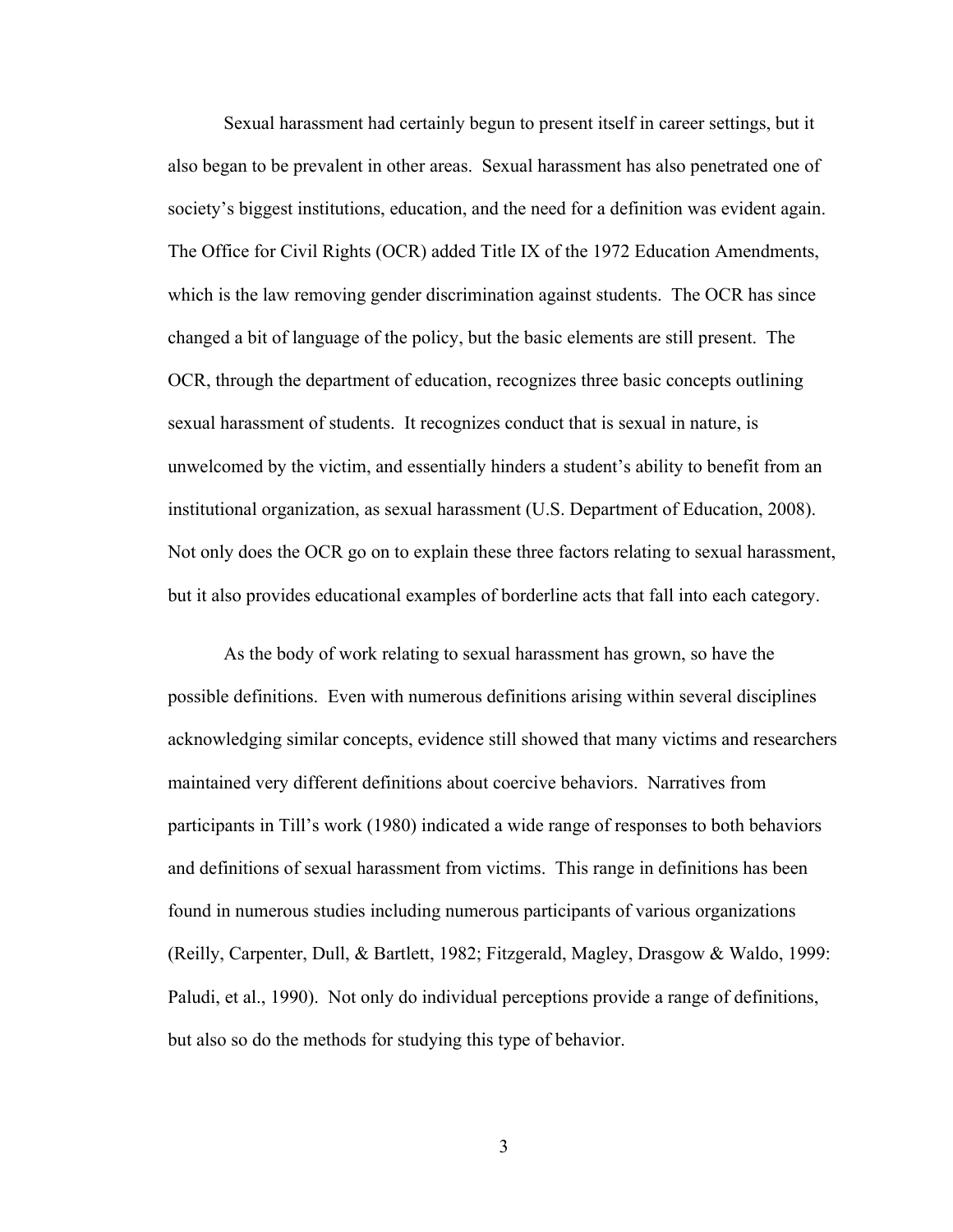Sexual harassment had certainly begun to present itself in career settings, but it also began to be prevalent in other areas. Sexual harassment has also penetrated one of society's biggest institutions, education, and the need for a definition was evident again. The Office for Civil Rights (OCR) added Title IX of the 1972 Education Amendments, which is the law removing gender discrimination against students. The OCR has since changed a bit of language of the policy, but the basic elements are still present. The OCR, through the department of education, recognizes three basic concepts outlining sexual harassment of students. It recognizes conduct that is sexual in nature, is unwelcomed by the victim, and essentially hinders a student's ability to benefit from an institutional organization, as sexual harassment (U.S. Department of Education, 2008). Not only does the OCR go on to explain these three factors relating to sexual harassment, but it also provides educational examples of borderline acts that fall into each category.

As the body of work relating to sexual harassment has grown, so have the possible definitions. Even with numerous definitions arising within several disciplines acknowledging similar concepts, evidence still showed that many victims and researchers maintained very different definitions about coercive behaviors. Narratives from participants in Till's work (1980) indicated a wide range of responses to both behaviors and definitions of sexual harassment from victims. This range in definitions has been found in numerous studies including numerous participants of various organizations (Reilly, Carpenter, Dull, & Bartlett, 1982; Fitzgerald, Magley, Drasgow & Waldo, 1999: Paludi, et al., 1990). Not only do individual perceptions provide a range of definitions, but also so do the methods for studying this type of behavior.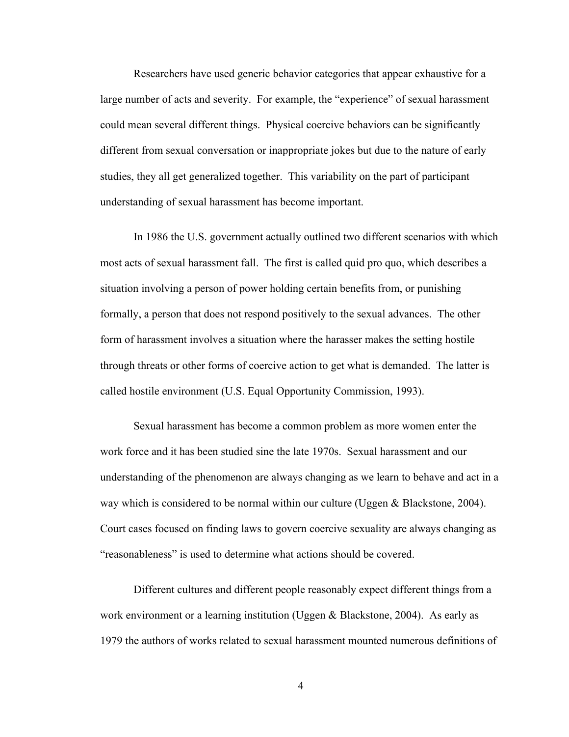Researchers have used generic behavior categories that appear exhaustive for a large number of acts and severity. For example, the "experience" of sexual harassment could mean several different things. Physical coercive behaviors can be significantly different from sexual conversation or inappropriate jokes but due to the nature of early studies, they all get generalized together. This variability on the part of participant understanding of sexual harassment has become important.

In 1986 the U.S. government actually outlined two different scenarios with which most acts of sexual harassment fall. The first is called quid pro quo, which describes a situation involving a person of power holding certain benefits from, or punishing formally, a person that does not respond positively to the sexual advances. The other form of harassment involves a situation where the harasser makes the setting hostile through threats or other forms of coercive action to get what is demanded. The latter is called hostile environment (U.S. Equal Opportunity Commission, 1993).

Sexual harassment has become a common problem as more women enter the work force and it has been studied sine the late 1970s. Sexual harassment and our understanding of the phenomenon are always changing as we learn to behave and act in a way which is considered to be normal within our culture (Uggen & Blackstone, 2004). Court cases focused on finding laws to govern coercive sexuality are always changing as "reasonableness" is used to determine what actions should be covered.

Different cultures and different people reasonably expect different things from a work environment or a learning institution (Uggen & Blackstone, 2004). As early as 1979 the authors of works related to sexual harassment mounted numerous definitions of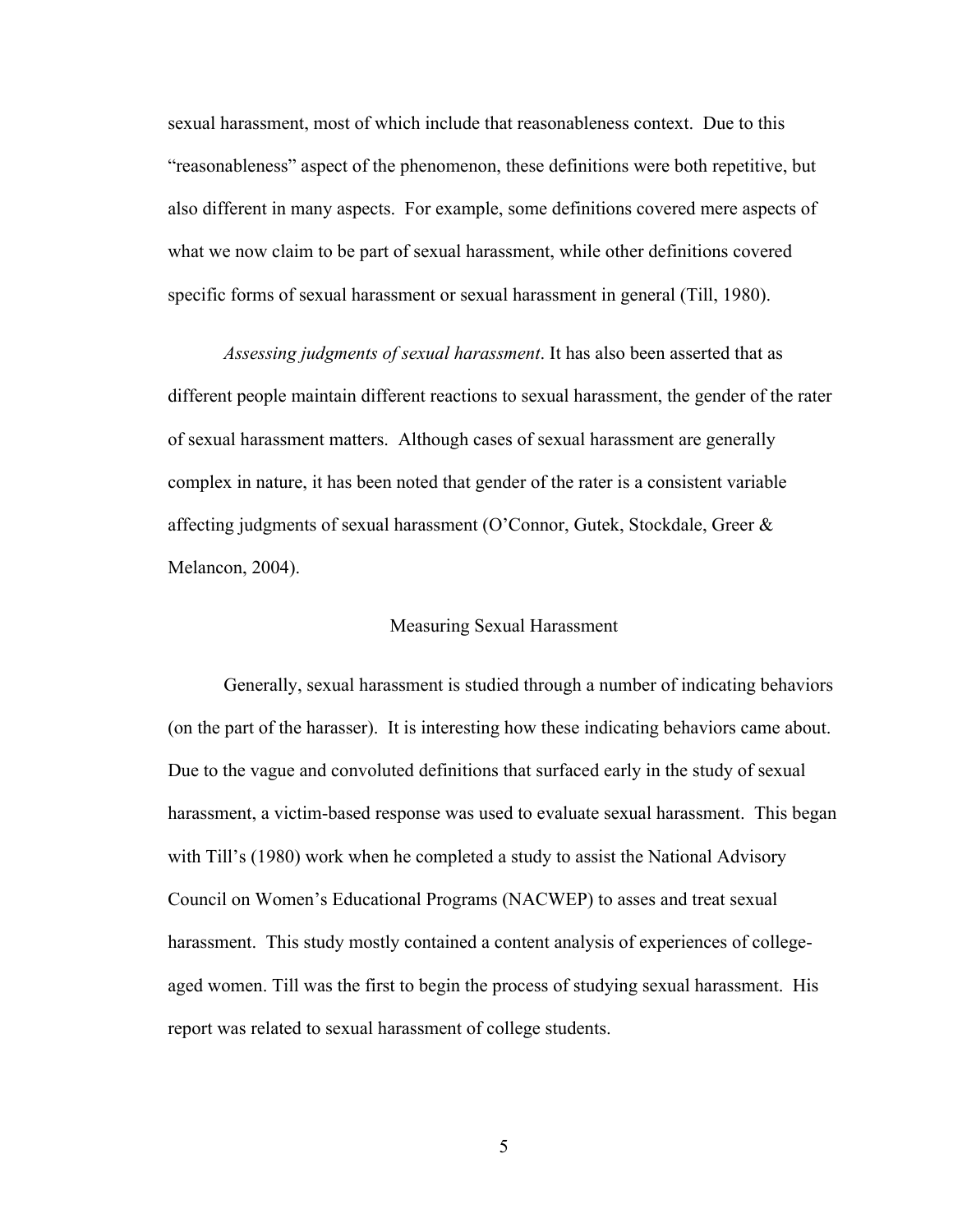sexual harassment, most of which include that reasonableness context. Due to this "reasonableness" aspect of the phenomenon, these definitions were both repetitive, but also different in many aspects. For example, some definitions covered mere aspects of what we now claim to be part of sexual harassment, while other definitions covered specific forms of sexual harassment or sexual harassment in general (Till, 1980).

*Assessing judgments of sexual harassment*. It has also been asserted that as different people maintain different reactions to sexual harassment, the gender of the rater of sexual harassment matters. Although cases of sexual harassment are generally complex in nature, it has been noted that gender of the rater is a consistent variable affecting judgments of sexual harassment (O'Connor, Gutek, Stockdale, Greer & Melancon, 2004).

## Measuring Sexual Harassment

Generally, sexual harassment is studied through a number of indicating behaviors (on the part of the harasser). It is interesting how these indicating behaviors came about. Due to the vague and convoluted definitions that surfaced early in the study of sexual harassment, a victim-based response was used to evaluate sexual harassment. This began with Till's (1980) work when he completed a study to assist the National Advisory Council on Women's Educational Programs (NACWEP) to asses and treat sexual harassment. This study mostly contained a content analysis of experiences of college-aged women. Till was the first to begin the process of studying sexual harassment. His report was related to sexual harassment of college students.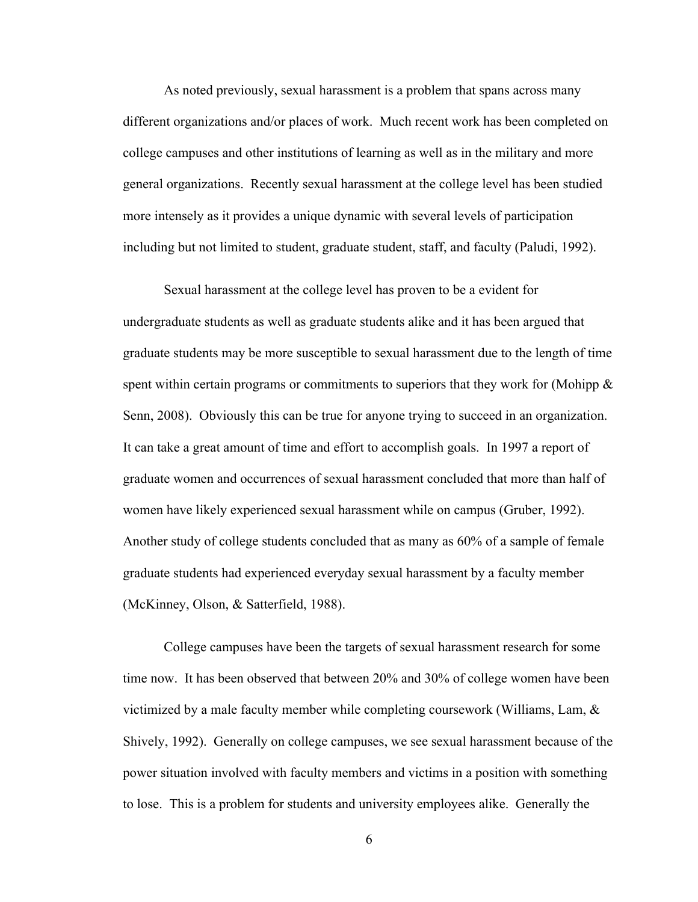As noted previously, sexual harassment is a problem that spans across many different organizations and/or places of work. Much recent work has been completed on college campuses and other institutions of learning as well as in the military and more general organizations. Recently sexual harassment at the college level has been studied more intensely as it provides a unique dynamic with several levels of participation including but not limited to student, graduate student, staff, and faculty (Paludi, 1992).

Sexual harassment at the college level has proven to be a evident for undergraduate students as well as graduate students alike and it has been argued that graduate students may be more susceptible to sexual harassment due to the length of time spent within certain programs or commitments to superiors that they work for (Mohipp & Senn, 2008). Obviously this can be true for anyone trying to succeed in an organization. It can take a great amount of time and effort to accomplish goals. In 1997 a report of graduate women and occurrences of sexual harassment concluded that more than half of women have likely experienced sexual harassment while on campus (Gruber, 1992). Another study of college students concluded that as many as 60% of a sample of female graduate students had experienced everyday sexual harassment by a faculty member (McKinney, Olson, & Satterfield, 1988).

College campuses have been the targets of sexual harassment research for some time now. It has been observed that between 20% and 30% of college women have been victimized by a male faculty member while completing coursework (Williams, Lam, & Shively, 1992). Generally on college campuses, we see sexual harassment because of the power situation involved with faculty members and victims in a position with something to lose. This is a problem for students and university employees alike. Generally the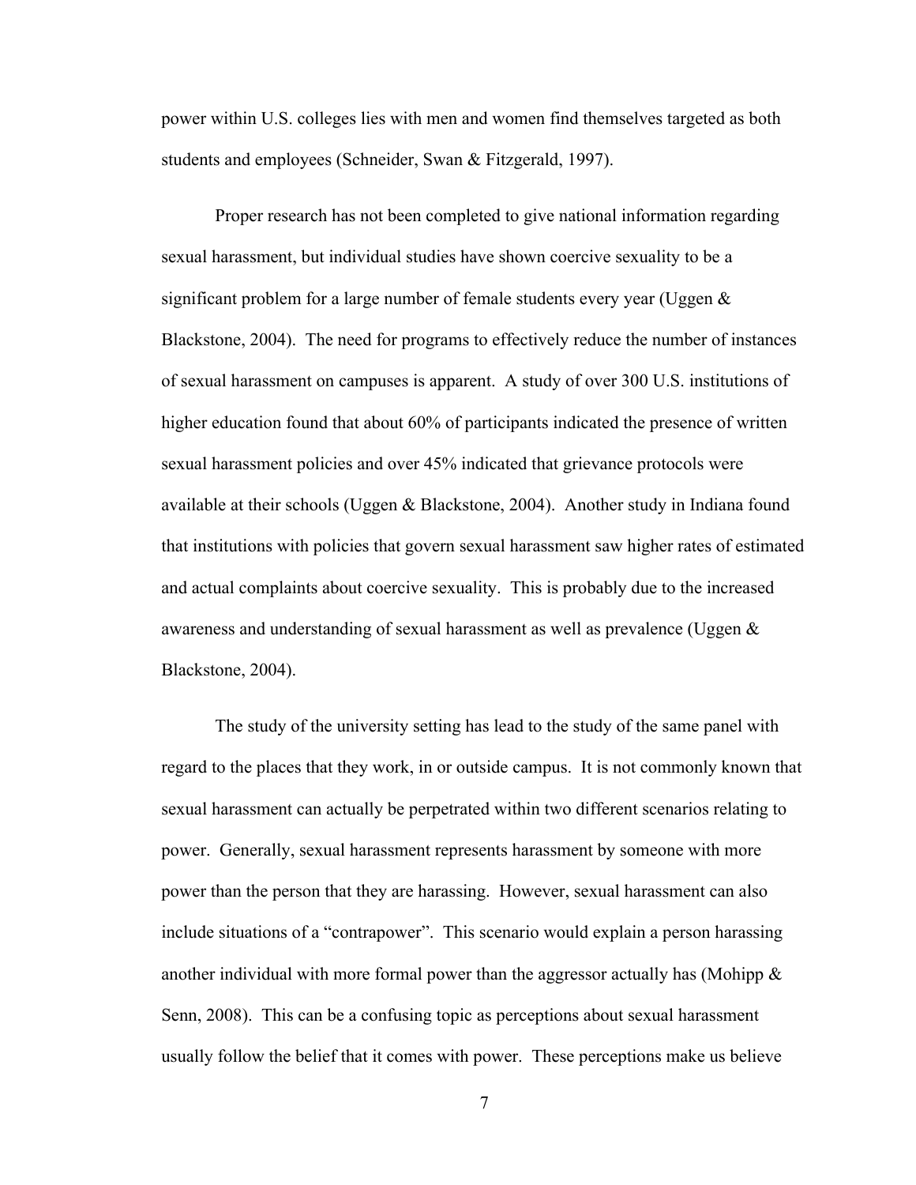power within U.S. colleges lies with men and women find themselves targeted as both students and employees (Schneider, Swan & Fitzgerald, 1997).

Proper research has not been completed to give national information regarding sexual harassment, but individual studies have shown coercive sexuality to be a significant problem for a large number of female students every year (Uggen & Blackstone, 2004). The need for programs to effectively reduce the number of instances of sexual harassment on campuses is apparent. A study of over 300 U.S. institutions of higher education found that about 60% of participants indicated the presence of written sexual harassment policies and over 45% indicated that grievance protocols were available at their schools (Uggen & Blackstone, 2004). Another study in Indiana found that institutions with policies that govern sexual harassment saw higher rates of estimated and actual complaints about coercive sexuality. This is probably due to the increased awareness and understanding of sexual harassment as well as prevalence (Uggen & Blackstone, 2004).

The study of the university setting has lead to the study of the same panel with regard to the places that they work, in or outside campus. It is not commonly known that sexual harassment can actually be perpetrated within two different scenarios relating to power. Generally, sexual harassment represents harassment by someone with more power than the person that they are harassing. However, sexual harassment can also include situations of a "contrapower". This scenario would explain a person harassing another individual with more formal power than the aggressor actually has (Mohipp & Senn, 2008). This can be a confusing topic as perceptions about sexual harassment usually follow the belief that it comes with power. These perceptions make us believe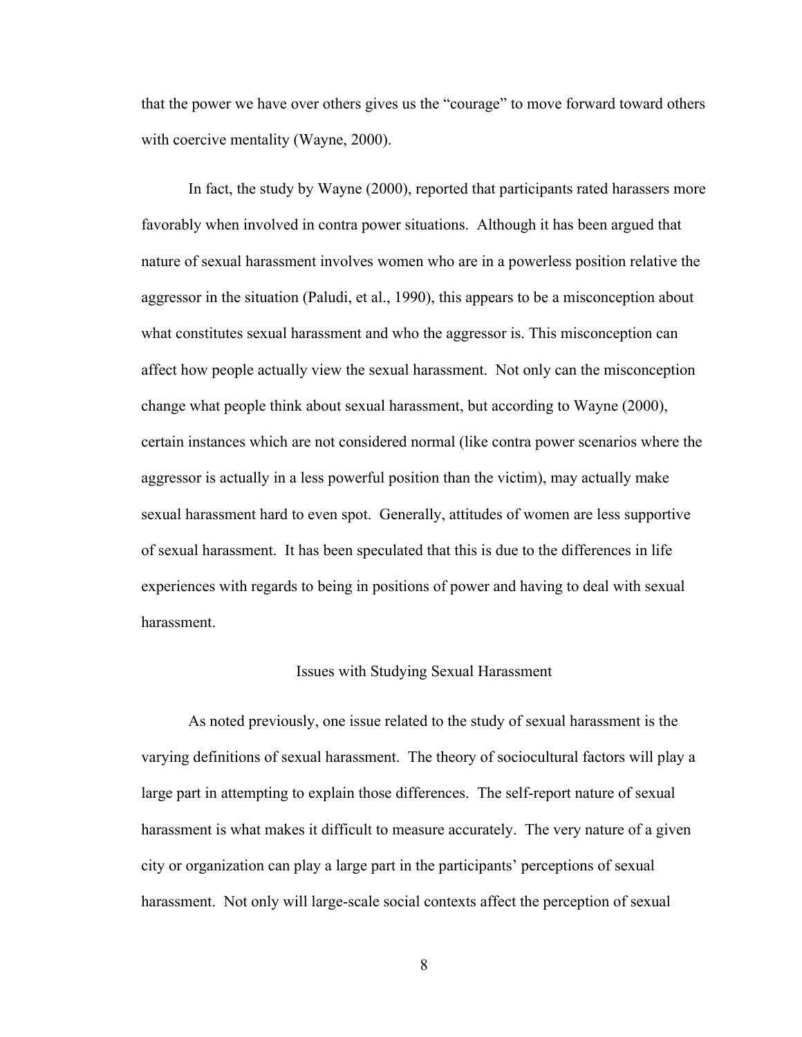that the power we have over others gives us the “courage” to move forward toward others with coercive mentality (Wayne, 2000).

In fact, the study by Wayne (2000), reported that participants rated harassers more favorably when involved in contra power situations. Although it has been argued that nature of sexual harassment involves women who are in a powerless position relative the aggressor in the situation (Paludi, et al., 1990), this appears to be a misconception about what constitutes sexual harassment and who the aggressor is. This misconception can affect how people actually view the sexual harassment. Not only can the misconception change what people think about sexual harassment, but according to Wayne (2000), certain instances which are not considered normal (like contra power scenarios where the aggressor is actually in a less powerful position than the victim), may actually make sexual harassment hard to even spot. Generally, attitudes of women are less supportive of sexual harassment. It has been speculated that this is due to the differences in life experiences with regards to being in positions of power and having to deal with sexual harassment.

## Issues with Studying Sexual Harassment

As noted previously, one issue related to the study of sexual harassment is the varying definitions of sexual harassment. The theory of sociocultural factors will play a large part in attempting to explain those differences. The self-report nature of sexual harassment is what makes it difficult to measure accurately. The very nature of a given city or organization can play a large part in the participants’ perceptions of sexual harassment. Not only will large-scale social contexts affect the perception of sexual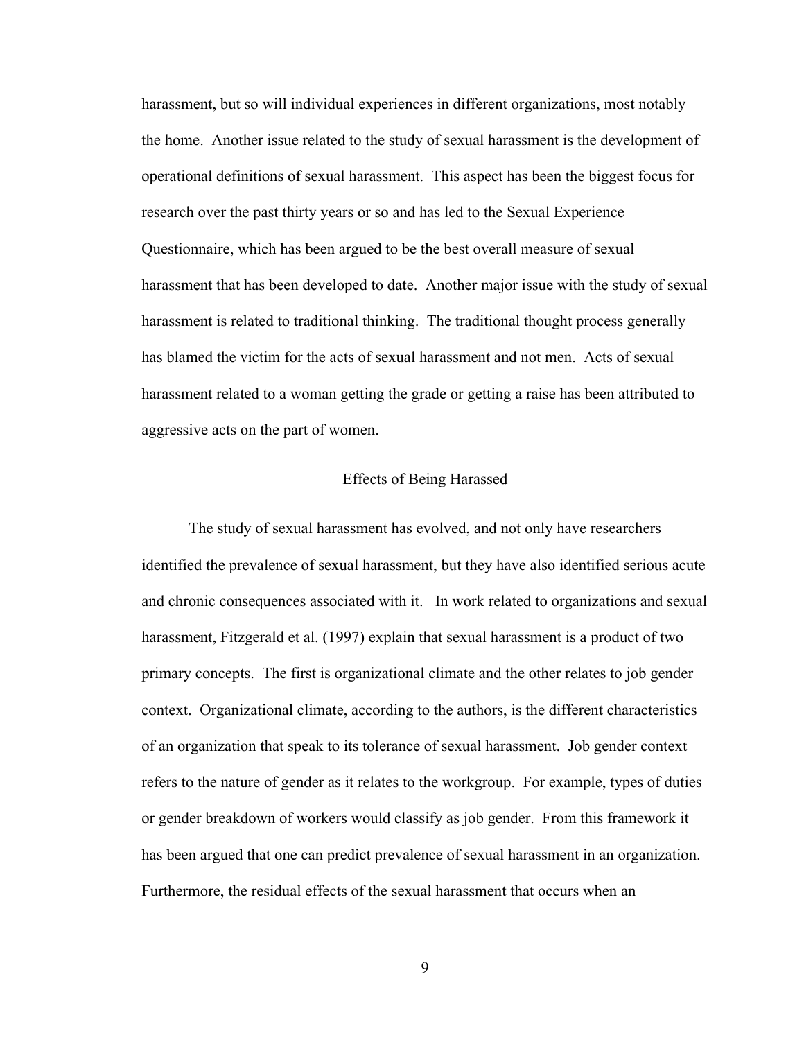harassment, but so will individual experiences in different organizations, most notably the home. Another issue related to the study of sexual harassment is the development of operational definitions of sexual harassment. This aspect has been the biggest focus for research over the past thirty years or so and has led to the Sexual Experience Questionnaire, which has been argued to be the best overall measure of sexual harassment that has been developed to date. Another major issue with the study of sexual harassment is related to traditional thinking. The traditional thought process generally has blamed the victim for the acts of sexual harassment and not men. Acts of sexual harassment related to a woman getting the grade or getting a raise has been attributed to aggressive acts on the part of women.

## Effects of Being Harassed

The study of sexual harassment has evolved, and not only have researchers identified the prevalence of sexual harassment, but they have also identified serious acute and chronic consequences associated with it. In work related to organizations and sexual harassment, Fitzgerald et al. (1997) explain that sexual harassment is a product of two primary concepts. The first is organizational climate and the other relates to job gender context. Organizational climate, according to the authors, is the different characteristics of an organization that speak to its tolerance of sexual harassment. Job gender context refers to the nature of gender as it relates to the workgroup. For example, types of duties or gender breakdown of workers would classify as job gender. From this framework it has been argued that one can predict prevalence of sexual harassment in an organization. Furthermore, the residual effects of the sexual harassment that occurs when an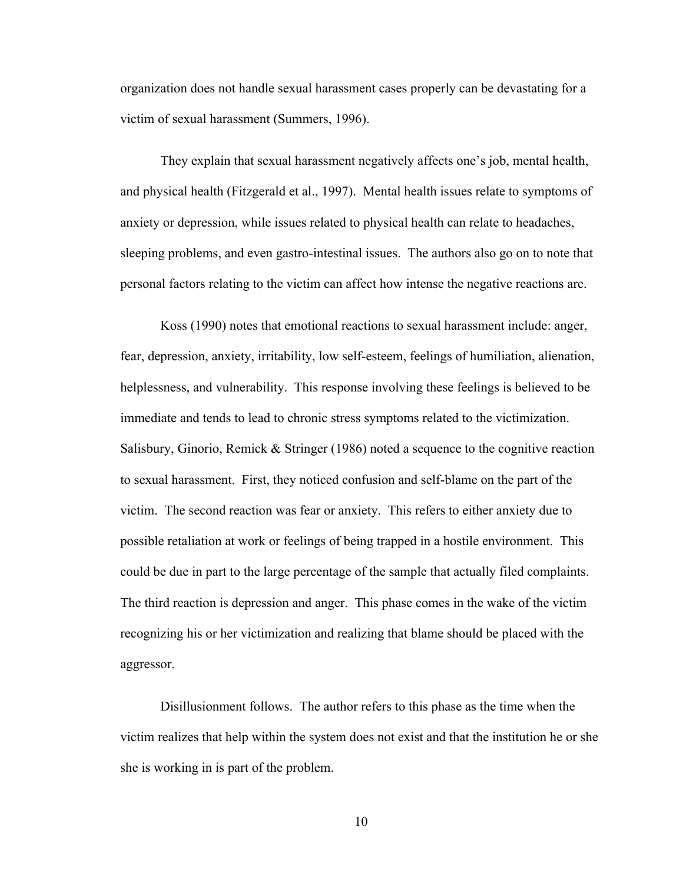organization does not handle sexual harassment cases properly can be devastating for a victim of sexual harassment (Summers, 1996).

They explain that sexual harassment negatively affects one's job, mental health, and physical health (Fitzgerald et al., 1997). Mental health issues relate to symptoms of anxiety or depression, while issues related to physical health can relate to headaches, sleeping problems, and even gastro-intestinal issues. The authors also go on to note that personal factors relating to the victim can affect how intense the negative reactions are.

Koss (1990) notes that emotional reactions to sexual harassment include: anger, fear, depression, anxiety, irritability, low self-esteem, feelings of humiliation, alienation, helplessness, and vulnerability. This response involving these feelings is believed to be immediate and tends to lead to chronic stress symptoms related to the victimization. Salisbury, Ginorio, Remick & Stringer (1986) noted a sequence to the cognitive reaction to sexual harassment. First, they noticed confusion and self-blame on the part of the victim. The second reaction was fear or anxiety. This refers to either anxiety due to possible retaliation at work or feelings of being trapped in a hostile environment. This could be due in part to the large percentage of the sample that actually filed complaints. The third reaction is depression and anger. This phase comes in the wake of the victim recognizing his or her victimization and realizing that blame should be placed with the aggressor.

Disillusionment follows. The author refers to this phase as the time when the victim realizes that help within the system does not exist and that the institution he or she she is working in is part of the problem.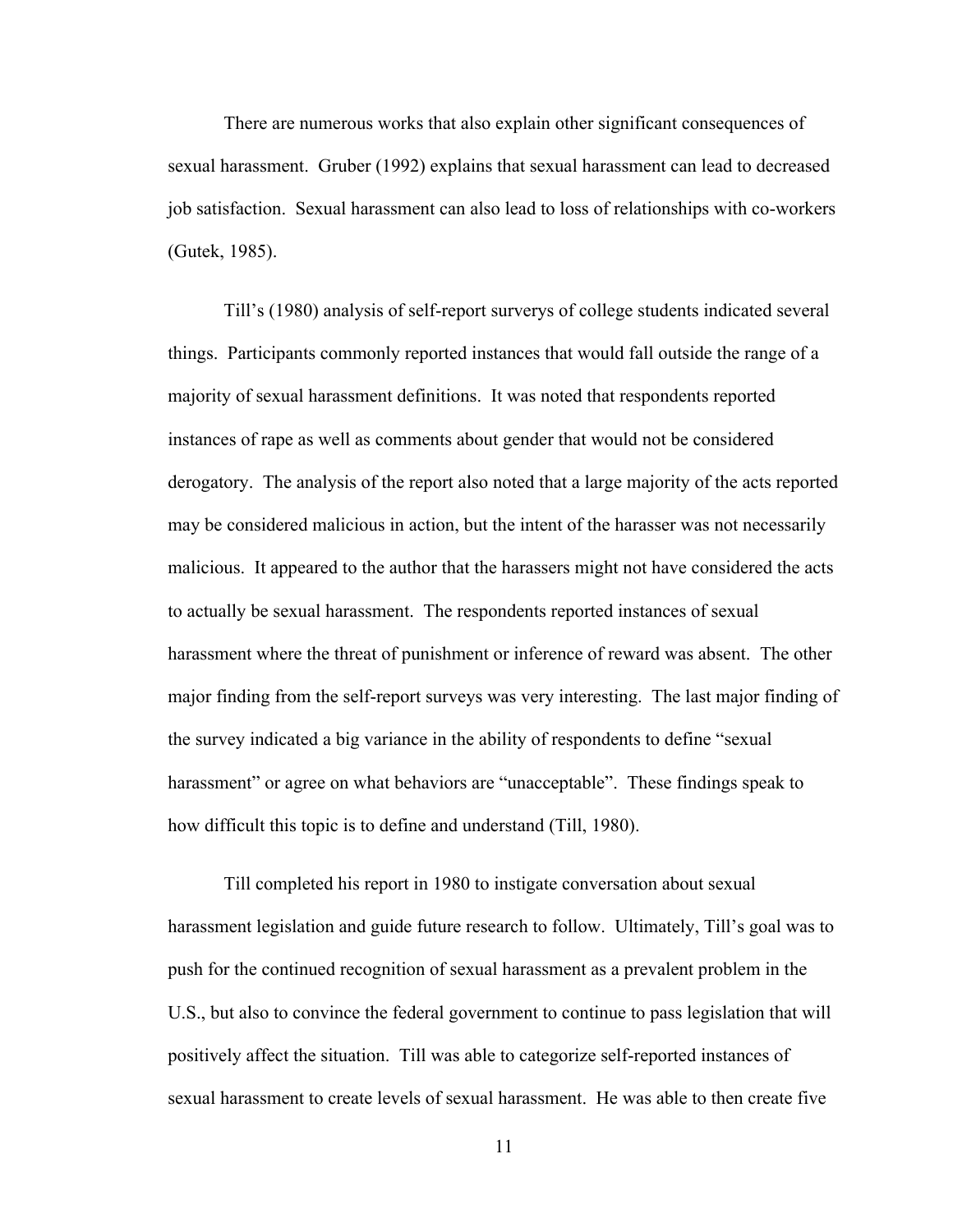There are numerous works that also explain other significant consequences of sexual harassment. Gruber (1992) explains that sexual harassment can lead to decreased job satisfaction. Sexual harassment can also lead to loss of relationships with co-workers (Gutek, 1985).

Till's (1980) analysis of self-report surverys of college students indicated several things. Participants commonly reported instances that would fall outside the range of a majority of sexual harassment definitions. It was noted that respondents reported instances of rape as well as comments about gender that would not be considered derogatory. The analysis of the report also noted that a large majority of the acts reported may be considered malicious in action, but the intent of the harasser was not necessarily malicious. It appeared to the author that the harassers might not have considered the acts to actually be sexual harassment. The respondents reported instances of sexual harassment where the threat of punishment or inference of reward was absent. The other major finding from the self-report surveys was very interesting. The last major finding of the survey indicated a big variance in the ability of respondents to define "sexual harassment" or agree on what behaviors are "unacceptable". These findings speak to how difficult this topic is to define and understand (Till, 1980).

Till completed his report in 1980 to instigate conversation about sexual harassment legislation and guide future research to follow. Ultimately, Till's goal was to push for the continued recognition of sexual harassment as a prevalent problem in the U.S., but also to convince the federal government to continue to pass legislation that will positively affect the situation. Till was able to categorize self-reported instances of sexual harassment to create levels of sexual harassment. He was able to then create five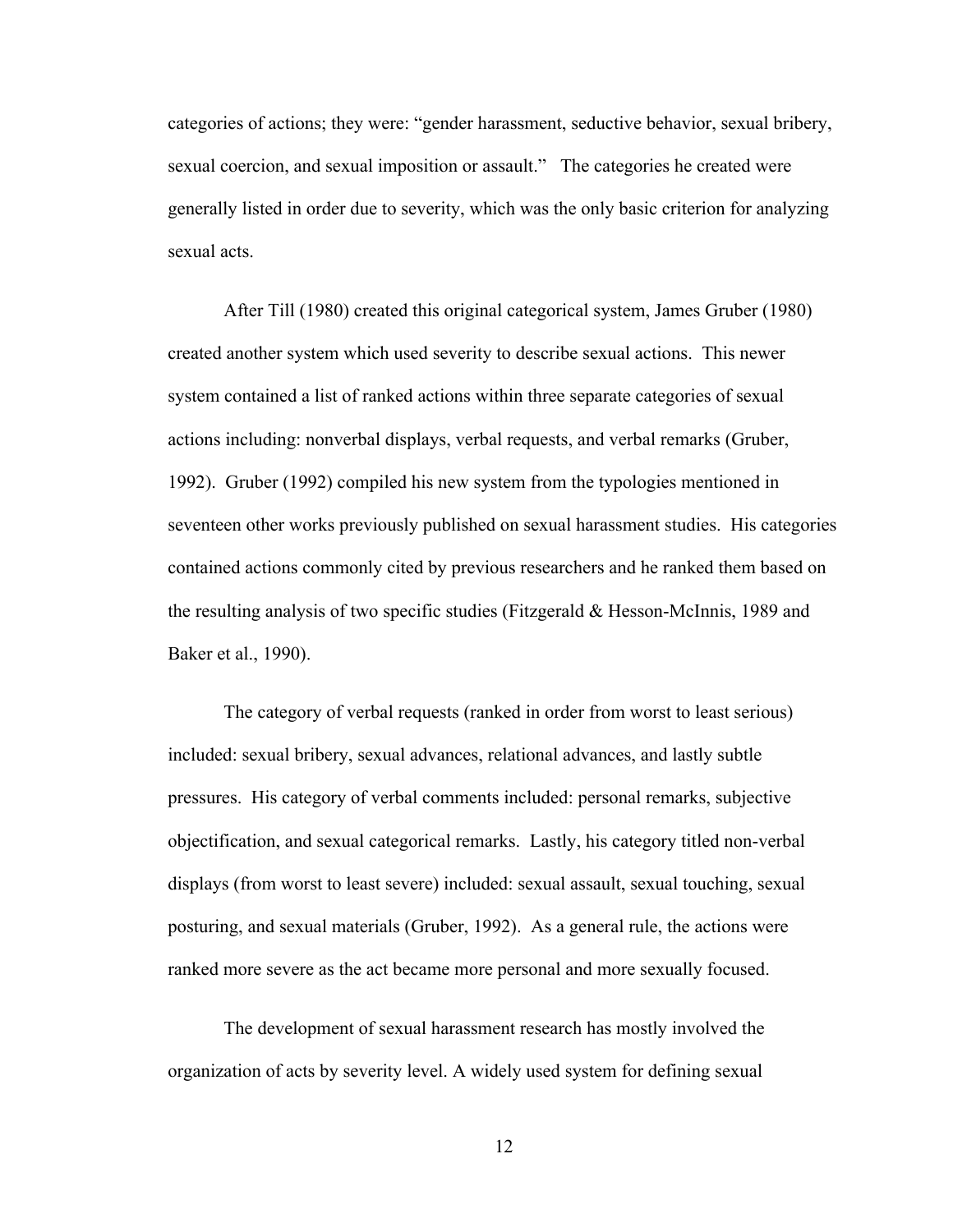categories of actions; they were: “gender harassment, seductive behavior, sexual bribery, sexual coercion, and sexual imposition or assault.” The categories he created were generally listed in order due to severity, which was the only basic criterion for analyzing sexual acts.

After Till (1980) created this original categorical system, James Gruber (1980) created another system which used severity to describe sexual actions. This newer system contained a list of ranked actions within three separate categories of sexual actions including: nonverbal displays, verbal requests, and verbal remarks (Gruber, 1992). Gruber (1992) compiled his new system from the typologies mentioned in seventeen other works previously published on sexual harassment studies. His categories contained actions commonly cited by previous researchers and he ranked them based on the resulting analysis of two specific studies (Fitzgerald & Hesson-McInnis, 1989 and Baker et al., 1990).

The category of verbal requests (ranked in order from worst to least serious) included: sexual bribery, sexual advances, relational advances, and lastly subtle pressures. His category of verbal comments included: personal remarks, subjective objectification, and sexual categorical remarks. Lastly, his category titled non-verbal displays (from worst to least severe) included: sexual assault, sexual touching, sexual posturing, and sexual materials (Gruber, 1992). As a general rule, the actions were ranked more severe as the act became more personal and more sexually focused.

The development of sexual harassment research has mostly involved the organization of acts by severity level. A widely used system for defining sexual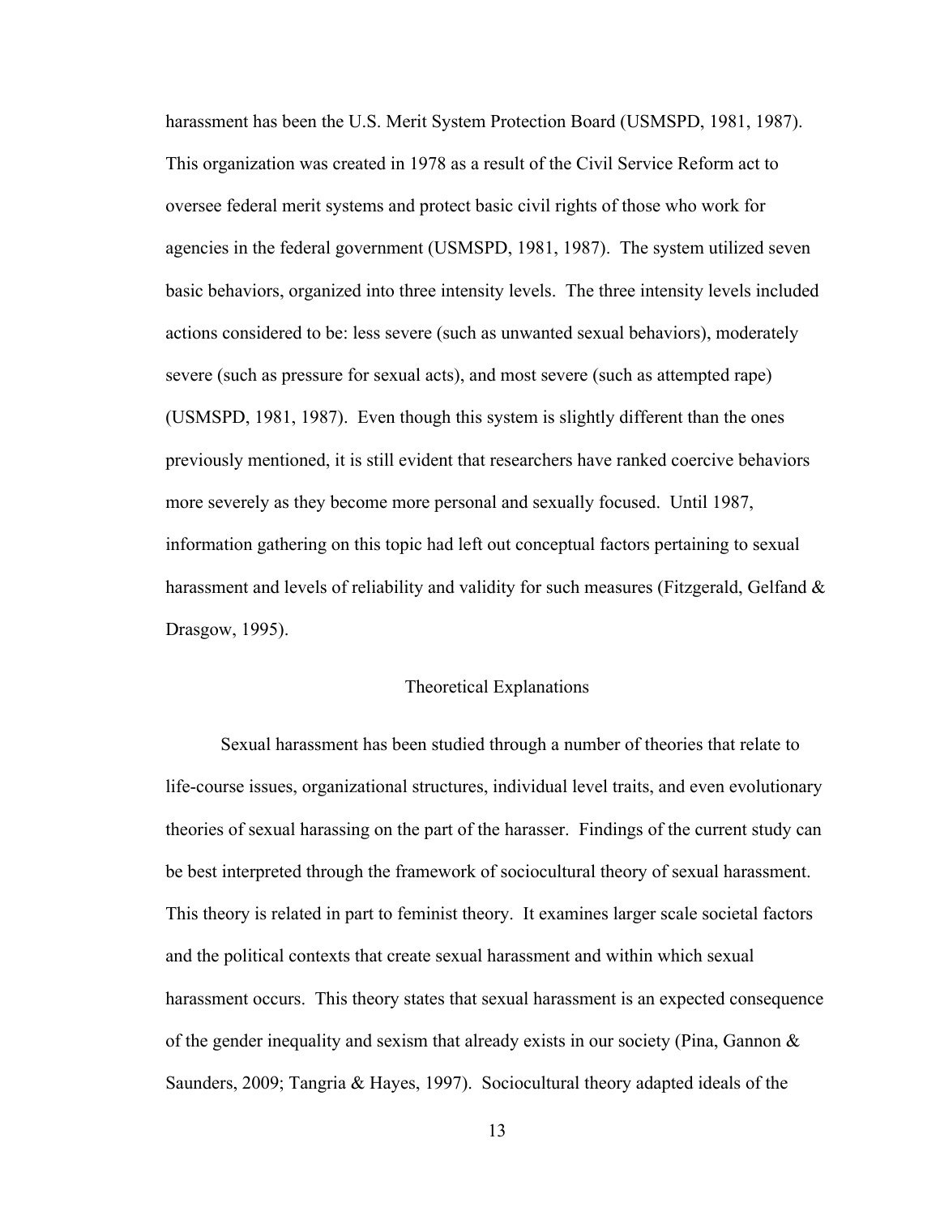harassment has been the U.S. Merit System Protection Board (USMSPD, 1981, 1987). This organization was created in 1978 as a result of the Civil Service Reform act to oversee federal merit systems and protect basic civil rights of those who work for agencies in the federal government (USMSPD, 1981, 1987). The system utilized seven basic behaviors, organized into three intensity levels. The three intensity levels included actions considered to be: less severe (such as unwanted sexual behaviors), moderately severe (such as pressure for sexual acts), and most severe (such as attempted rape) (USMSPD, 1981, 1987). Even though this system is slightly different than the ones previously mentioned, it is still evident that researchers have ranked coercive behaviors more severely as they become more personal and sexually focused. Until 1987, information gathering on this topic had left out conceptual factors pertaining to sexual harassment and levels of reliability and validity for such measures (Fitzgerald, Gelfand & Drasgow, 1995).

## Theoretical Explanations

Sexual harassment has been studied through a number of theories that relate to life-course issues, organizational structures, individual level traits, and even evolutionary theories of sexual harassing on the part of the harasser. Findings of the current study can be best interpreted through the framework of sociocultural theory of sexual harassment. This theory is related in part to feminist theory. It examines larger scale societal factors and the political contexts that create sexual harassment and within which sexual harassment occurs. This theory states that sexual harassment is an expected consequence of the gender inequality and sexism that already exists in our society (Pina, Gannon & Saunders, 2009; Tangria & Hayes, 1997). Sociocultural theory adapted ideals of the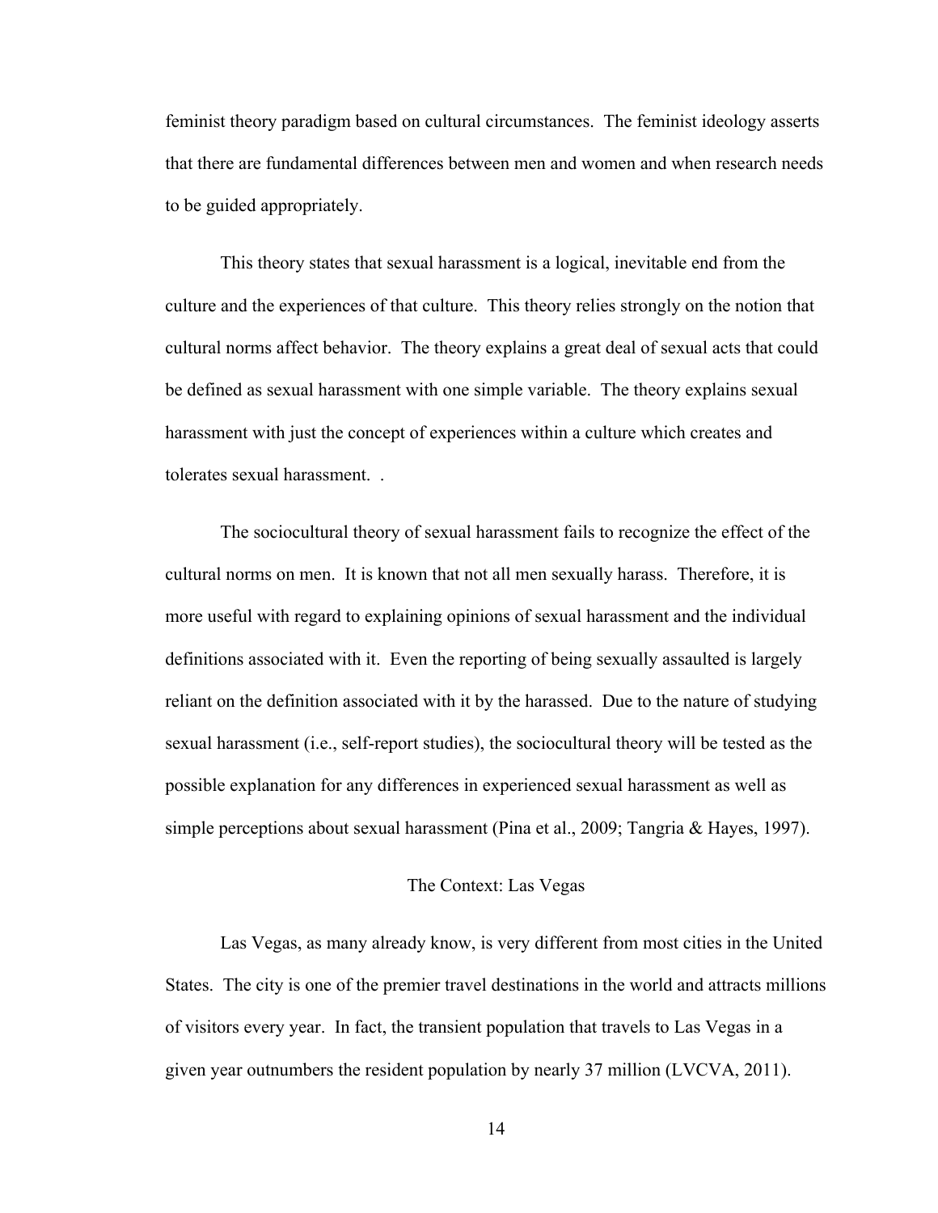feminist theory paradigm based on cultural circumstances. The feminist ideology asserts that there are fundamental differences between men and women and when research needs to be guided appropriately.

This theory states that sexual harassment is a logical, inevitable end from the culture and the experiences of that culture. This theory relies strongly on the notion that cultural norms affect behavior. The theory explains a great deal of sexual acts that could be defined as sexual harassment with one simple variable. The theory explains sexual harassment with just the concept of experiences within a culture which creates and tolerates sexual harassment. .

The sociocultural theory of sexual harassment fails to recognize the effect of the cultural norms on men. It is known that not all men sexually harass. Therefore, it is more useful with regard to explaining opinions of sexual harassment and the individual definitions associated with it. Even the reporting of being sexually assaulted is largely reliant on the definition associated with it by the harassed. Due to the nature of studying sexual harassment (i.e., self-report studies), the sociocultural theory will be tested as the possible explanation for any differences in experienced sexual harassment as well as simple perceptions about sexual harassment (Pina et al., 2009; Tangria & Hayes, 1997).

## The Context: Las Vegas

Las Vegas, as many already know, is very different from most cities in the United States. The city is one of the premier travel destinations in the world and attracts millions of visitors every year. In fact, the transient population that travels to Las Vegas in a given year outnumbers the resident population by nearly 37 million (LVCVA, 2011).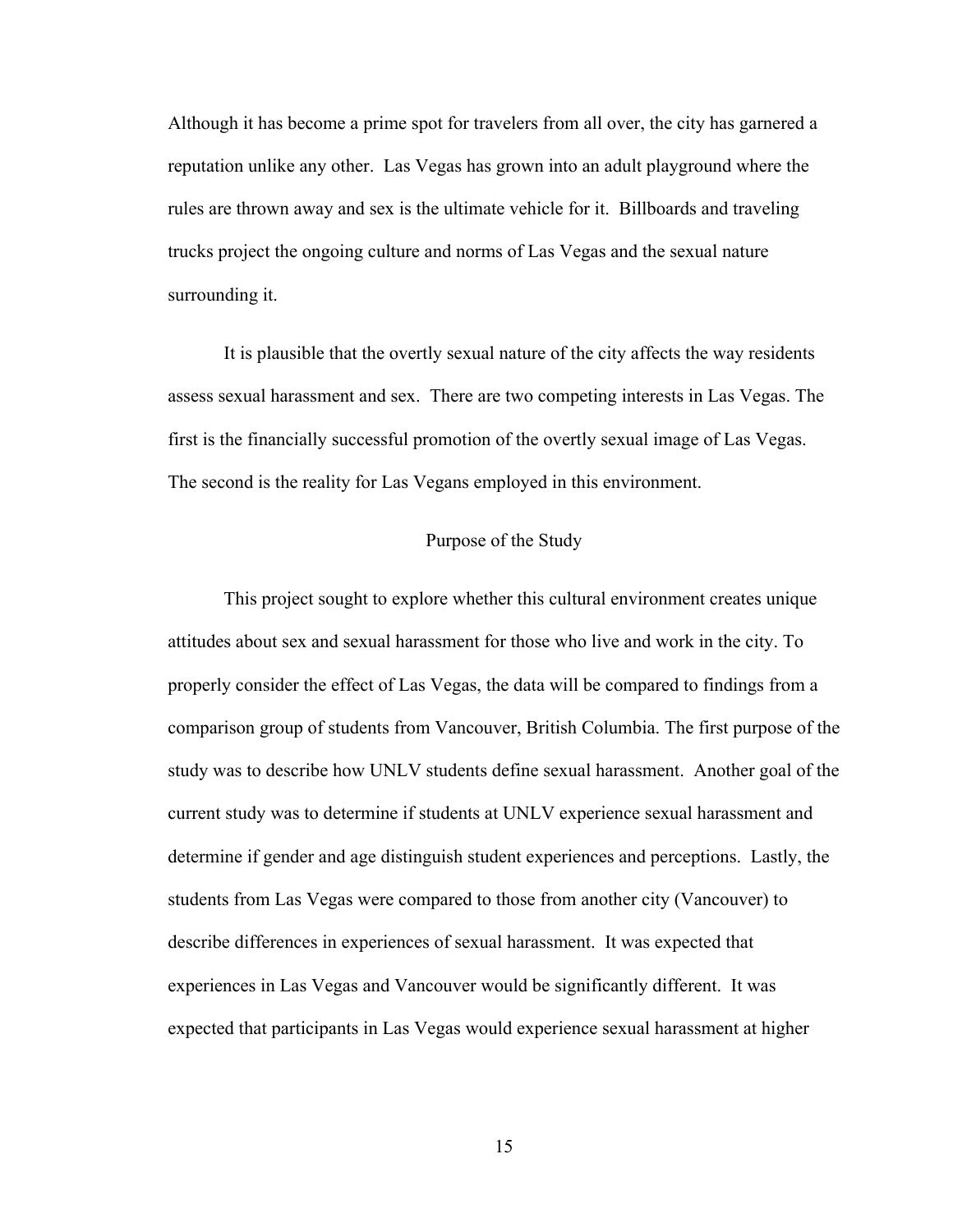Although it has become a prime spot for travelers from all over, the city has garnered a reputation unlike any other. Las Vegas has grown into an adult playground where the rules are thrown away and sex is the ultimate vehicle for it. Billboards and traveling trucks project the ongoing culture and norms of Las Vegas and the sexual nature surrounding it.

It is plausible that the overtly sexual nature of the city affects the way residents assess sexual harassment and sex. There are two competing interests in Las Vegas. The first is the financially successful promotion of the overtly sexual image of Las Vegas. The second is the reality for Las Vegans employed in this environment.

## Purpose of the Study

This project sought to explore whether this cultural environment creates unique attitudes about sex and sexual harassment for those who live and work in the city. To properly consider the effect of Las Vegas, the data will be compared to findings from a comparison group of students from Vancouver, British Columbia. The first purpose of the study was to describe how UNLV students define sexual harassment. Another goal of the current study was to determine if students at UNLV experience sexual harassment and determine if gender and age distinguish student experiences and perceptions. Lastly, the students from Las Vegas were compared to those from another city (Vancouver) to describe differences in experiences of sexual harassment. It was expected that experiences in Las Vegas and Vancouver would be significantly different. It was expected that participants in Las Vegas would experience sexual harassment at higher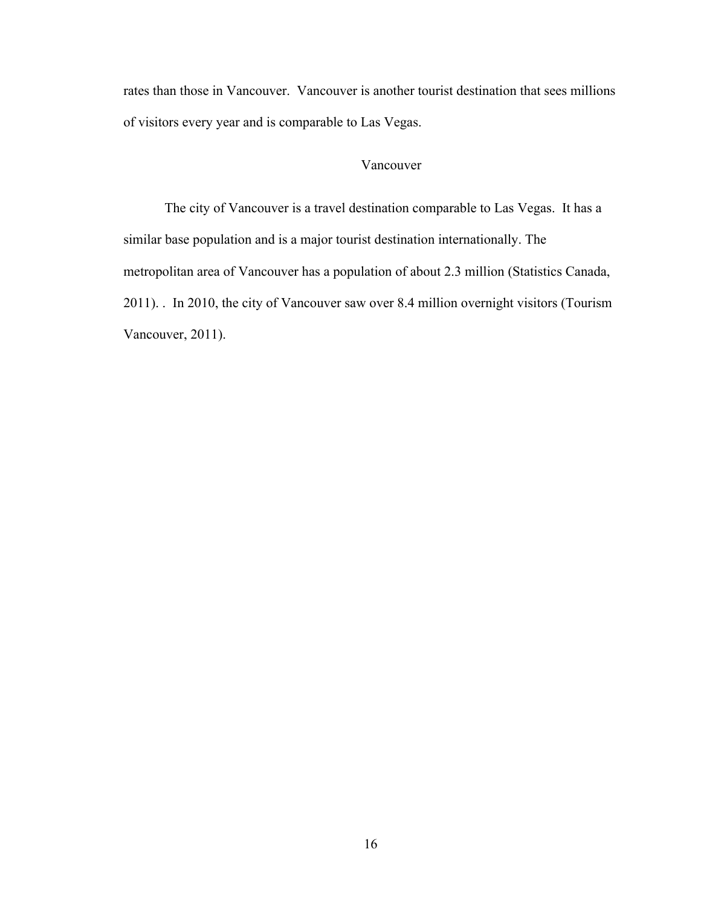rates than those in Vancouver. Vancouver is another tourist destination that sees millions of visitors every year and is comparable to Las Vegas.

## Vancouver

The city of Vancouver is a travel destination comparable to Las Vegas. It has a similar base population and is a major tourist destination internationally. The metropolitan area of Vancouver has a population of about 2.3 million (Statistics Canada, 2011). . In 2010, the city of Vancouver saw over 8.4 million overnight visitors (Tourism Vancouver, 2011).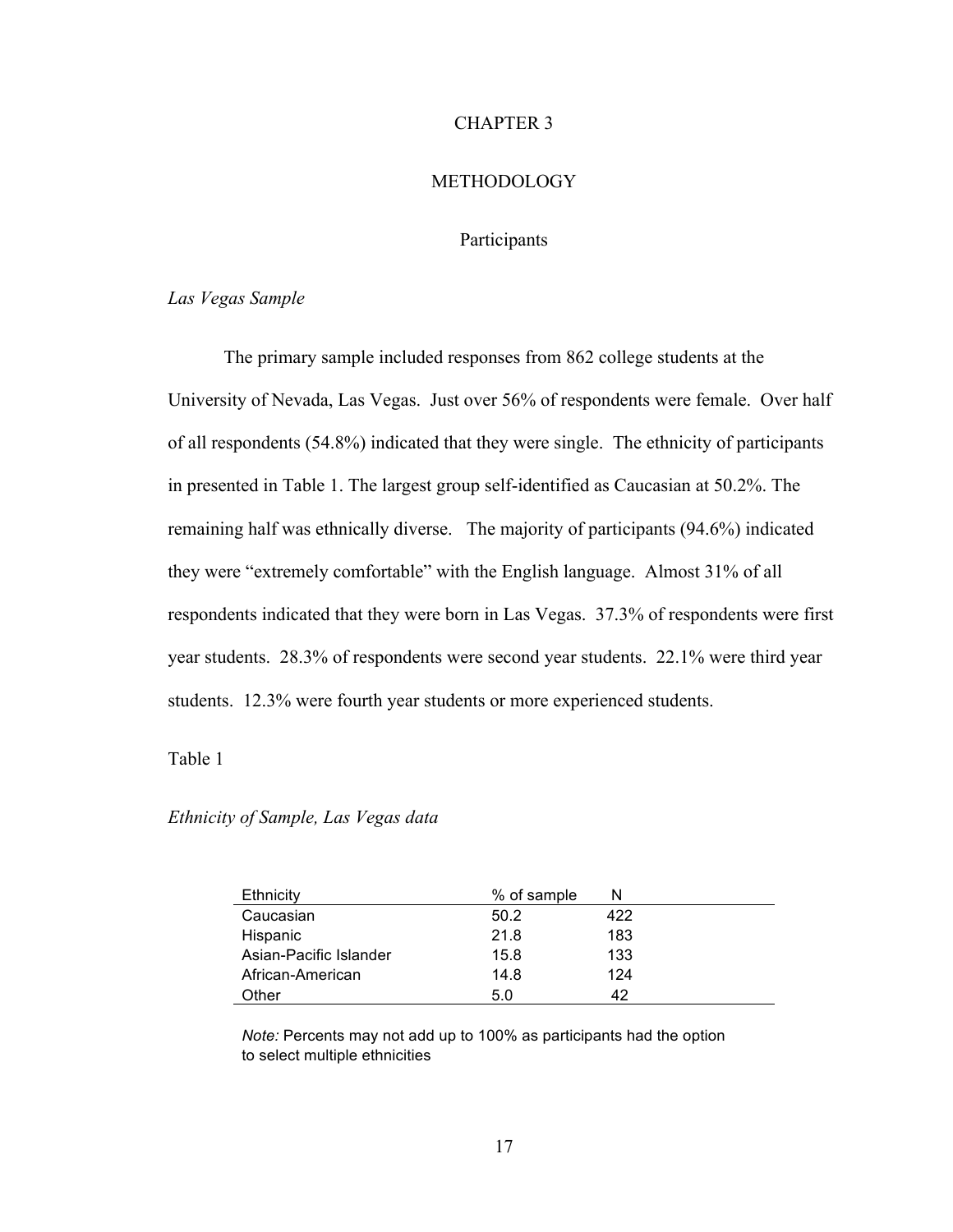# CHAPTER 3

# METHODOLOGY

## Participants

### *Las Vegas Sample*

The primary sample included responses from 862 college students at the University of Nevada, Las Vegas. Just over 56% of respondents were female. Over half of all respondents (54.8%) indicated that they were single. The ethnicity of participants in presented in Table 1. The largest group self-identified as Caucasian at 50.2%. The remaining half was ethnically diverse. The majority of participants (94.6%) indicated they were "extremely comfortable" with the English language. Almost 31% of all respondents indicated that they were born in Las Vegas. 37.3% of respondents were first year students. 28.3% of respondents were second year students. 22.1% were third year students. 12.3% were fourth year students or more experienced students.

Table 1

*Ethnicity of Sample, Las Vegas data*

| Ethnicity | % of sample | N |
|---|---|---|
| Caucasian | 50.2 | 422 |
| Hispanic | 21.8 | 183 |
| Asian-Pacific Islander | 15.8 | 133 |
| African-American | 14.8 | 124 |
| Other | 5.0 | 42 |

*Note:* Percents may not add up to 100% as participants had the option to select multiple ethnicities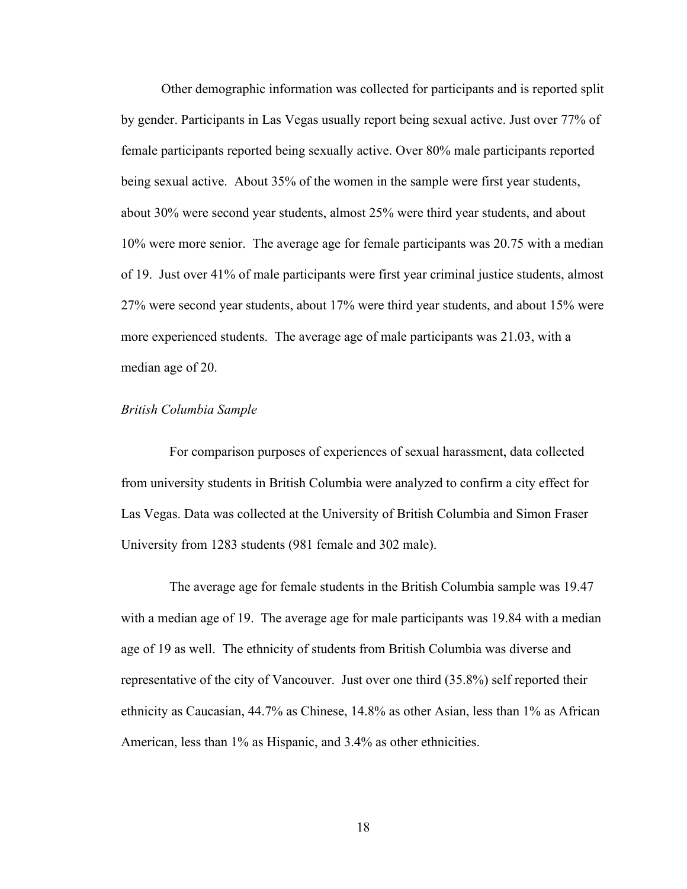Other demographic information was collected for participants and is reported split by gender. Participants in Las Vegas usually report being sexual active. Just over 77% of female participants reported being sexually active. Over 80% male participants reported being sexual active. About 35% of the women in the sample were first year students, about 30% were second year students, almost 25% were third year students, and about 10% were more senior. The average age for female participants was 20.75 with a median of 19. Just over 41% of male participants were first year criminal justice students, almost 27% were second year students, about 17% were third year students, and about 15% were more experienced students. The average age of male participants was 21.03, with a median age of 20.

*British Columbia Sample*

For comparison purposes of experiences of sexual harassment, data collected from university students in British Columbia were analyzed to confirm a city effect for Las Vegas. Data was collected at the University of British Columbia and Simon Fraser University from 1283 students (981 female and 302 male).

The average age for female students in the British Columbia sample was 19.47 with a median age of 19. The average age for male participants was 19.84 with a median age of 19 as well. The ethnicity of students from British Columbia was diverse and representative of the city of Vancouver. Just over one third (35.8%) self reported their ethnicity as Caucasian, 44.7% as Chinese, 14.8% as other Asian, less than 1% as African American, less than 1% as Hispanic, and 3.4% as other ethnicities.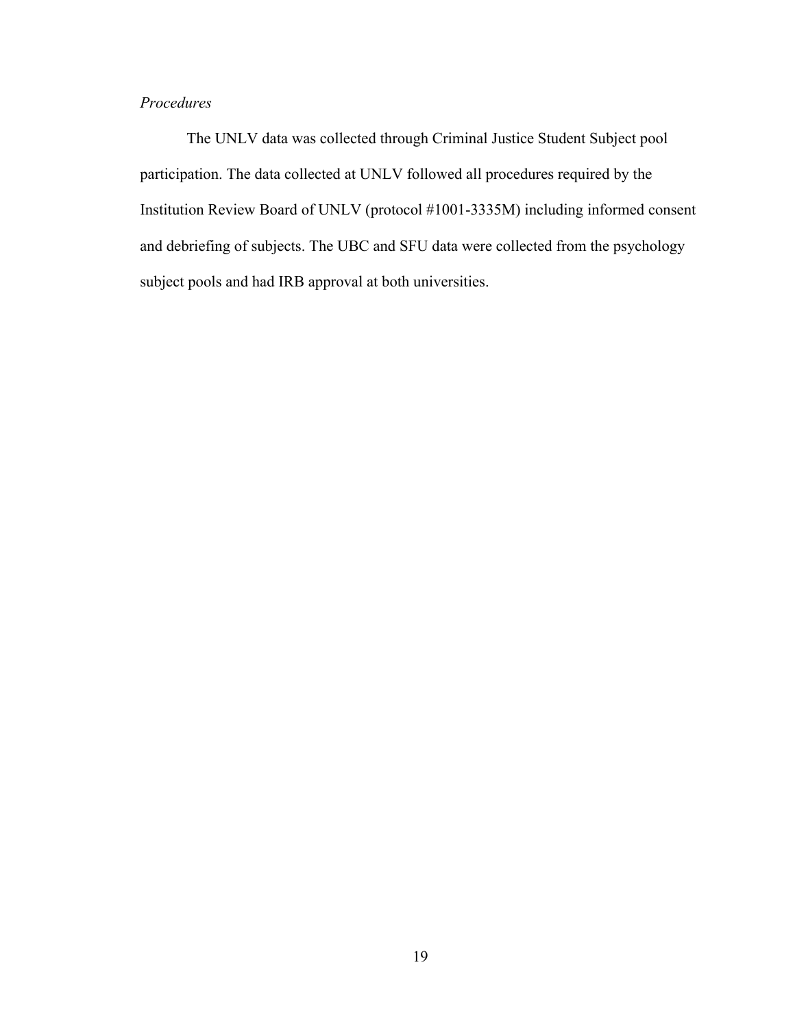*Procedures*

The UNLV data was collected through Criminal Justice Student Subject pool participation. The data collected at UNLV followed all procedures required by the Institution Review Board of UNLV (protocol #1001-3335M) including informed consent and debriefing of subjects. The UBC and SFU data were collected from the psychology subject pools and had IRB approval at both universities.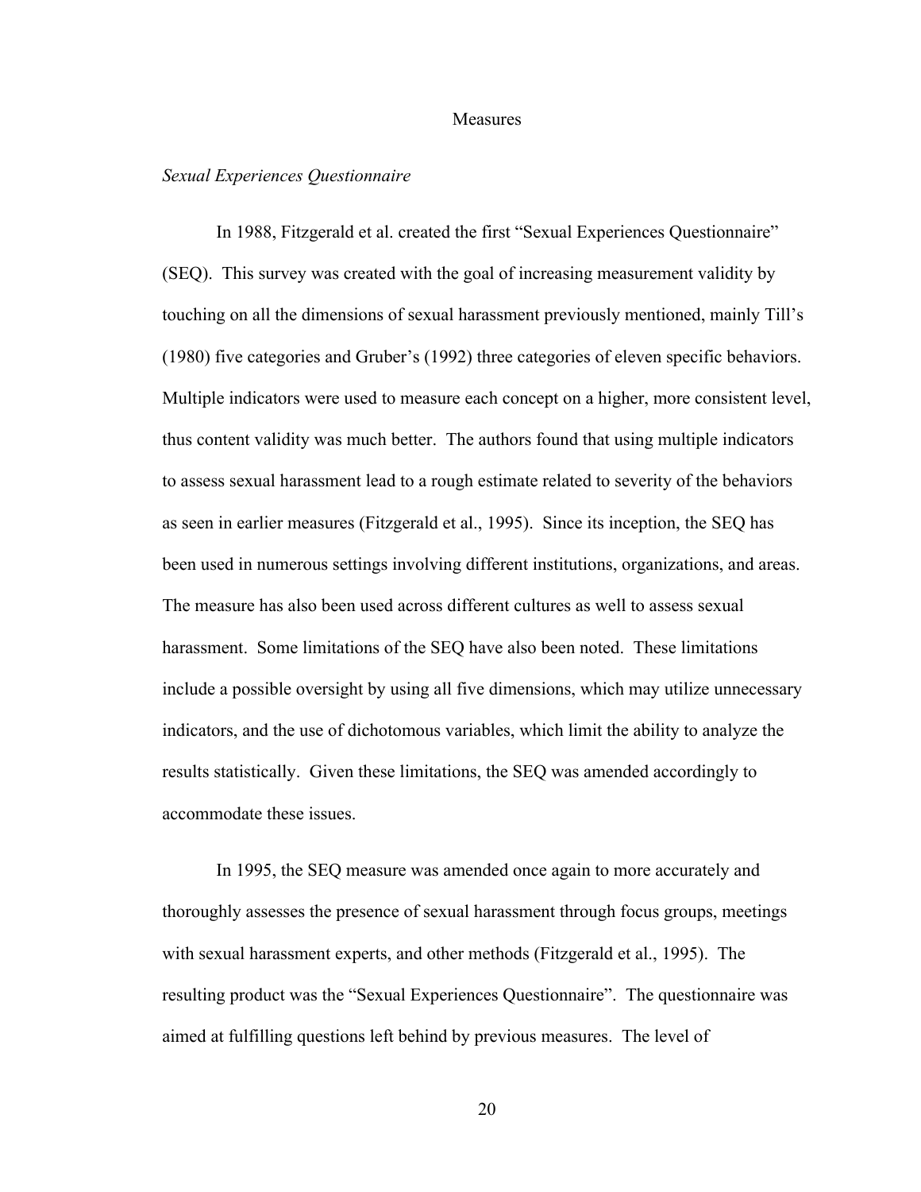# Measures

## *Sexual Experiences Questionnaire*

In 1988, Fitzgerald et al. created the first "Sexual Experiences Questionnaire" (SEQ). This survey was created with the goal of increasing measurement validity by touching on all the dimensions of sexual harassment previously mentioned, mainly Till's (1980) five categories and Gruber's (1992) three categories of eleven specific behaviors. Multiple indicators were used to measure each concept on a higher, more consistent level, thus content validity was much better. The authors found that using multiple indicators to assess sexual harassment lead to a rough estimate related to severity of the behaviors as seen in earlier measures (Fitzgerald et al., 1995). Since its inception, the SEQ has been used in numerous settings involving different institutions, organizations, and areas. The measure has also been used across different cultures as well to assess sexual harassment. Some limitations of the SEQ have also been noted. These limitations include a possible oversight by using all five dimensions, which may utilize unnecessary indicators, and the use of dichotomous variables, which limit the ability to analyze the results statistically. Given these limitations, the SEQ was amended accordingly to accommodate these issues.

In 1995, the SEQ measure was amended once again to more accurately and thoroughly assesses the presence of sexual harassment through focus groups, meetings with sexual harassment experts, and other methods (Fitzgerald et al., 1995). The resulting product was the "Sexual Experiences Questionnaire". The questionnaire was aimed at fulfilling questions left behind by previous measures. The level of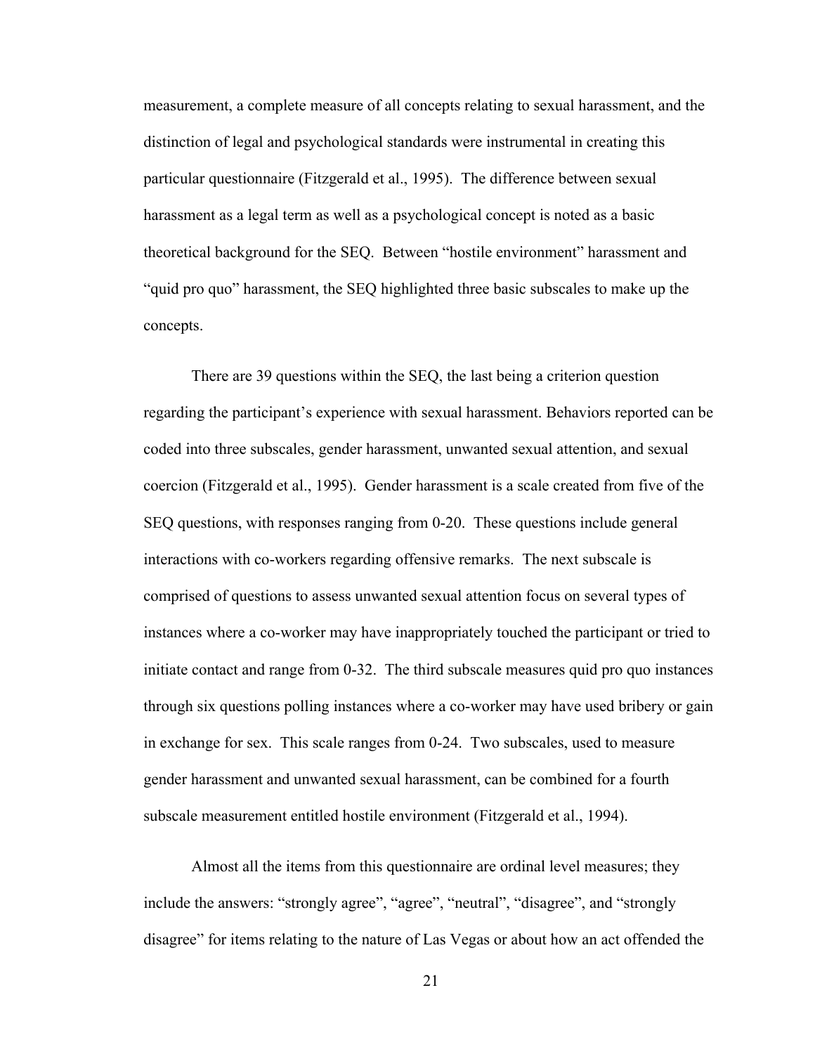measurement, a complete measure of all concepts relating to sexual harassment, and the distinction of legal and psychological standards were instrumental in creating this particular questionnaire (Fitzgerald et al., 1995). The difference between sexual harassment as a legal term as well as a psychological concept is noted as a basic theoretical background for the SEQ. Between "hostile environment" harassment and "quid pro quo" harassment, the SEQ highlighted three basic subscales to make up the concepts.

There are 39 questions within the SEQ, the last being a criterion question regarding the participant's experience with sexual harassment. Behaviors reported can be coded into three subscales, gender harassment, unwanted sexual attention, and sexual coercion (Fitzgerald et al., 1995). Gender harassment is a scale created from five of the SEQ questions, with responses ranging from 0-20. These questions include general interactions with co-workers regarding offensive remarks. The next subscale is comprised of questions to assess unwanted sexual attention focus on several types of instances where a co-worker may have inappropriately touched the participant or tried to initiate contact and range from 0-32. The third subscale measures quid pro quo instances through six questions polling instances where a co-worker may have used bribery or gain in exchange for sex. This scale ranges from 0-24. Two subscales, used to measure gender harassment and unwanted sexual harassment, can be combined for a fourth subscale measurement entitled hostile environment (Fitzgerald et al., 1994).

Almost all the items from this questionnaire are ordinal level measures; they include the answers: "strongly agree", "agree", "neutral", "disagree", and "strongly disagree" for items relating to the nature of Las Vegas or about how an act offended the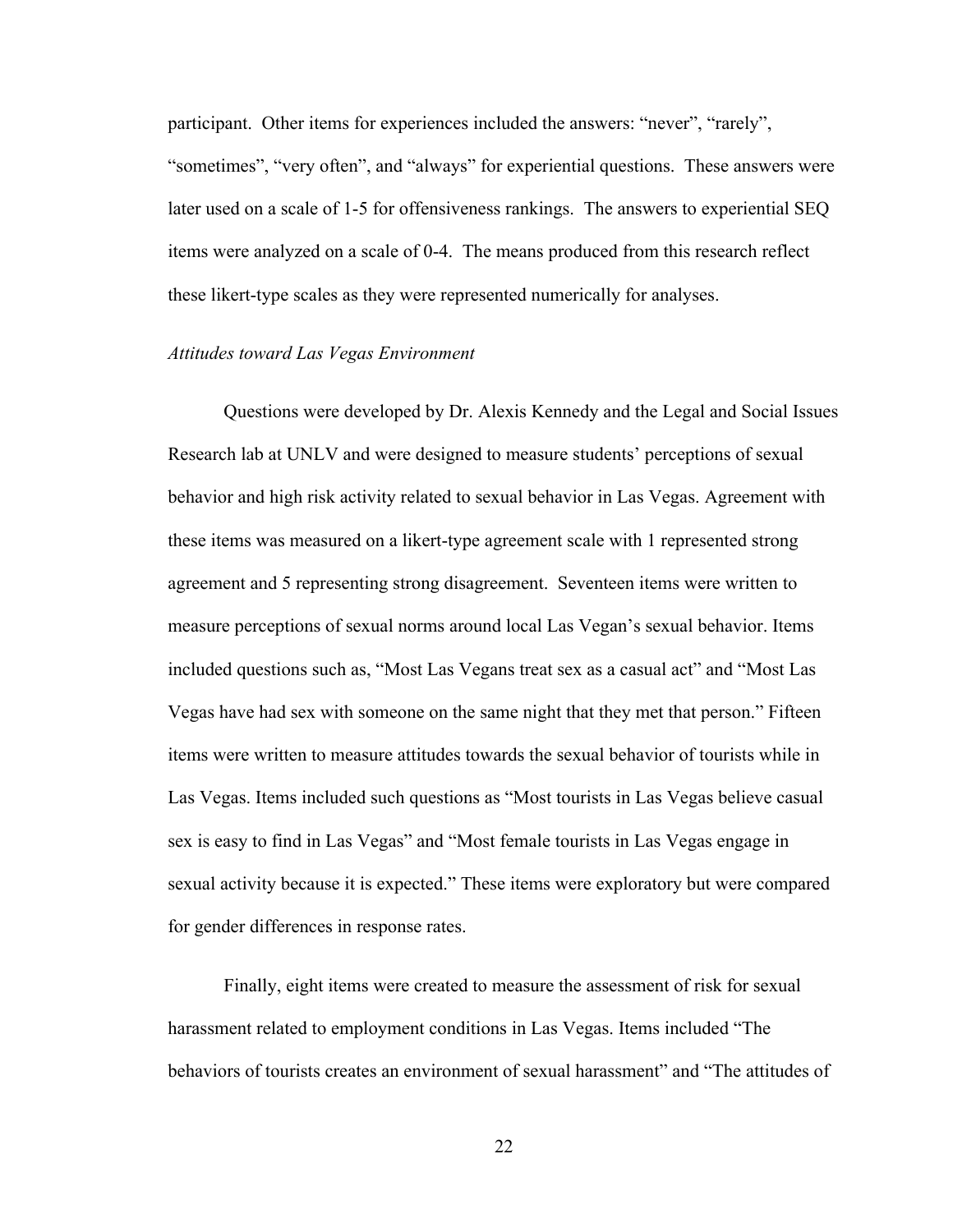participant. Other items for experiences included the answers: "never", "rarely", "sometimes", "very often", and "always" for experiential questions. These answers were later used on a scale of 1-5 for offensiveness rankings. The answers to experiential SEQ items were analyzed on a scale of 0-4. The means produced from this research reflect these likert-type scales as they were represented numerically for analyses.

*Attitudes toward Las Vegas Environment*

Questions were developed by Dr. Alexis Kennedy and the Legal and Social Issues Research lab at UNLV and were designed to measure students' perceptions of sexual behavior and high risk activity related to sexual behavior in Las Vegas. Agreement with these items was measured on a likert-type agreement scale with 1 represented strong agreement and 5 representing strong disagreement. Seventeen items were written to measure perceptions of sexual norms around local Las Vegan's sexual behavior. Items included questions such as, "Most Las Vegans treat sex as a casual act" and "Most Las Vegas have had sex with someone on the same night that they met that person." Fifteen items were written to measure attitudes towards the sexual behavior of tourists while in Las Vegas. Items included such questions as "Most tourists in Las Vegas believe casual sex is easy to find in Las Vegas" and "Most female tourists in Las Vegas engage in sexual activity because it is expected." These items were exploratory but were compared for gender differences in response rates.

Finally, eight items were created to measure the assessment of risk for sexual harassment related to employment conditions in Las Vegas. Items included "The behaviors of tourists creates an environment of sexual harassment" and "The attitudes of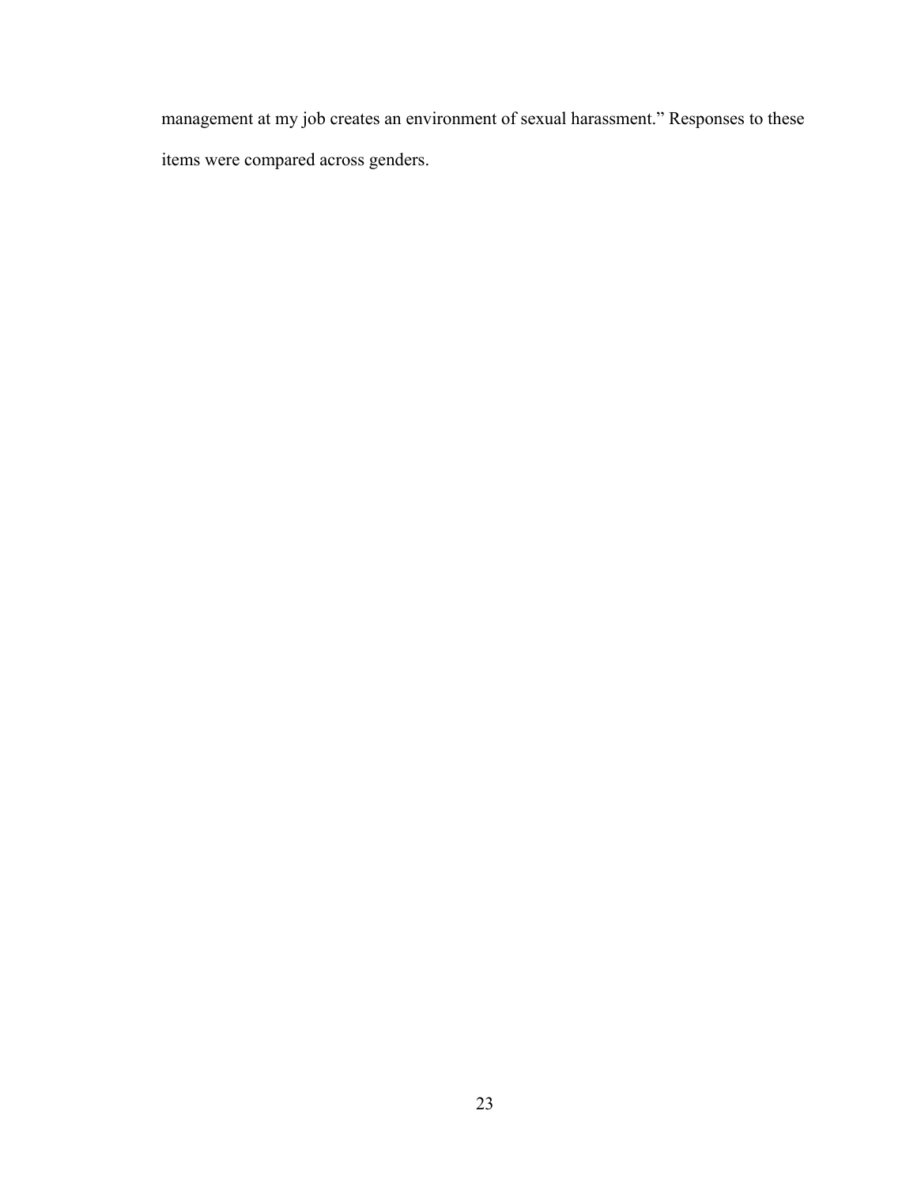management at my job creates an environment of sexual harassment." Responses to these items were compared across genders.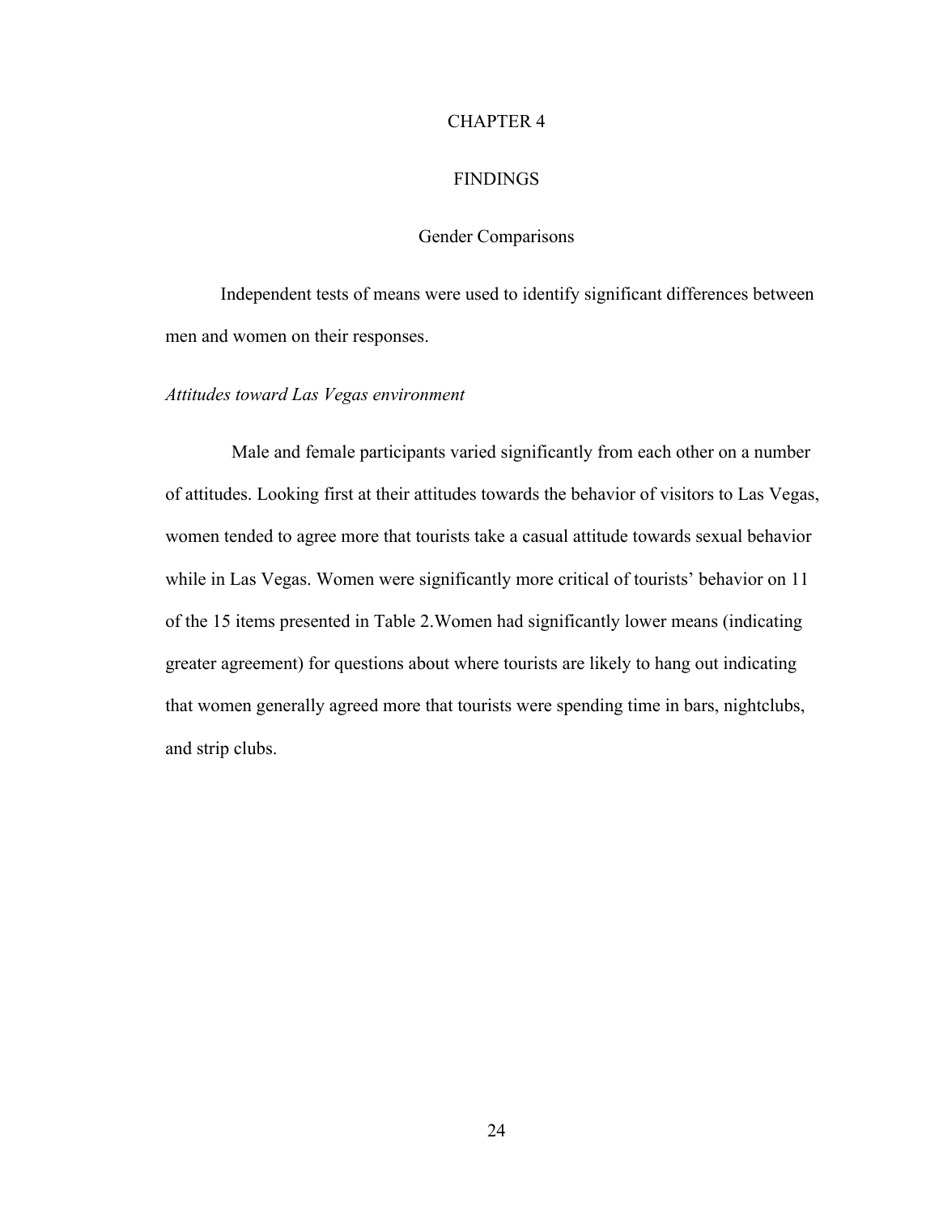# CHAPTER 4

# FINDINGS

## Gender Comparisons

Independent tests of means were used to identify significant differences between men and women on their responses.

### *Attitudes toward Las Vegas environment*

Male and female participants varied significantly from each other on a number of attitudes. Looking first at their attitudes towards the behavior of visitors to Las Vegas, women tended to agree more that tourists take a casual attitude towards sexual behavior while in Las Vegas. Women were significantly more critical of tourists' behavior on 11 of the 15 items presented in Table 2.Women had significantly lower means (indicating greater agreement) for questions about where tourists are likely to hang out indicating that women generally agreed more that tourists were spending time in bars, nightclubs, and strip clubs.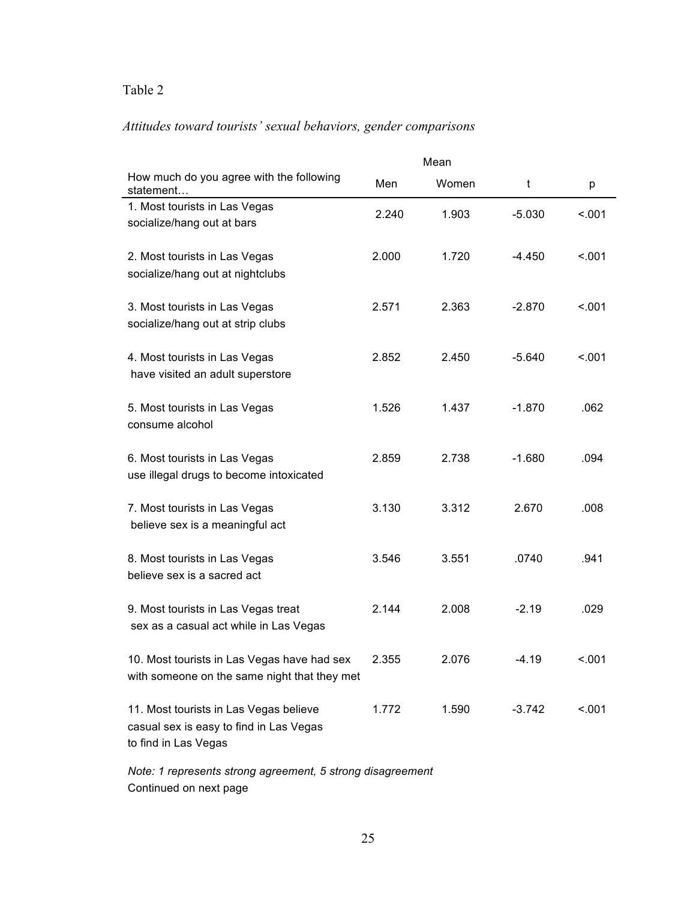Table 2

*Attitudes toward tourists' sexual behaviors, gender comparisons*

| How much do you agree with the following statement… | Mean | | t | p |
|---|---|---|---|---|
| | Men | Women | | |
| 1. Most tourists in Las Vegas socialize/hang out at bars | 2.240 | 1.903 | -5.030 | <.001 |
| 2. Most tourists in Las Vegas socialize/hang out at nightclubs | 2.000 | 1.720 | -4.450 | <.001 |
| 3. Most tourists in Las Vegas socialize/hang out at strip clubs | 2.571 | 2.363 | -2.870 | <.001 |
| 4. Most tourists in Las Vegas have visited an adult superstore | 2.852 | 2.450 | -5.640 | <.001 |
| 5. Most tourists in Las Vegas consume alcohol | 1.526 | 1.437 | -1.870 | .062 |
| 6. Most tourists in Las Vegas use illegal drugs to become intoxicated | 2.859 | 2.738 | -1.680 | .094 |
| 7. Most tourists in Las Vegas believe sex is a meaningful act | 3.130 | 3.312 | 2.670 | .008 |
| 8. Most tourists in Las Vegas believe sex is a sacred act | 3.546 | 3.551 | .0740 | .941 |
| 9. Most tourists in Las Vegas treat sex as a casual act while in Las Vegas | 2.144 | 2.008 | -2.19 | .029 |
| 10. Most tourists in Las Vegas have had sex with someone on the same night that they met | 2.355 | 2.076 | -4.19 | <.001 |
| 11. Most tourists in Las Vegas believe casual sex is easy to find in Las Vegas to find in Las Vegas | 1.772 | 1.590 | -3.742 | <.001 |

*Note: 1 represents strong agreement, 5 strong disagreement*

Continued on next page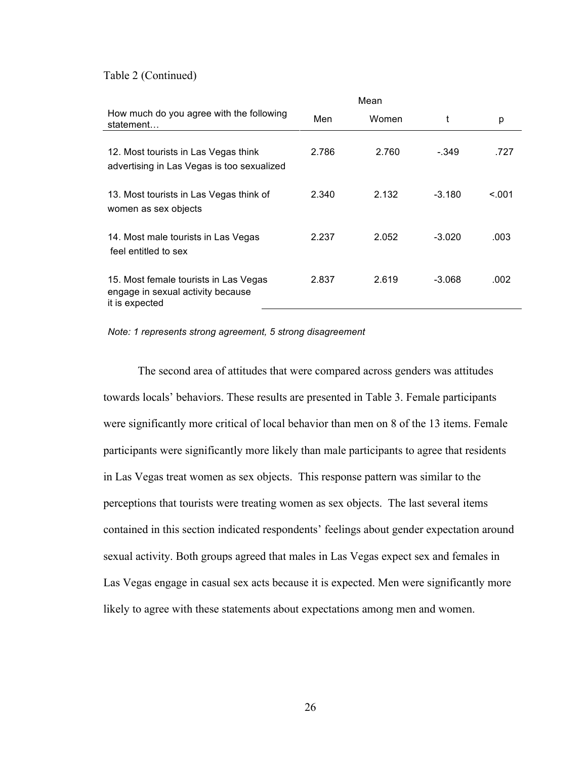Table 2 (Continued)

| How much do you agree with the following statement… | Mean Men | Mean Women | t | p |
|---|---|---|---|---|
| 12. Most tourists in Las Vegas think advertising in Las Vegas is too sexualized | 2.786 | 2.760 | -.349 | .727 |
| 13. Most tourists in Las Vegas think of women as sex objects | 2.340 | 2.132 | -3.180 | <.001 |
| 14. Most male tourists in Las Vegas feel entitled to sex | 2.237 | 2.052 | -3.020 | .003 |
| 15. Most female tourists in Las Vegas engage in sexual activity because it is expected | 2.837 | 2.619 | -3.068 | .002 |

*Note: 1 represents strong agreement, 5 strong disagreement*

The second area of attitudes that were compared across genders was attitudes towards locals' behaviors. These results are presented in Table 3. Female participants were significantly more critical of local behavior than men on 8 of the 13 items. Female participants were significantly more likely than male participants to agree that residents in Las Vegas treat women as sex objects. This response pattern was similar to the perceptions that tourists were treating women as sex objects. The last several items contained in this section indicated respondents' feelings about gender expectation around sexual activity. Both groups agreed that males in Las Vegas expect sex and females in Las Vegas engage in casual sex acts because it is expected. Men were significantly more likely to agree with these statements about expectations among men and women.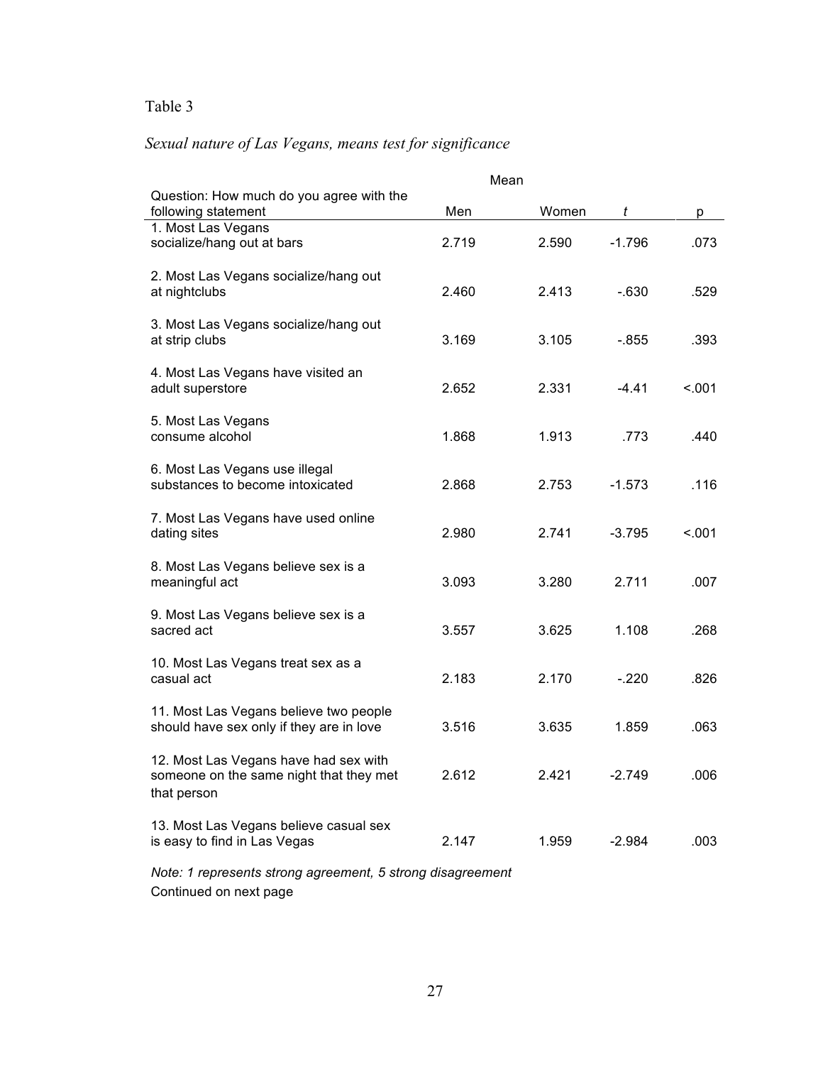Table 3

*Sexual nature of Las Vegans, means test for significance*

| Question: How much do you agree with the following statement | Mean | | | |
|---|---|---|---|---|
| | Men | Women | *t* | p |
| 1. Most Las Vegans socialize/hang out at bars | 2.719 | 2.590 | -1.796 | .073 |
| 2. Most Las Vegans socialize/hang out at nightclubs | 2.460 | 2.413 | -.630 | .529 |
| 3. Most Las Vegans socialize/hang out at strip clubs | 3.169 | 3.105 | -.855 | .393 |
| 4. Most Las Vegans have visited an adult superstore | 2.652 | 2.331 | -4.41 | <.001 |
| 5. Most Las Vegans consume alcohol | 1.868 | 1.913 | .773 | .440 |
| 6. Most Las Vegans use illegal substances to become intoxicated | 2.868 | 2.753 | -1.573 | .116 |
| 7. Most Las Vegans have used online dating sites | 2.980 | 2.741 | -3.795 | <.001 |
| 8. Most Las Vegans believe sex is a meaningful act | 3.093 | 3.280 | 2.711 | .007 |
| 9. Most Las Vegans believe sex is a sacred act | 3.557 | 3.625 | 1.108 | .268 |
| 10. Most Las Vegans treat sex as a casual act | 2.183 | 2.170 | -.220 | .826 |
| 11. Most Las Vegans believe two people should have sex only if they are in love | 3.516 | 3.635 | 1.859 | .063 |
| 12. Most Las Vegans have had sex with someone on the same night that they met that person | 2.612 | 2.421 | -2.749 | .006 |
| 13. Most Las Vegans believe casual sex is easy to find in Las Vegas | 2.147 | 1.959 | -2.984 | .003 |

*Note: 1 represents strong agreement, 5 strong disagreement*

Continued on next page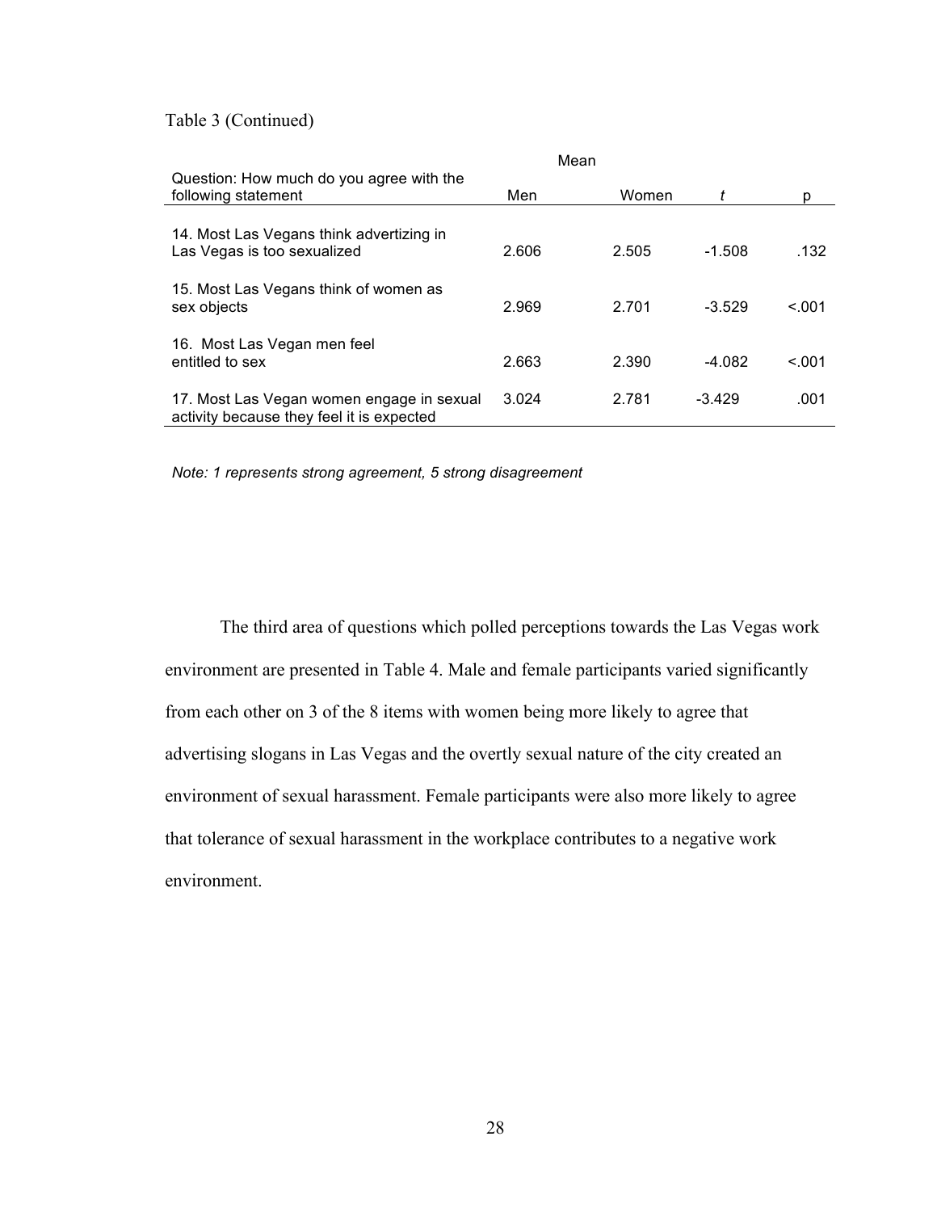Table 3 (Continued)

| Question: How much do you agree with the following statement | Mean | | | |
|---|---|---|---|---|
| | Men | Women | *t* | p |
| 14. Most Las Vegans think advertizing in Las Vegas is too sexualized | 2.606 | 2.505 | -1.508 | .132 |
| 15. Most Las Vegans think of women as sex objects | 2.969 | 2.701 | -3.529 | <.001 |
| 16. Most Las Vegan men feel entitled to sex | 2.663 | 2.390 | -4.082 | <.001 |
| 17. Most Las Vegan women engage in sexual activity because they feel it is expected | 3.024 | 2.781 | -3.429 | .001 |

*Note: 1 represents strong agreement, 5 strong disagreement*

The third area of questions which polled perceptions towards the Las Vegas work environment are presented in Table 4. Male and female participants varied significantly from each other on 3 of the 8 items with women being more likely to agree that advertising slogans in Las Vegas and the overtly sexual nature of the city created an environment of sexual harassment. Female participants were also more likely to agree that tolerance of sexual harassment in the workplace contributes to a negative work environment.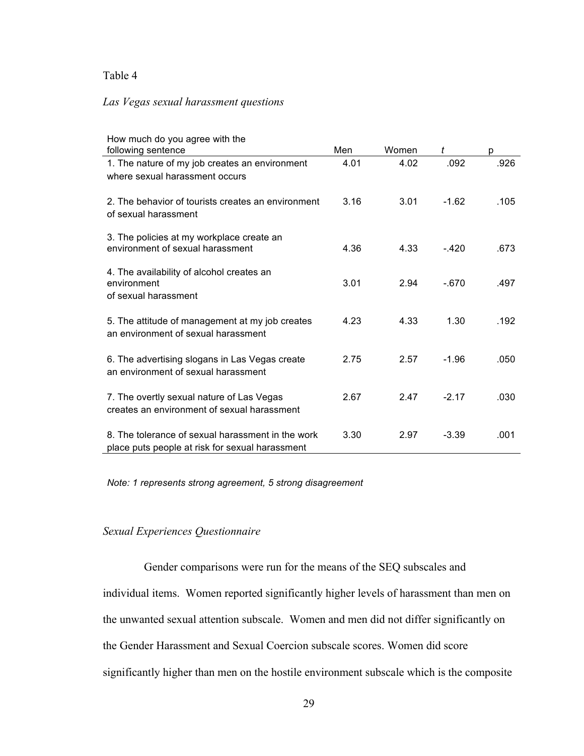Table 4

*Las Vegas sexual harassment questions*

| How much do you agree with the following sentence | Men | Women | *t* | p |
|---|---|---|---|---|
| 1. The nature of my job creates an environment where sexual harassment occurs | 4.01 | 4.02 | .092 | .926 |
| 2. The behavior of tourists creates an environment of sexual harassment | 3.16 | 3.01 | -1.62 | .105 |
| 3. The policies at my workplace create an environment of sexual harassment | 4.36 | 4.33 | -.420 | .673 |
| 4. The availability of alcohol creates an environment of sexual harassment | 3.01 | 2.94 | -.670 | .497 |
| 5. The attitude of management at my job creates an environment of sexual harassment | 4.23 | 4.33 | 1.30 | .192 |
| 6. The advertising slogans in Las Vegas create an environment of sexual harassment | 2.75 | 2.57 | -1.96 | .050 |
| 7. The overtly sexual nature of Las Vegas creates an environment of sexual harassment | 2.67 | 2.47 | -2.17 | .030 |
| 8. The tolerance of sexual harassment in the work place puts people at risk for sexual harassment | 3.30 | 2.97 | -3.39 | .001 |

*Note: 1 represents strong agreement, 5 strong disagreement*

### *Sexual Experiences Questionnaire*

Gender comparisons were run for the means of the SEQ subscales and individual items. Women reported significantly higher levels of harassment than men on the unwanted sexual attention subscale. Women and men did not differ significantly on the Gender Harassment and Sexual Coercion subscale scores. Women did score significantly higher than men on the hostile environment subscale which is the composite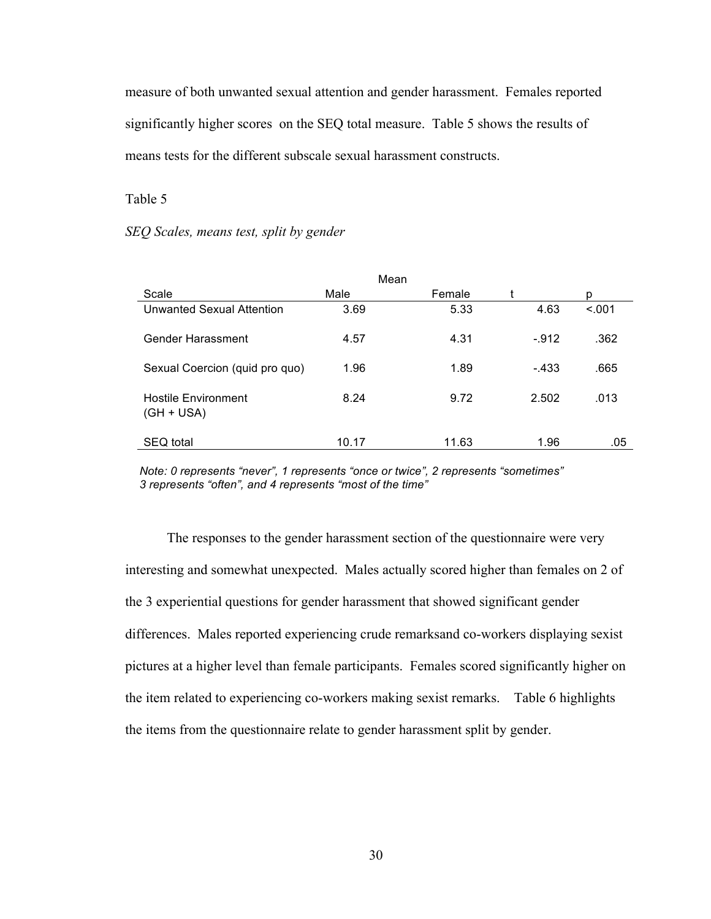measure of both unwanted sexual attention and gender harassment. Females reported significantly higher scores on the SEQ total measure. Table 5 shows the results of means tests for the different subscale sexual harassment constructs.

Table 5

*SEQ Scales, means test, split by gender*

| | Mean | | | |
|---|---|---|---|---|
| Scale | Male | Female | t | p |
| Unwanted Sexual Attention | 3.69 | 5.33 | 4.63 | <.001 |
| Gender Harassment | 4.57 | 4.31 | -.912 | .362 |
| Sexual Coercion (quid pro quo) | 1.96 | 1.89 | -.433 | .665 |
| Hostile Environment (GH + USA) | 8.24 | 9.72 | 2.502 | .013 |
| SEQ total | 10.17 | 11.63 | 1.96 | .05 |

*Note: 0 represents "never", 1 represents "once or twice", 2 represents "sometimes" 3 represents "often", and 4 represents "most of the time"*

The responses to the gender harassment section of the questionnaire were very interesting and somewhat unexpected. Males actually scored higher than females on 2 of the 3 experiential questions for gender harassment that showed significant gender differences. Males reported experiencing crude remarksand co-workers displaying sexist pictures at a higher level than female participants. Females scored significantly higher on the item related to experiencing co-workers making sexist remarks. Table 6 highlights the items from the questionnaire relate to gender harassment split by gender.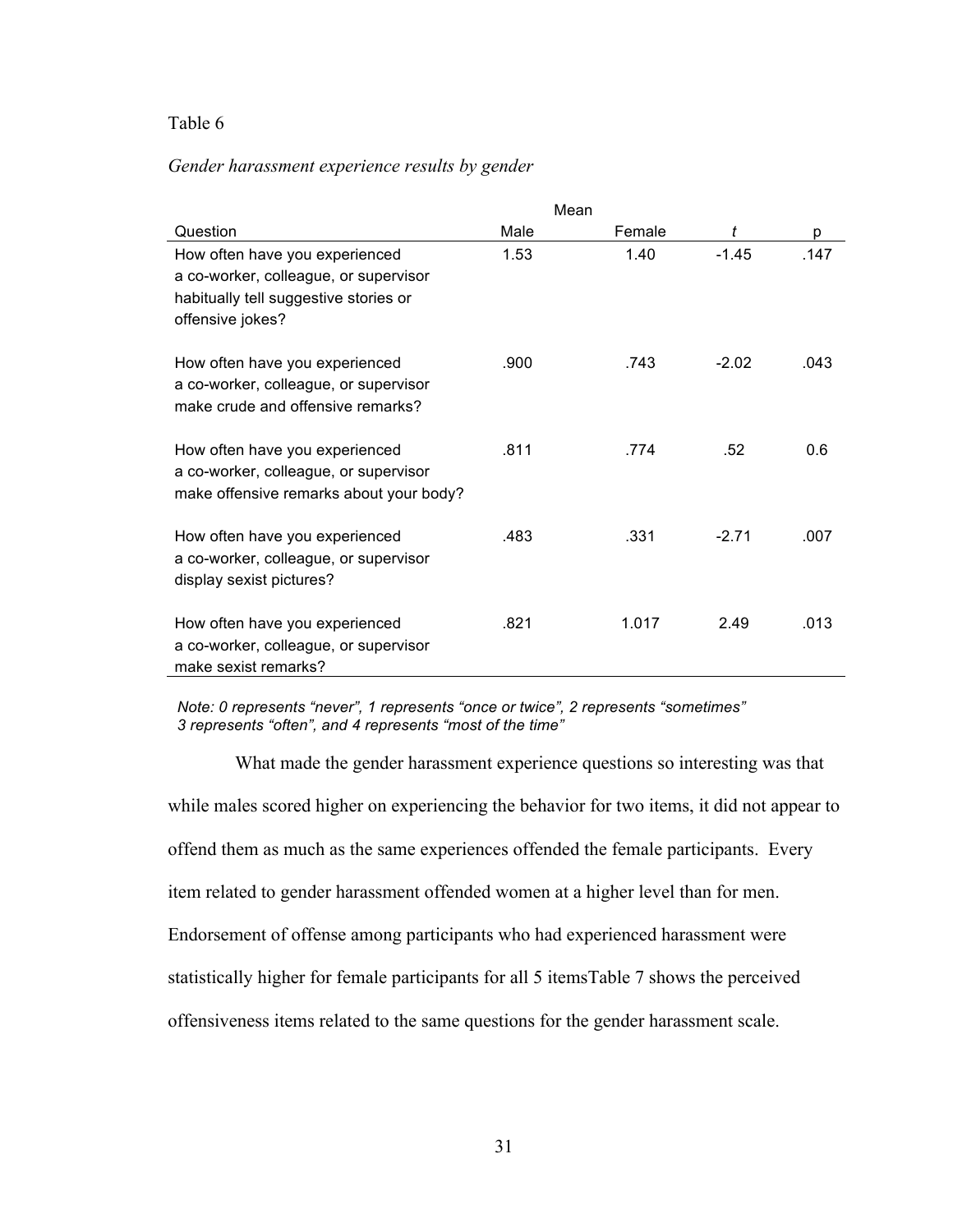Table 6

*Gender harassment experience results by gender*

| Question | Mean | | | |
|---|---|---|---|---|
| | Male | Female | *t* | p |
| How often have you experienced a co-worker, colleague, or supervisor habitually tell suggestive stories or offensive jokes? | 1.53 | 1.40 | -1.45 | .147 |
| How often have you experienced a co-worker, colleague, or supervisor make crude and offensive remarks? | .900 | .743 | -2.02 | .043 |
| How often have you experienced a co-worker, colleague, or supervisor make offensive remarks about your body? | .811 | .774 | .52 | 0.6 |
| How often have you experienced a co-worker, colleague, or supervisor display sexist pictures? | .483 | .331 | -2.71 | .007 |
| How often have you experienced a co-worker, colleague, or supervisor make sexist remarks? | .821 | 1.017 | 2.49 | .013 |

*Note: 0 represents "never", 1 represents "once or twice", 2 represents "sometimes" 3 represents "often", and 4 represents "most of the time"*

What made the gender harassment experience questions so interesting was that while males scored higher on experiencing the behavior for two items, it did not appear to offend them as much as the same experiences offended the female participants. Every item related to gender harassment offended women at a higher level than for men. Endorsement of offense among participants who had experienced harassment were statistically higher for female participants for all 5 itemsTable 7 shows the perceived offensiveness items related to the same questions for the gender harassment scale.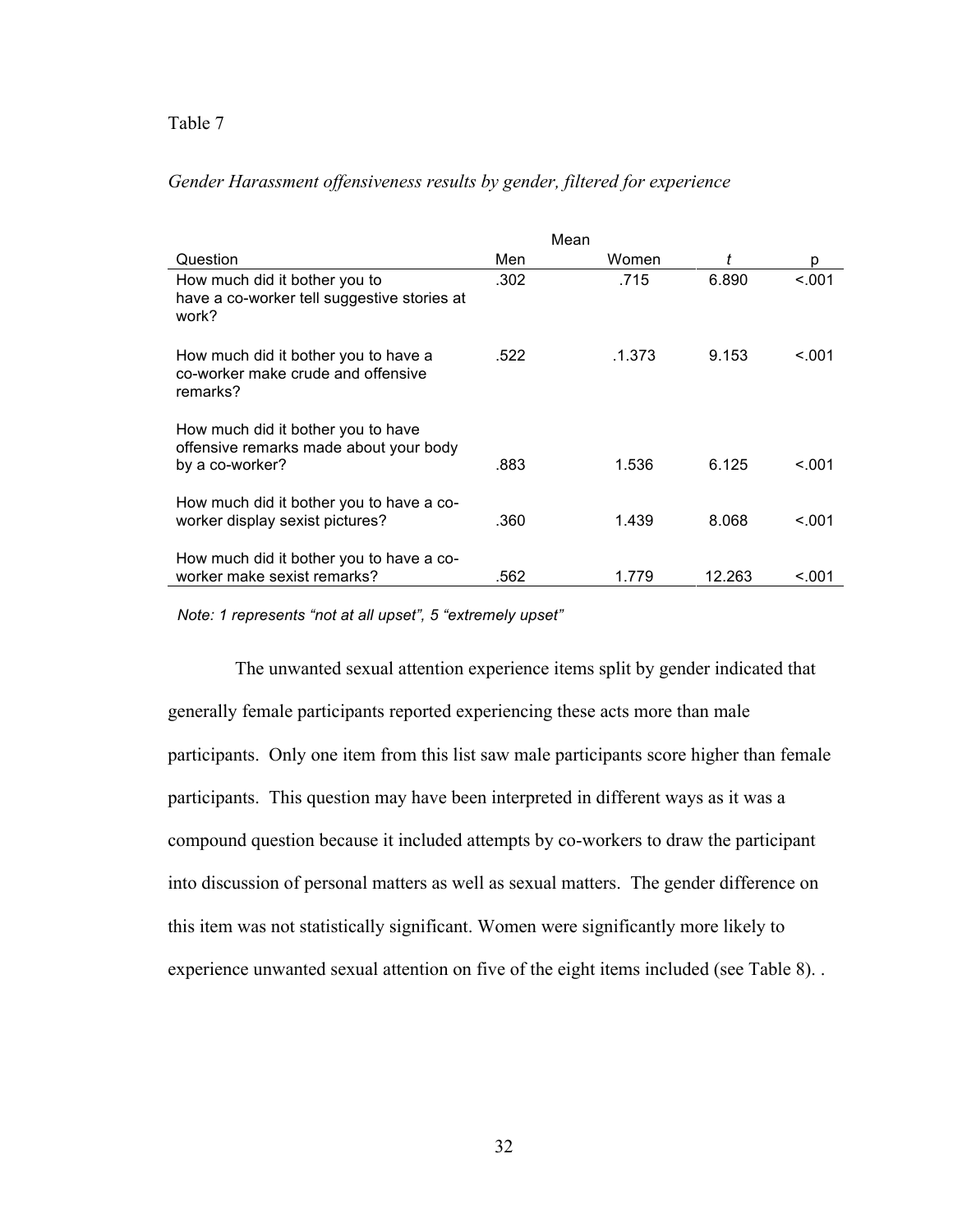Table 7

*Gender Harassment offensiveness results by gender, filtered for experience*

| | Mean | | | |
|---|---|---|---|---|
| Question | Men | Women | *t* | p |
| How much did it bother you to have a co-worker tell suggestive stories at work? | .302 | .715 | 6.890 | <.001 |
| How much did it bother you to have a co-worker make crude and offensive remarks? | .522 | .1.373 | 9.153 | <.001 |
| How much did it bother you to have offensive remarks made about your body by a co-worker? | .883 | 1.536 | 6.125 | <.001 |
| How much did it bother you to have a co-worker display sexist pictures? | .360 | 1.439 | 8.068 | <.001 |
| How much did it bother you to have a co-worker make sexist remarks? | .562 | 1.779 | 12.263 | <.001 |

*Note: 1 represents “not at all upset”, 5 “extremely upset”*

The unwanted sexual attention experience items split by gender indicated that generally female participants reported experiencing these acts more than male participants. Only one item from this list saw male participants score higher than female participants. This question may have been interpreted in different ways as it was a compound question because it included attempts by co-workers to draw the participant into discussion of personal matters as well as sexual matters. The gender difference on this item was not statistically significant. Women were significantly more likely to experience unwanted sexual attention on five of the eight items included (see Table 8). .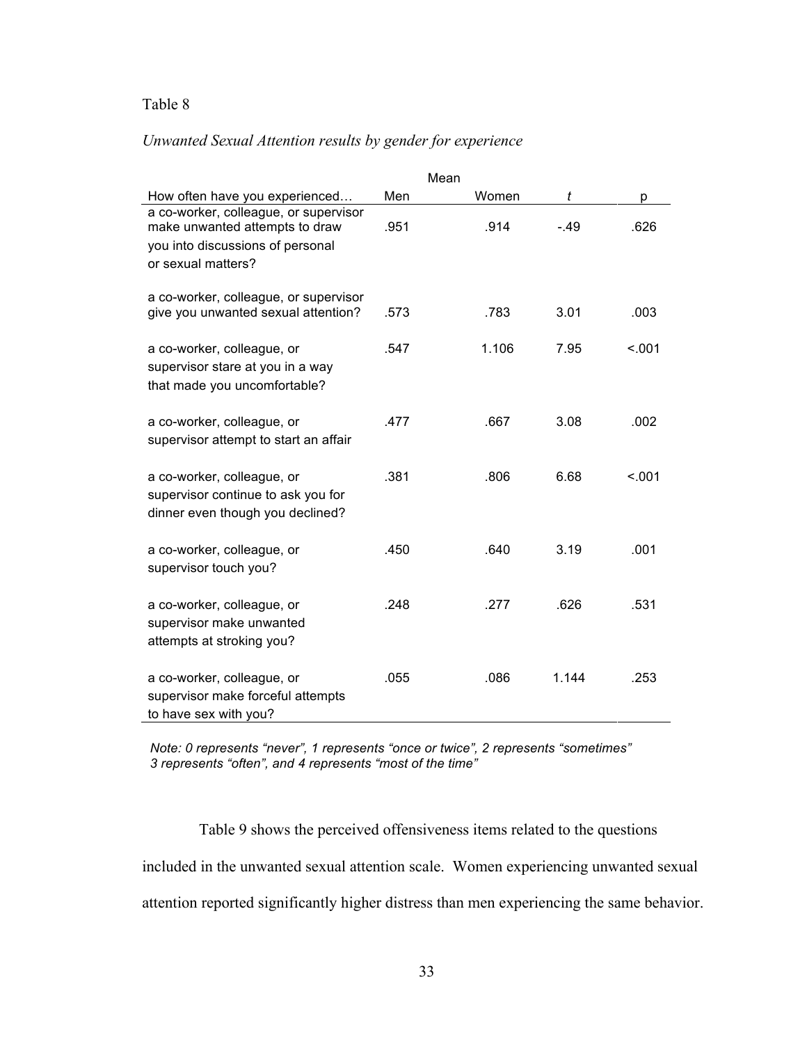Table 8

*Unwanted Sexual Attention results by gender for experience*

| | Mean | | | |
|---|---|---|---|---|
| How often have you experienced… | Men | Women | *t* | p |
| a co-worker, colleague, or supervisor make unwanted attempts to draw you into discussions of personal or sexual matters? | .951 | .914 | -.49 | .626 |
| a co-worker, colleague, or supervisor give you unwanted sexual attention? | .573 | .783 | 3.01 | .003 |
| a co-worker, colleague, or supervisor stare at you in a way that made you uncomfortable? | .547 | 1.106 | 7.95 | <.001 |
| a co-worker, colleague, or supervisor attempt to start an affair | .477 | .667 | 3.08 | .002 |
| a co-worker, colleague, or supervisor continue to ask you for dinner even though you declined? | .381 | .806 | 6.68 | <.001 |
| a co-worker, colleague, or supervisor touch you? | .450 | .640 | 3.19 | .001 |
| a co-worker, colleague, or supervisor make unwanted attempts at stroking you? | .248 | .277 | .626 | .531 |
| a co-worker, colleague, or supervisor make forceful attempts to have sex with you? | .055 | .086 | 1.144 | .253 |

*Note: 0 represents "never", 1 represents "once or twice", 2 represents "sometimes" 3 represents "often", and 4 represents "most of the time"*

Table 9 shows the perceived offensiveness items related to the questions included in the unwanted sexual attention scale. Women experiencing unwanted sexual attention reported significantly higher distress than men experiencing the same behavior.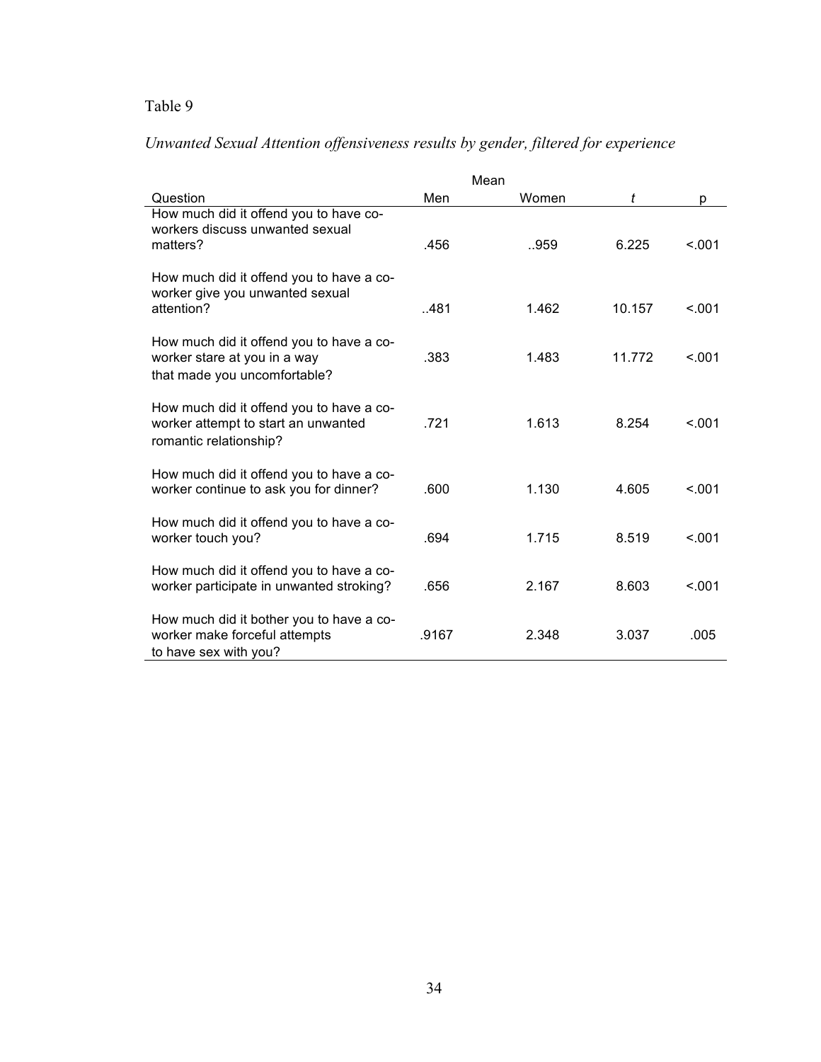Table 9

*Unwanted Sexual Attention offensiveness results by gender, filtered for experience*

| | Mean | | | |
|---|---|---|---|---|
| Question | Men | Women | *t* | p |
| How much did it offend you to have co-workers discuss unwanted sexual matters? | .456 | ..959 | 6.225 | <.001 |
| How much did it offend you to have a co-worker give you unwanted sexual attention? | ..481 | 1.462 | 10.157 | <.001 |
| How much did it offend you to have a co-worker stare at you in a way that made you uncomfortable? | .383 | 1.483 | 11.772 | <.001 |
| How much did it offend you to have a co-worker attempt to start an unwanted romantic relationship? | .721 | 1.613 | 8.254 | <.001 |
| How much did it offend you to have a co-worker continue to ask you for dinner? | .600 | 1.130 | 4.605 | <.001 |
| How much did it offend you to have a co-worker touch you? | .694 | 1.715 | 8.519 | <.001 |
| How much did it offend you to have a co-worker participate in unwanted stroking? | .656 | 2.167 | 8.603 | <.001 |
| How much did it bother you to have a co-worker make forceful attempts to have sex with you? | .9167 | 2.348 | 3.037 | .005 |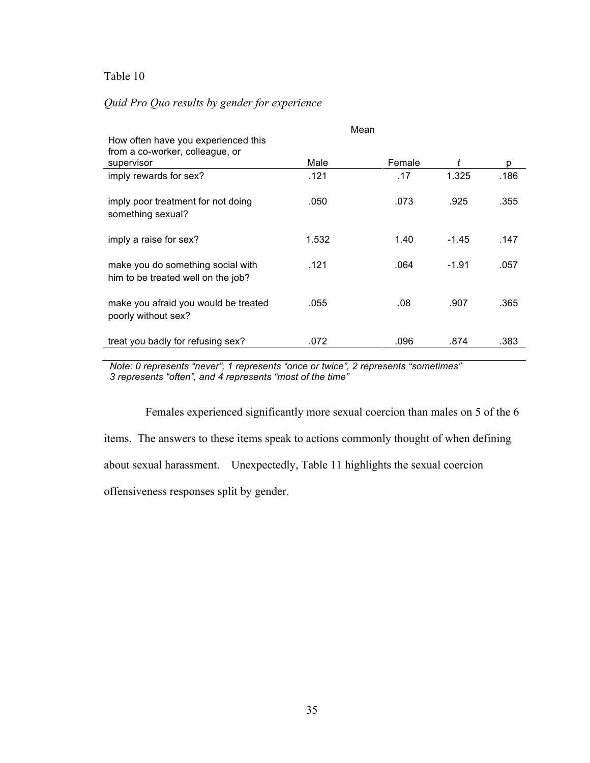Table 10

*Quid Pro Quo results by gender for experience*

| How often have you experienced this from a co-worker, colleague, or supervisor | Mean | | | |
|---|---|---|---|---|
| | Male | Female | *t* | p |
| imply rewards for sex? | .121 | .17 | 1.325 | .186 |
| imply poor treatment for not doing something sexual? | .050 | .073 | .925 | .355 |
| imply a raise for sex? | 1.532 | 1.40 | -1.45 | .147 |
| make you do something social with him to be treated well on the job? | .121 | .064 | -1.91 | .057 |
| make you afraid you would be treated poorly without sex? | .055 | .08 | .907 | .365 |
| treat you badly for refusing sex? | .072 | .096 | .874 | .383 |

*Note: 0 represents "never", 1 represents "once or twice", 2 represents "sometimes" 3 represents "often", and 4 represents "most of the time"*

Females experienced significantly more sexual coercion than males on 5 of the 6 items. The answers to these items speak to actions commonly thought of when defining about sexual harassment. Unexpectedly, Table 11 highlights the sexual coercion offensiveness responses split by gender.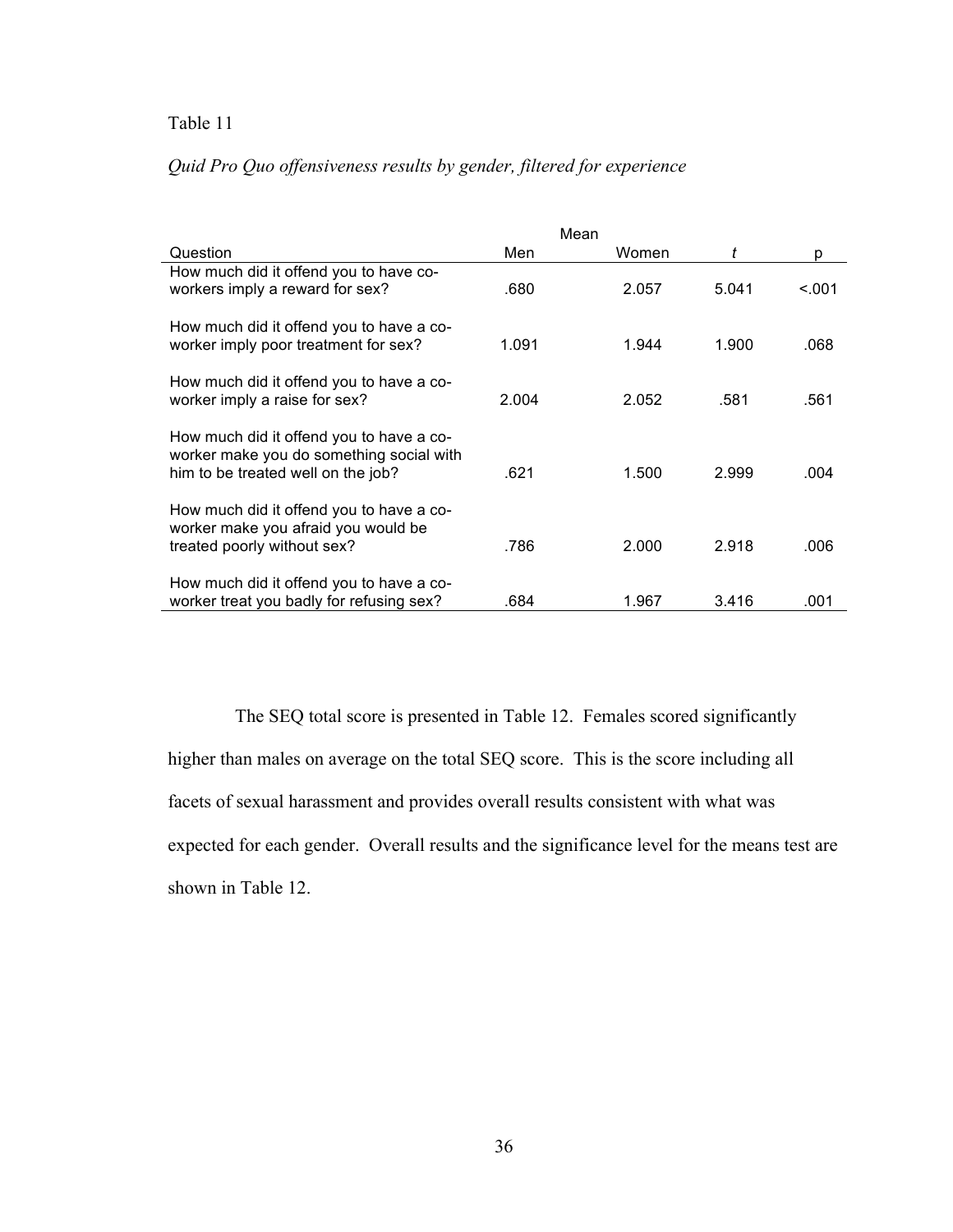Table 11

*Quid Pro Quo offensiveness results by gender, filtered for experience*

| | Mean | | | |
|---|---|---|---|---|
| Question | Men | Women | *t* | p |
| How much did it offend you to have co-workers imply a reward for sex? | .680 | 2.057 | 5.041 | <.001 |
| How much did it offend you to have a co-worker imply poor treatment for sex? | 1.091 | 1.944 | 1.900 | .068 |
| How much did it offend you to have a co-worker imply a raise for sex? | 2.004 | 2.052 | .581 | .561 |
| How much did it offend you to have a co-worker make you do something social with him to be treated well on the job? | .621 | 1.500 | 2.999 | .004 |
| How much did it offend you to have a co-worker make you afraid you would be treated poorly without sex? | .786 | 2.000 | 2.918 | .006 |
| How much did it offend you to have a co-worker treat you badly for refusing sex? | .684 | 1.967 | 3.416 | .001 |

The SEQ total score is presented in Table 12. Females scored significantly higher than males on average on the total SEQ score. This is the score including all facets of sexual harassment and provides overall results consistent with what was expected for each gender. Overall results and the significance level for the means test are shown in Table 12.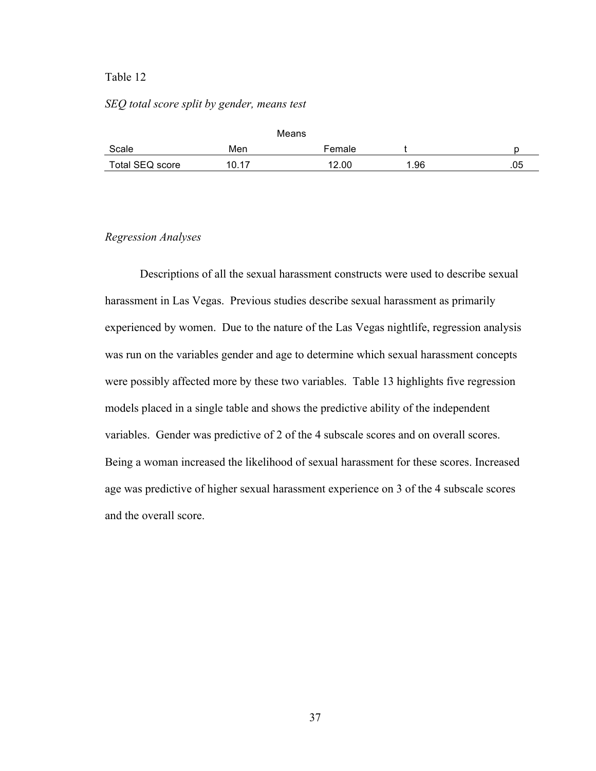Table 12

*SEQ total score split by gender, means test*

| | Means | | | |
|---|---|---|---|---|
| Scale | Men | Female | t | p |
| Total SEQ score | 10.17 | 12.00 | 1.96 | .05 |

*Regression Analyses*

Descriptions of all the sexual harassment constructs were used to describe sexual harassment in Las Vegas. Previous studies describe sexual harassment as primarily experienced by women. Due to the nature of the Las Vegas nightlife, regression analysis was run on the variables gender and age to determine which sexual harassment concepts were possibly affected more by these two variables. Table 13 highlights five regression models placed in a single table and shows the predictive ability of the independent variables. Gender was predictive of 2 of the 4 subscale scores and on overall scores. Being a woman increased the likelihood of sexual harassment for these scores. Increased age was predictive of higher sexual harassment experience on 3 of the 4 subscale scores and the overall score.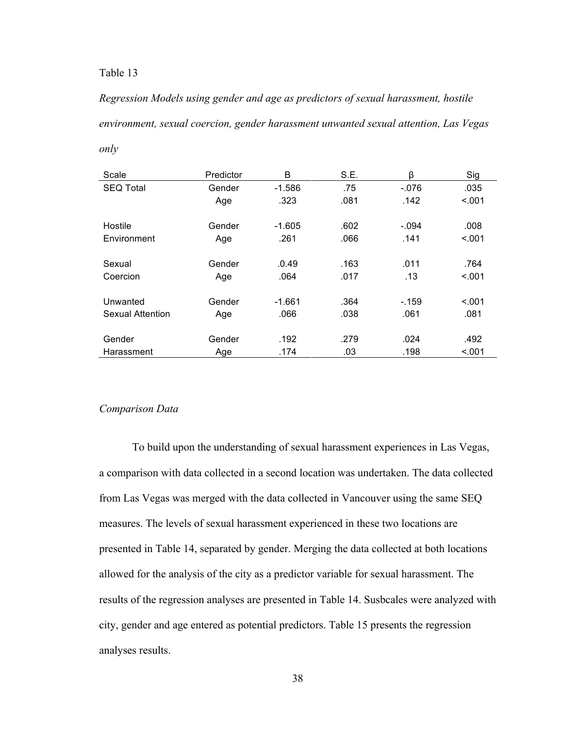Table 13

*Regression Models using gender and age as predictors of sexual harassment, hostile environment, sexual coercion, gender harassment unwanted sexual attention, Las Vegas only*

| Scale | Predictor | B | S.E. | β | Sig |
|---|---|---|---|---|---|
| SEQ Total | Gender | -1.586 | .75 | -.076 | .035 |
| | Age | .323 | .081 | .142 | <.001 |
| Hostile Environment | Gender | -1.605 | .602 | -.094 | .008 |
| | Age | .261 | .066 | .141 | <.001 |
| Sexual Coercion | Gender | .0.49 | .163 | .011 | .764 |
| | Age | .064 | .017 | .13 | <.001 |
| Unwanted Sexual Attention | Gender | -1.661 | .364 | -.159 | <.001 |
| | Age | .066 | .038 | .061 | .081 |
| Gender Harassment | Gender | .192 | .279 | .024 | .492 |
| | Age | .174 | .03 | .198 | <.001 |

*Comparison Data*

To build upon the understanding of sexual harassment experiences in Las Vegas, a comparison with data collected in a second location was undertaken. The data collected from Las Vegas was merged with the data collected in Vancouver using the same SEQ measures. The levels of sexual harassment experienced in these two locations are presented in Table 14, separated by gender. Merging the data collected at both locations allowed for the analysis of the city as a predictor variable for sexual harassment. The results of the regression analyses are presented in Table 14. Susbcales were analyzed with city, gender and age entered as potential predictors. Table 15 presents the regression analyses results.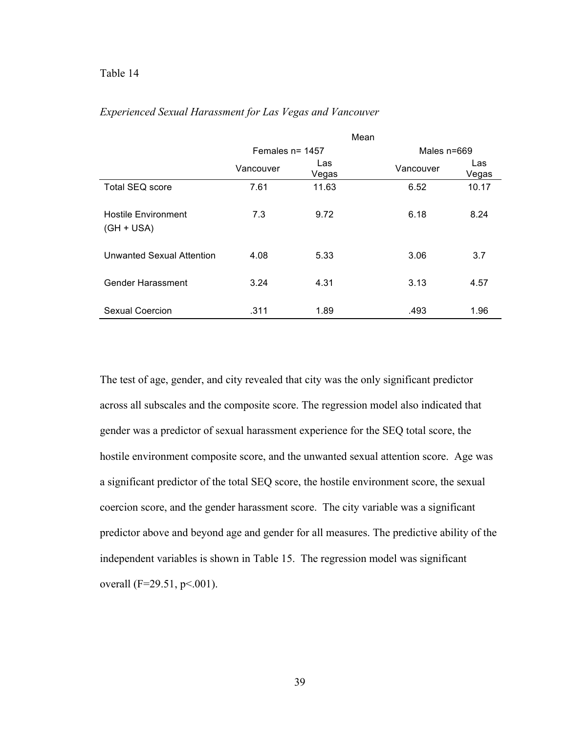Table 14

*Experienced Sexual Harassment for Las Vegas and Vancouver*

| | Mean | | | |
|---|---|---|---|---|
| | Females n= 1457 | | Males n=669 | |
| | Vancouver | Las Vegas | Vancouver | Las Vegas |
| Total SEQ score | 7.61 | 11.63 | 6.52 | 10.17 |
| Hostile Environment (GH + USA) | 7.3 | 9.72 | 6.18 | 8.24 |
| Unwanted Sexual Attention | 4.08 | 5.33 | 3.06 | 3.7 |
| Gender Harassment | 3.24 | 4.31 | 3.13 | 4.57 |
| Sexual Coercion | .311 | 1.89 | .493 | 1.96 |

The test of age, gender, and city revealed that city was the only significant predictor across all subscales and the composite score. The regression model also indicated that gender was a predictor of sexual harassment experience for the SEQ total score, the hostile environment composite score, and the unwanted sexual attention score. Age was a significant predictor of the total SEQ score, the hostile environment score, the sexual coercion score, and the gender harassment score. The city variable was a significant predictor above and beyond age and gender for all measures. The predictive ability of the independent variables is shown in Table 15. The regression model was significant overall ($F=29.51$, $p<.001$).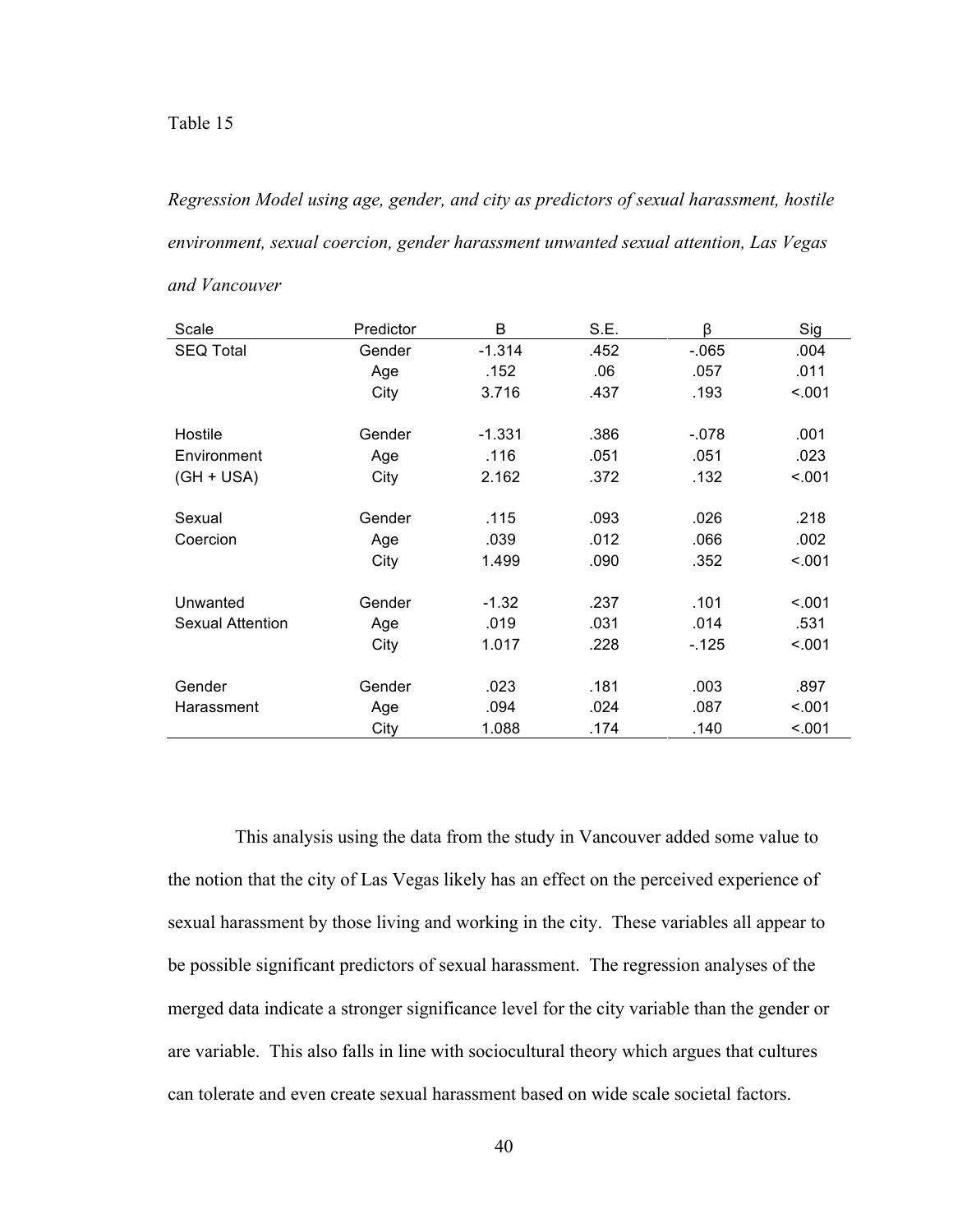Table 15

*Regression Model using age, gender, and city as predictors of sexual harassment, hostile environment, sexual coercion, gender harassment unwanted sexual attention, Las Vegas and Vancouver*

| Scale | Predictor | B | S.E. | β | Sig |
|---|---|---|---|---|---|
| SEQ Total | Gender | -1.314 | .452 | -.065 | .004 |
| | Age | .152 | .06 | .057 | .011 |
| | City | 3.716 | .437 | .193 | <.001 |
| Hostile Environment (GH + USA) | Gender | -1.331 | .386 | -.078 | .001 |
| | Age | .116 | .051 | .051 | .023 |
| | City | 2.162 | .372 | .132 | <.001 |
| Sexual Coercion | Gender | .115 | .093 | .026 | .218 |
| | Age | .039 | .012 | .066 | .002 |
| | City | 1.499 | .090 | .352 | <.001 |
| Unwanted Sexual Attention | Gender | -1.32 | .237 | .101 | <.001 |
| | Age | .019 | .031 | .014 | .531 |
| | City | 1.017 | .228 | -.125 | <.001 |
| Gender Harassment | Gender | .023 | .181 | .003 | .897 |
| | Age | .094 | .024 | .087 | <.001 |
| | City | 1.088 | .174 | .140 | <.001 |

This analysis using the data from the study in Vancouver added some value to the notion that the city of Las Vegas likely has an effect on the perceived experience of sexual harassment by those living and working in the city. These variables all appear to be possible significant predictors of sexual harassment. The regression analyses of the merged data indicate a stronger significance level for the city variable than the gender or are variable. This also falls in line with sociocultural theory which argues that cultures can tolerate and even create sexual harassment based on wide scale societal factors.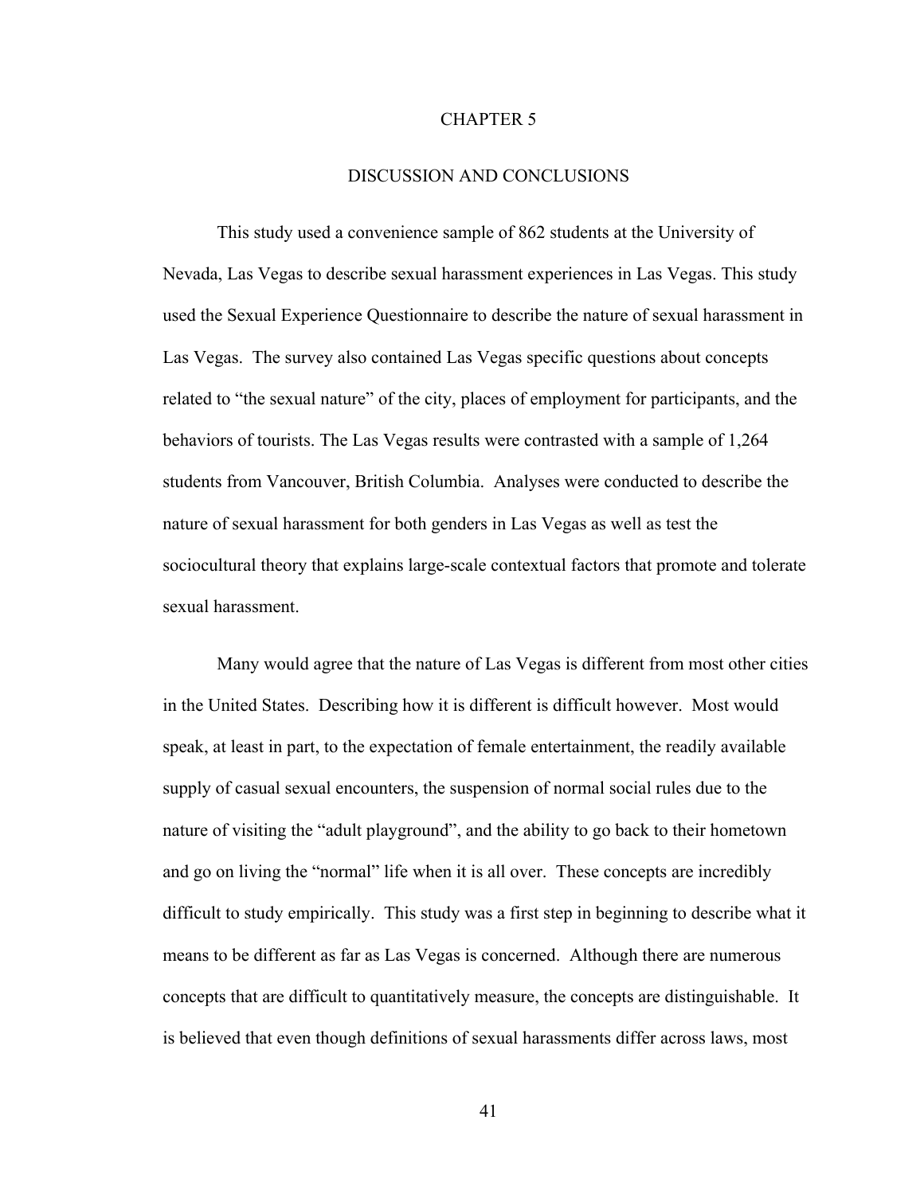# CHAPTER 5

## DISCUSSION AND CONCLUSIONS

This study used a convenience sample of 862 students at the University of Nevada, Las Vegas to describe sexual harassment experiences in Las Vegas. This study used the Sexual Experience Questionnaire to describe the nature of sexual harassment in Las Vegas. The survey also contained Las Vegas specific questions about concepts related to "the sexual nature" of the city, places of employment for participants, and the behaviors of tourists. The Las Vegas results were contrasted with a sample of 1,264 students from Vancouver, British Columbia. Analyses were conducted to describe the nature of sexual harassment for both genders in Las Vegas as well as test the sociocultural theory that explains large-scale contextual factors that promote and tolerate sexual harassment.

Many would agree that the nature of Las Vegas is different from most other cities in the United States. Describing how it is different is difficult however. Most would speak, at least in part, to the expectation of female entertainment, the readily available supply of casual sexual encounters, the suspension of normal social rules due to the nature of visiting the "adult playground", and the ability to go back to their hometown and go on living the "normal" life when it is all over. These concepts are incredibly difficult to study empirically. This study was a first step in beginning to describe what it means to be different as far as Las Vegas is concerned. Although there are numerous concepts that are difficult to quantitatively measure, the concepts are distinguishable. It is believed that even though definitions of sexual harassments differ across laws, most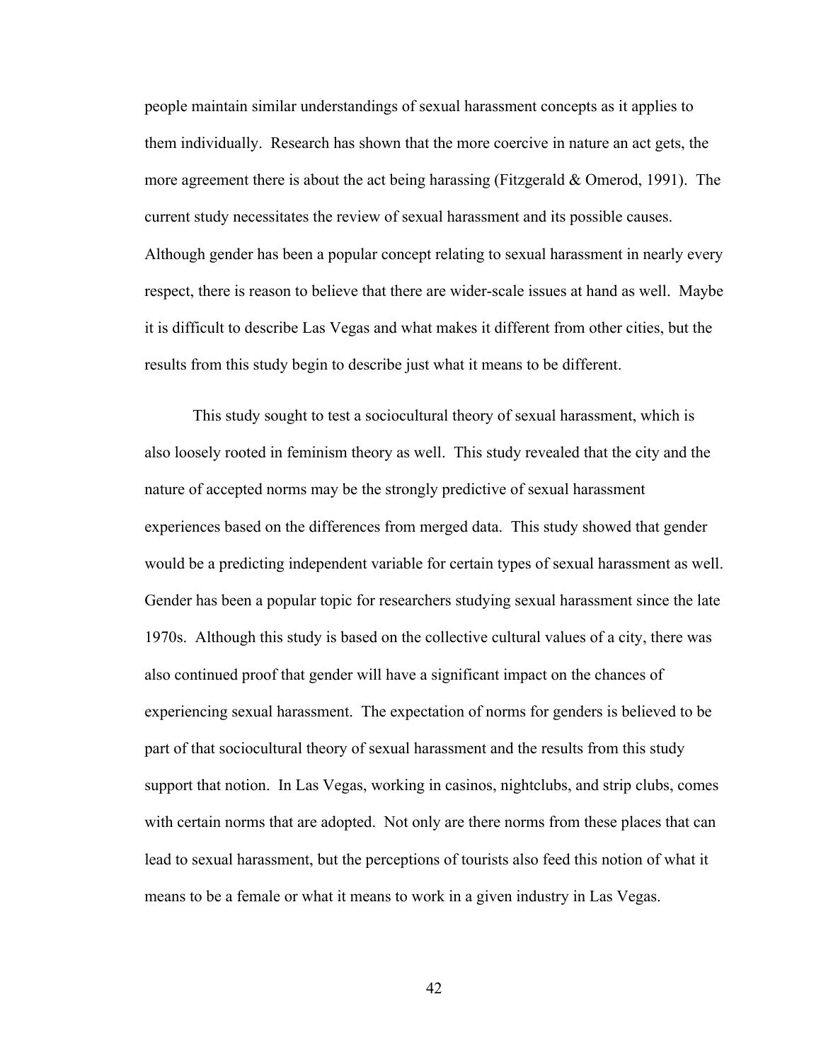people maintain similar understandings of sexual harassment concepts as it applies to them individually. Research has shown that the more coercive in nature an act gets, the more agreement there is about the act being harassing (Fitzgerald & Omerod, 1991). The current study necessitates the review of sexual harassment and its possible causes. Although gender has been a popular concept relating to sexual harassment in nearly every respect, there is reason to believe that there are wider-scale issues at hand as well. Maybe it is difficult to describe Las Vegas and what makes it different from other cities, but the results from this study begin to describe just what it means to be different.

This study sought to test a sociocultural theory of sexual harassment, which is also loosely rooted in feminism theory as well. This study revealed that the city and the nature of accepted norms may be the strongly predictive of sexual harassment experiences based on the differences from merged data. This study showed that gender would be a predicting independent variable for certain types of sexual harassment as well. Gender has been a popular topic for researchers studying sexual harassment since the late 1970s. Although this study is based on the collective cultural values of a city, there was also continued proof that gender will have a significant impact on the chances of experiencing sexual harassment. The expectation of norms for genders is believed to be part of that sociocultural theory of sexual harassment and the results from this study support that notion. In Las Vegas, working in casinos, nightclubs, and strip clubs, comes with certain norms that are adopted. Not only are there norms from these places that can lead to sexual harassment, but the perceptions of tourists also feed this notion of what it means to be a female or what it means to work in a given industry in Las Vegas.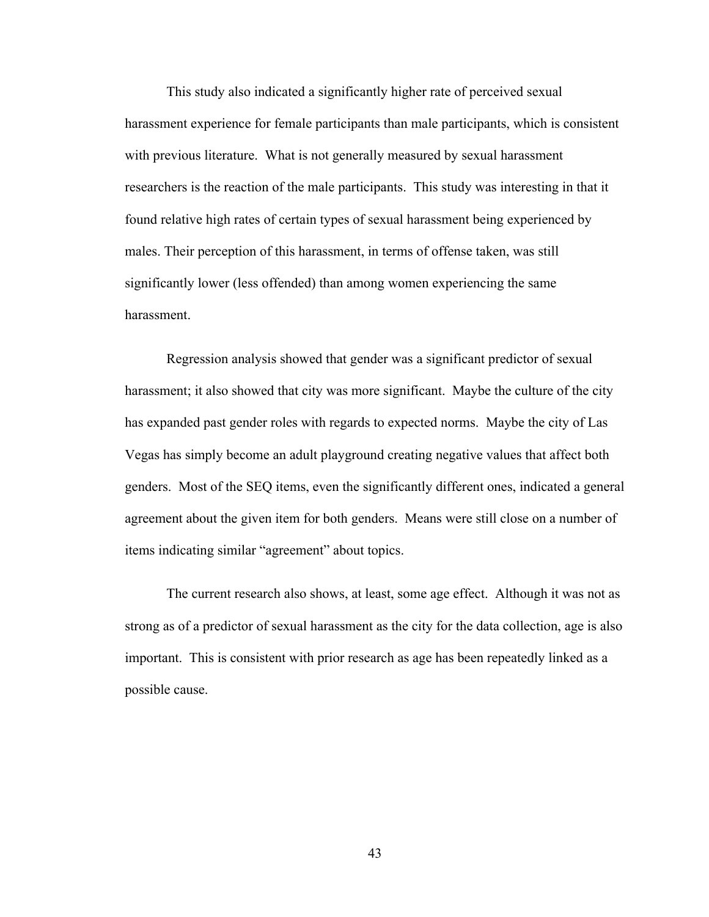This study also indicated a significantly higher rate of perceived sexual harassment experience for female participants than male participants, which is consistent with previous literature. What is not generally measured by sexual harassment researchers is the reaction of the male participants. This study was interesting in that it found relative high rates of certain types of sexual harassment being experienced by males. Their perception of this harassment, in terms of offense taken, was still significantly lower (less offended) than among women experiencing the same harassment.

Regression analysis showed that gender was a significant predictor of sexual harassment; it also showed that city was more significant. Maybe the culture of the city has expanded past gender roles with regards to expected norms. Maybe the city of Las Vegas has simply become an adult playground creating negative values that affect both genders. Most of the SEQ items, even the significantly different ones, indicated a general agreement about the given item for both genders. Means were still close on a number of items indicating similar "agreement" about topics.

The current research also shows, at least, some age effect. Although it was not as strong as of a predictor of sexual harassment as the city for the data collection, age is also important. This is consistent with prior research as age has been repeatedly linked as a possible cause.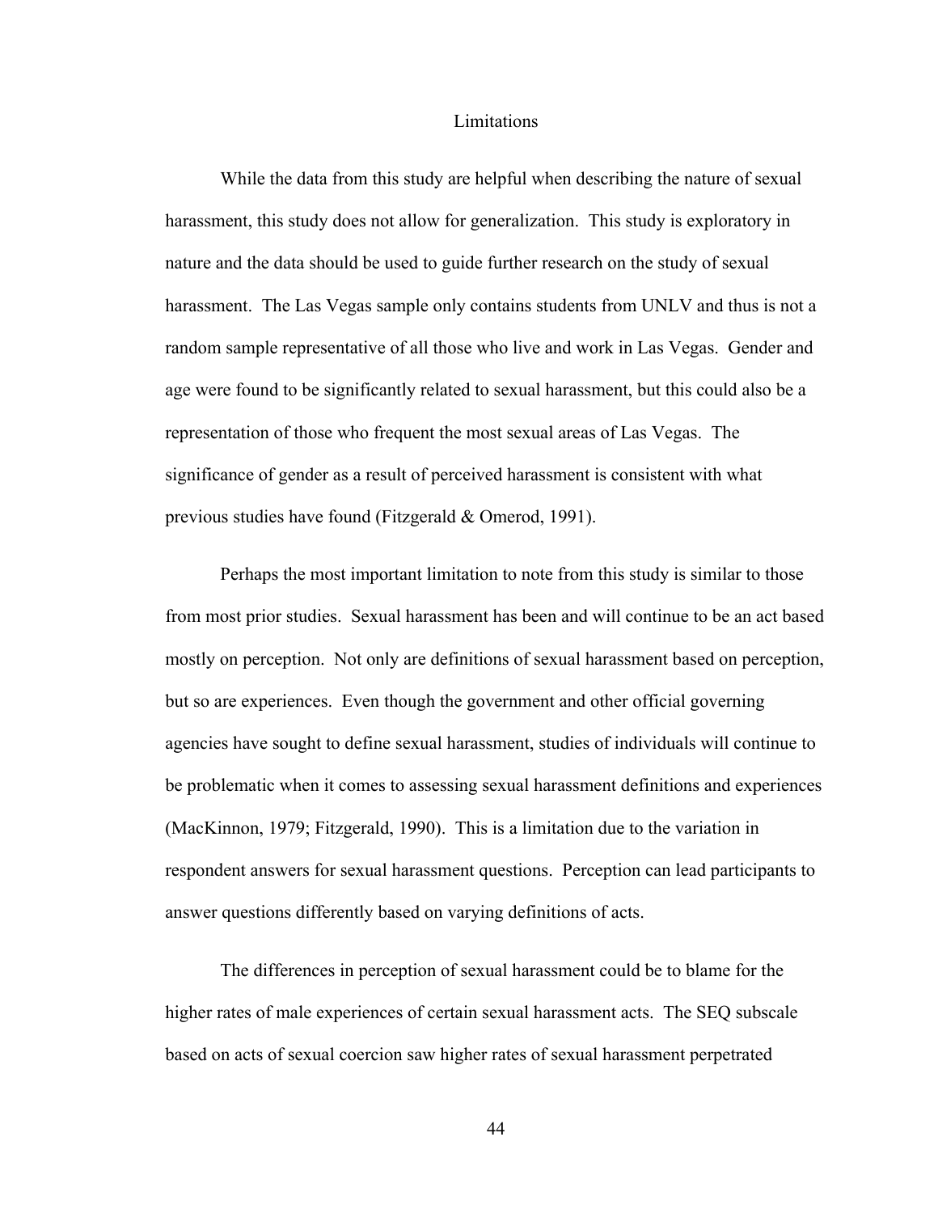## Limitations

While the data from this study are helpful when describing the nature of sexual harassment, this study does not allow for generalization. This study is exploratory in nature and the data should be used to guide further research on the study of sexual harassment. The Las Vegas sample only contains students from UNLV and thus is not a random sample representative of all those who live and work in Las Vegas. Gender and age were found to be significantly related to sexual harassment, but this could also be a representation of those who frequent the most sexual areas of Las Vegas. The significance of gender as a result of perceived harassment is consistent with what previous studies have found (Fitzgerald & Omerod, 1991).

Perhaps the most important limitation to note from this study is similar to those from most prior studies. Sexual harassment has been and will continue to be an act based mostly on perception. Not only are definitions of sexual harassment based on perception, but so are experiences. Even though the government and other official governing agencies have sought to define sexual harassment, studies of individuals will continue to be problematic when it comes to assessing sexual harassment definitions and experiences (MacKinnon, 1979; Fitzgerald, 1990). This is a limitation due to the variation in respondent answers for sexual harassment questions. Perception can lead participants to answer questions differently based on varying definitions of acts.

The differences in perception of sexual harassment could be to blame for the higher rates of male experiences of certain sexual harassment acts. The SEQ subscale based on acts of sexual coercion saw higher rates of sexual harassment perpetrated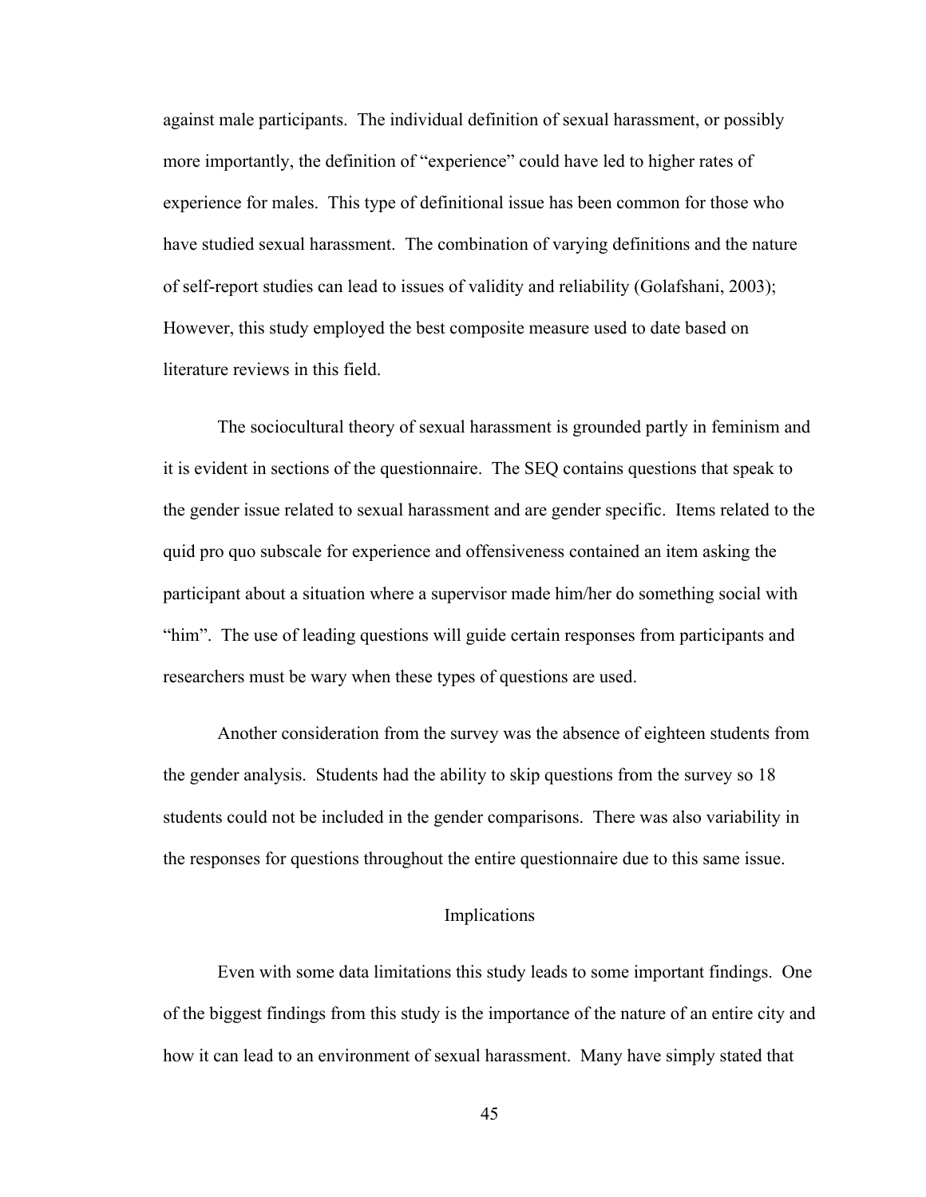against male participants. The individual definition of sexual harassment, or possibly more importantly, the definition of “experience” could have led to higher rates of experience for males. This type of definitional issue has been common for those who have studied sexual harassment. The combination of varying definitions and the nature of self-report studies can lead to issues of validity and reliability (Golafshani, 2003); However, this study employed the best composite measure used to date based on literature reviews in this field.

The sociocultural theory of sexual harassment is grounded partly in feminism and it is evident in sections of the questionnaire. The SEQ contains questions that speak to the gender issue related to sexual harassment and are gender specific. Items related to the quid pro quo subscale for experience and offensiveness contained an item asking the participant about a situation where a supervisor made him/her do something social with “him”. The use of leading questions will guide certain responses from participants and researchers must be wary when these types of questions are used.

Another consideration from the survey was the absence of eighteen students from the gender analysis. Students had the ability to skip questions from the survey so 18 students could not be included in the gender comparisons. There was also variability in the responses for questions throughout the entire questionnaire due to this same issue.

## Implications

Even with some data limitations this study leads to some important findings. One of the biggest findings from this study is the importance of the nature of an entire city and how it can lead to an environment of sexual harassment. Many have simply stated that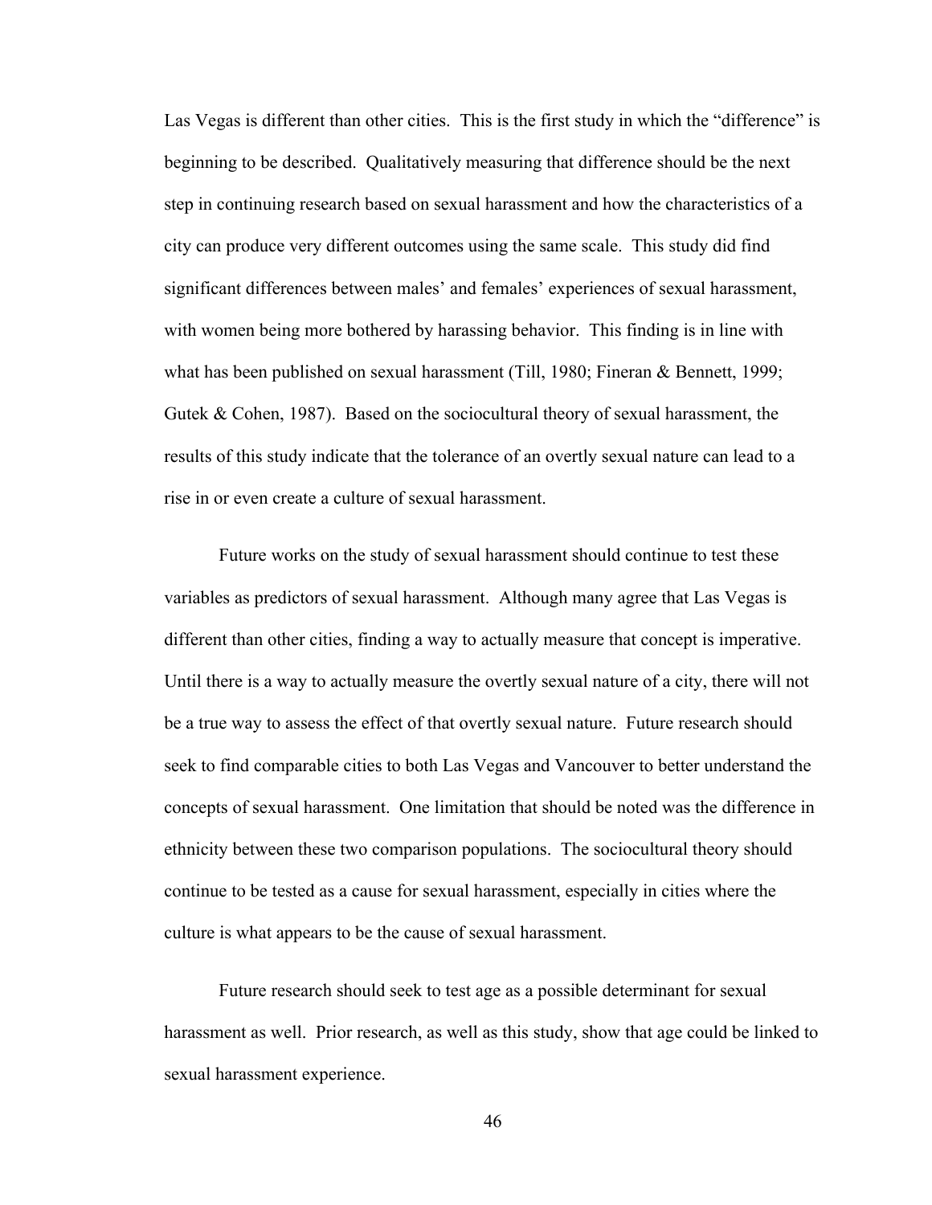Las Vegas is different than other cities. This is the first study in which the "difference" is beginning to be described. Qualitatively measuring that difference should be the next step in continuing research based on sexual harassment and how the characteristics of a city can produce very different outcomes using the same scale. This study did find significant differences between males' and females' experiences of sexual harassment, with women being more bothered by harassing behavior. This finding is in line with what has been published on sexual harassment (Till, 1980; Fineran & Bennett, 1999; Gutek & Cohen, 1987). Based on the sociocultural theory of sexual harassment, the results of this study indicate that the tolerance of an overtly sexual nature can lead to a rise in or even create a culture of sexual harassment.

Future works on the study of sexual harassment should continue to test these variables as predictors of sexual harassment. Although many agree that Las Vegas is different than other cities, finding a way to actually measure that concept is imperative. Until there is a way to actually measure the overtly sexual nature of a city, there will not be a true way to assess the effect of that overtly sexual nature. Future research should seek to find comparable cities to both Las Vegas and Vancouver to better understand the concepts of sexual harassment. One limitation that should be noted was the difference in ethnicity between these two comparison populations. The sociocultural theory should continue to be tested as a cause for sexual harassment, especially in cities where the culture is what appears to be the cause of sexual harassment.

Future research should seek to test age as a possible determinant for sexual harassment as well. Prior research, as well as this study, show that age could be linked to sexual harassment experience.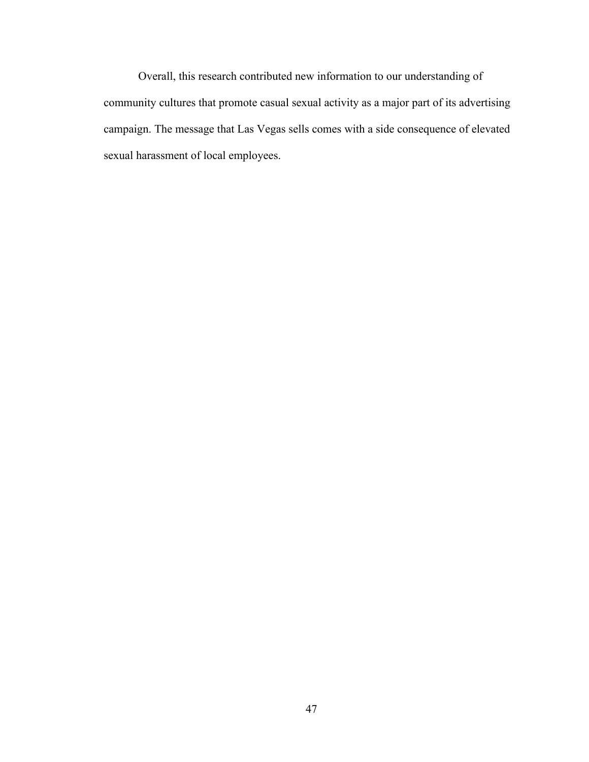Overall, this research contributed new information to our understanding of community cultures that promote casual sexual activity as a major part of its advertising campaign. The message that Las Vegas sells comes with a side consequence of elevated sexual harassment of local employees.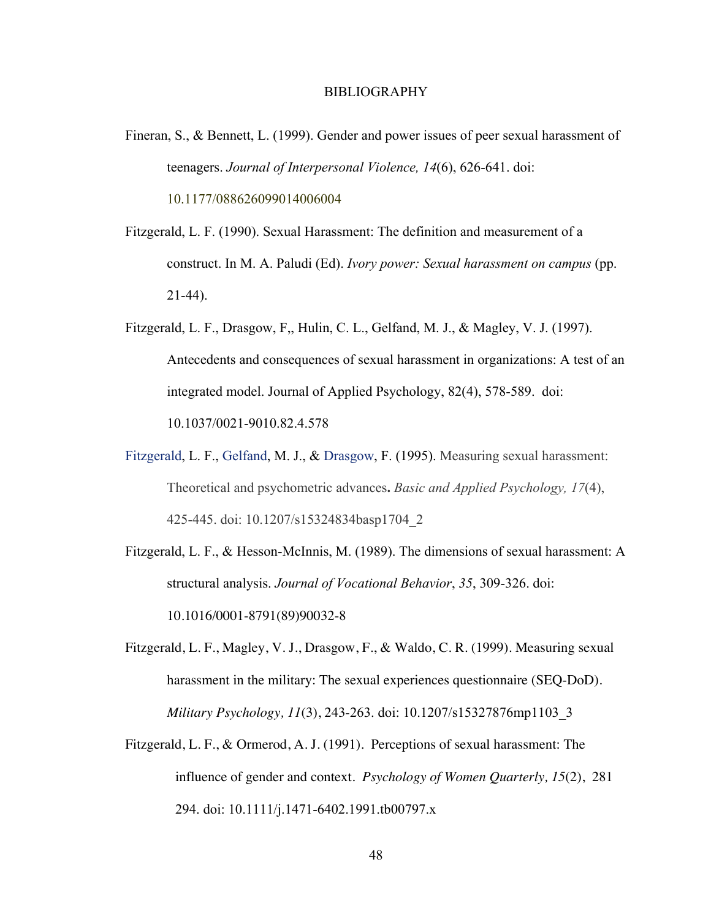# BIBLIOGRAPHY

Fineran, S., & Bennett, L. (1999). Gender and power issues of peer sexual harassment of teenagers. *Journal of Interpersonal Violence, 14*(6), 626-641. doi: 10.1177/088626099014006004

Fitzgerald, L. F. (1990). Sexual Harassment: The definition and measurement of a construct. In M. A. Paludi (Ed). *Ivory power: Sexual harassment on campus* (pp. 21-44).

Fitzgerald, L. F., Drasgow, F,, Hulin, C. L., Gelfand, M. J., & Magley, V. J. (1997). Antecedents and consequences of sexual harassment in organizations: A test of an integrated model. Journal of Applied Psychology, 82(4), 578-589. doi: 10.1037/0021-9010.82.4.578

Fitzgerald, L. F., Gelfand, M. J., & Drasgow, F. (1995). Measuring sexual harassment: Theoretical and psychometric advances**.** *Basic and Applied Psychology, 17*(4), 425-445. doi: 10.1207/s15324834basp1704_2

Fitzgerald, L. F., & Hesson-McInnis, M. (1989). The dimensions of sexual harassment: A structural analysis. *Journal of Vocational Behavior*, *35*, 309-326. doi: 10.1016/0001-8791(89)90032-8

Fitzgerald, L. F., Magley, V. J., Drasgow, F., & Waldo, C. R. (1999). Measuring sexual harassment in the military: The sexual experiences questionnaire (SEQ-DoD). *Military Psychology, 11*(3), 243-263. doi: 10.1207/s15327876mp1103_3

Fitzgerald, L. F., & Ormerod, A. J. (1991). Perceptions of sexual harassment: The influence of gender and context. *Psychology of Women Quarterly, 15*(2), 281 294. doi: 10.1111/j.1471-6402.1991.tb00797.x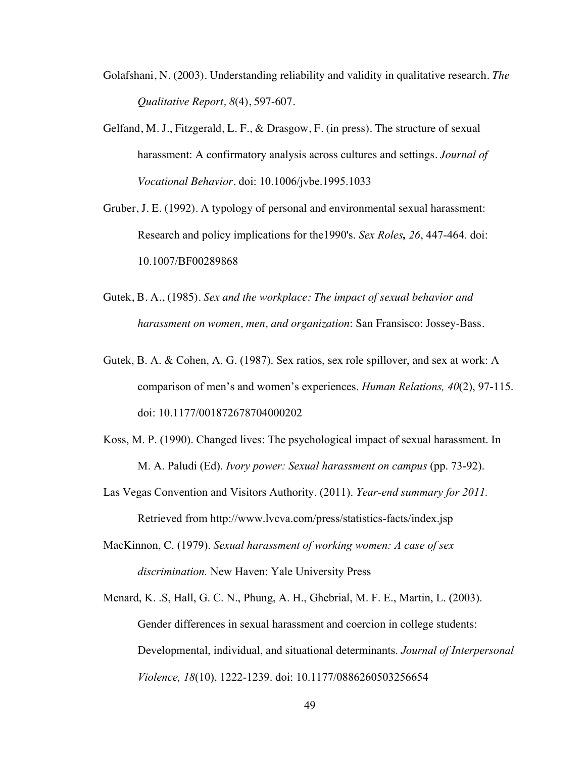Golafshani, N. (2003). Understanding reliability and validity in qualitative research. *The Qualitative Report, 8*(4), 597-607.

Gelfand, M. J., Fitzgerald, L. F., & Drasgow, F. (in press). The structure of sexual harassment: A confirmatory analysis across cultures and settings. *Journal of Vocational Behavior*. doi: 10.1006/jvbe.1995.1033

Gruber, J. E. (1992). A typology of personal and environmental sexual harassment: Research and policy implications for the1990's. *Sex Roles, 26*, 447-464. doi: 10.1007/BF00289868

Gutek, B. A., (1985). *Sex and the workplace: The impact of sexual behavior and harassment on women, men, and organization*: San Fransisco: Jossey-Bass.

Gutek, B. A. & Cohen, A. G. (1987). Sex ratios, sex role spillover, and sex at work: A comparison of men's and women's experiences. *Human Relations, 40*(2), 97-115. doi: 10.1177/001872678704000202

Koss, M. P. (1990). Changed lives: The psychological impact of sexual harassment. In M. A. Paludi (Ed). *Ivory power: Sexual harassment on campus* (pp. 73-92).

Las Vegas Convention and Visitors Authority. (2011). *Year-end summary for 2011.* Retrieved from http://www.lvcva.com/press/statistics-facts/index.jsp

MacKinnon, C. (1979). *Sexual harassment of working women: A case of sex discrimination.* New Haven: Yale University Press

Menard, K. .S, Hall, G. C. N., Phung, A. H., Ghebrial, M. F. E., Martin, L. (2003). Gender differences in sexual harassment and coercion in college students: Developmental, individual, and situational determinants. *Journal of Interpersonal Violence, 18*(10), 1222-1239. doi: 10.1177/0886260503256654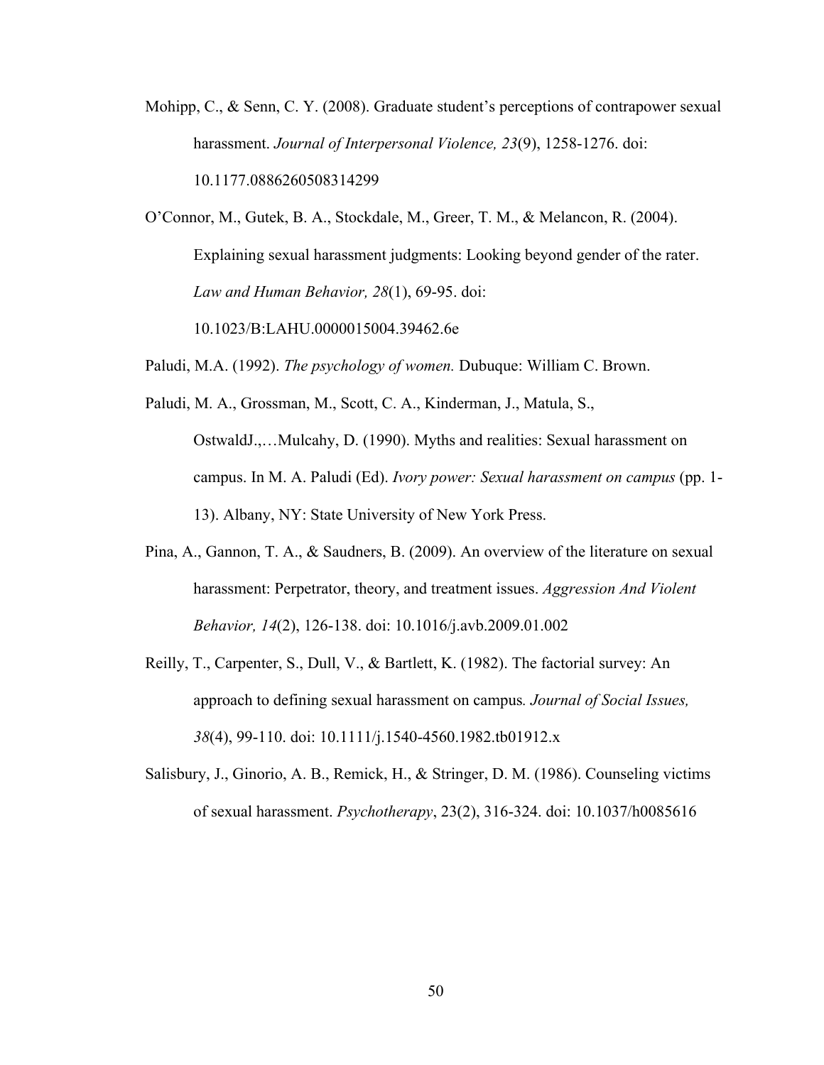Mohipp, C., & Senn, C. Y. (2008). Graduate student's perceptions of contrapower sexual harassment. *Journal of Interpersonal Violence, 23*(9), 1258-1276. doi: 10.1177.0886260508314299

O'Connor, M., Gutek, B. A., Stockdale, M., Greer, T. M., & Melancon, R. (2004). Explaining sexual harassment judgments: Looking beyond gender of the rater. *Law and Human Behavior, 28*(1), 69-95. doi: 10.1023/B:LAHU.0000015004.39462.6e

Paludi, M.A. (1992). *The psychology of women.* Dubuque: William C. Brown.

Paludi, M. A., Grossman, M., Scott, C. A., Kinderman, J., Matula, S., OstwaldJ.,…Mulcahy, D. (1990). Myths and realities: Sexual harassment on campus. In M. A. Paludi (Ed). *Ivory power: Sexual harassment on campus* (pp. 1-13). Albany, NY: State University of New York Press.

Pina, A., Gannon, T. A., & Saudners, B. (2009). An overview of the literature on sexual harassment: Perpetrator, theory, and treatment issues. *Aggression And Violent Behavior, 14*(2), 126-138. doi: 10.1016/j.avb.2009.01.002

Reilly, T., Carpenter, S., Dull, V., & Bartlett, K. (1982). The factorial survey: An approach to defining sexual harassment on campus*. Journal of Social Issues, 38*(4), 99-110. doi: 10.1111/j.1540-4560.1982.tb01912.x

Salisbury, J., Ginorio, A. B., Remick, H., & Stringer, D. M. (1986). Counseling victims of sexual harassment. *Psychotherapy*, 23(2), 316-324. doi: 10.1037/h0085616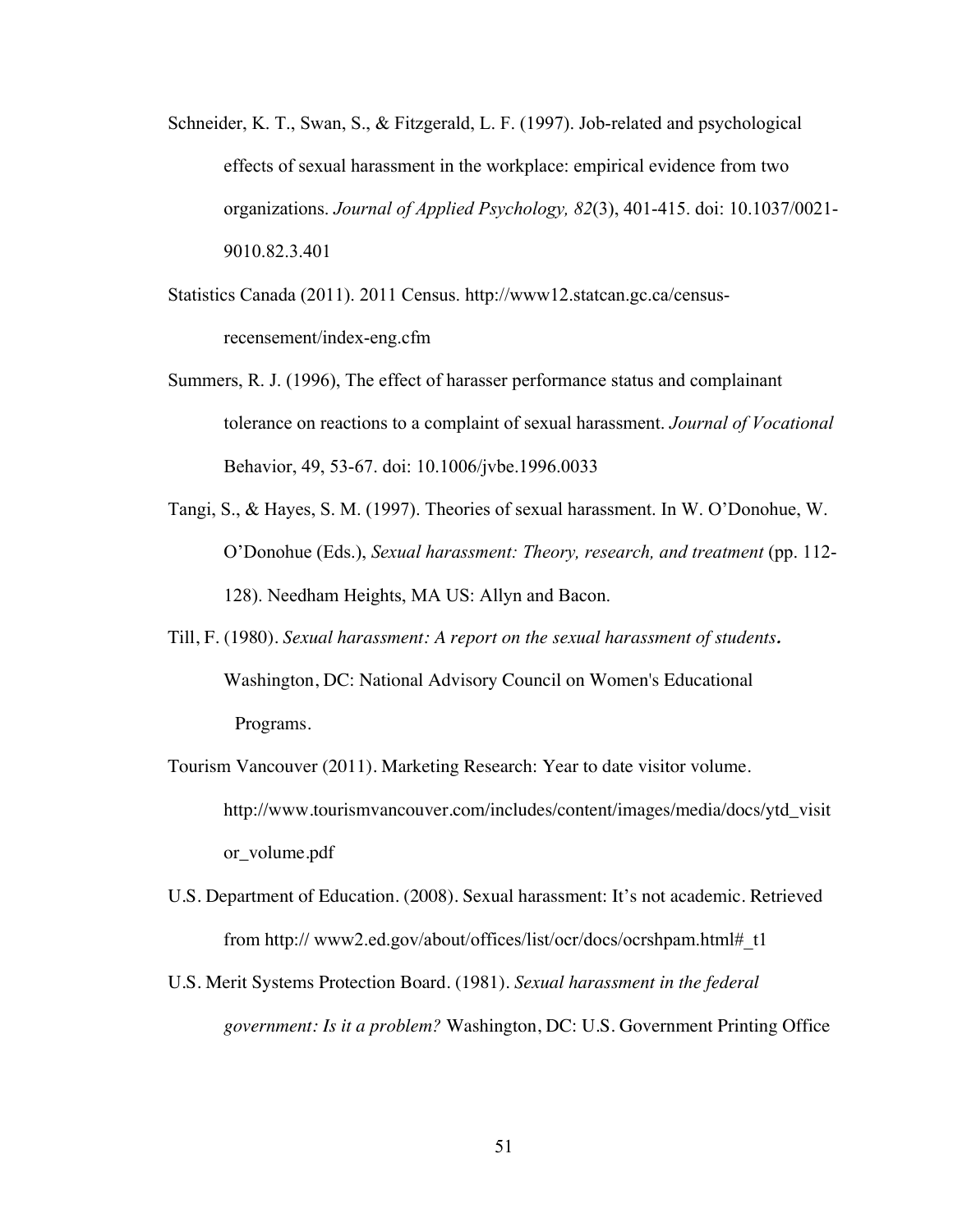Schneider, K. T., Swan, S., & Fitzgerald, L. F. (1997). Job-related and psychological effects of sexual harassment in the workplace: empirical evidence from two organizations. *Journal of Applied Psychology, 82*(3), 401-415. doi: 10.1037/0021-9010.82.3.401

Statistics Canada (2011). 2011 Census. http://www12.statcan.gc.ca/census-recensement/index-eng.cfm

Summers, R. J. (1996), The effect of harasser performance status and complainant tolerance on reactions to a complaint of sexual harassment. *Journal of Vocational* Behavior, 49, 53-67. doi: 10.1006/jvbe.1996.0033

Tangi, S., & Hayes, S. M. (1997). Theories of sexual harassment. In W. O'Donohue, W. O'Donohue (Eds.), *Sexual harassment: Theory, research, and treatment* (pp. 112-128). Needham Heights, MA US: Allyn and Bacon.

Till, F. (1980). *Sexual harassment: A report on the sexual harassment of students.* Washington, DC: National Advisory Council on Women's Educational Programs.

Tourism Vancouver (2011). Marketing Research: Year to date visitor volume. http://www.tourismvancouver.com/includes/content/images/media/docs/ytd_visitor_volume.pdf

U.S. Department of Education. (2008). Sexual harassment: It's not academic. Retrieved from http:// www2.ed.gov/about/offices/list/ocr/docs/ocrshpam.html#_t1

U.S. Merit Systems Protection Board. (1981). *Sexual harassment in the federal government: Is it a problem?* Washington, DC: U.S. Government Printing Office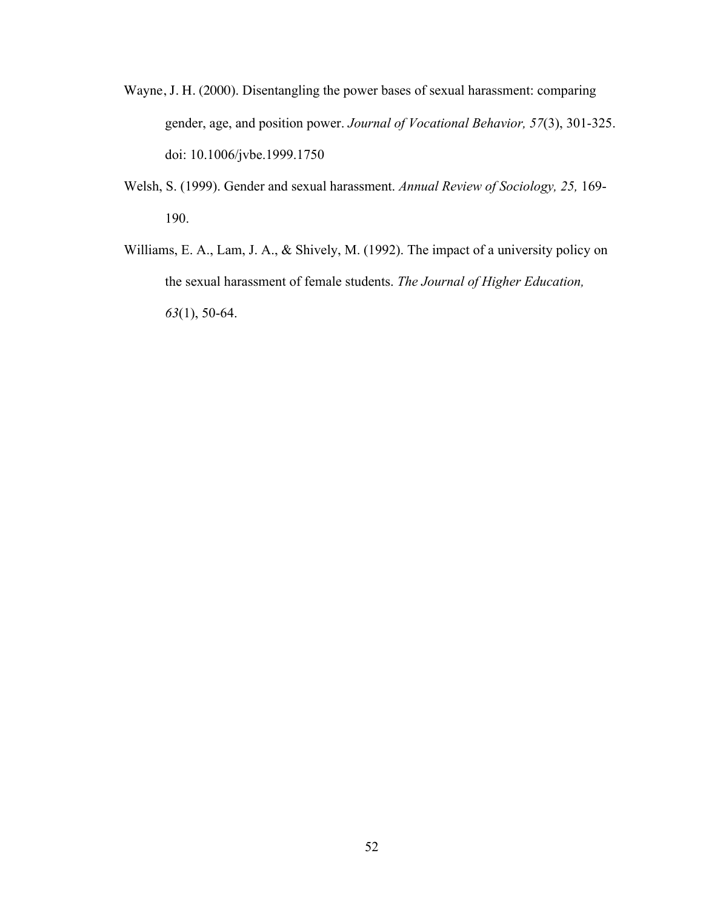Wayne, J. H. (2000). Disentangling the power bases of sexual harassment: comparing gender, age, and position power. *Journal of Vocational Behavior, 57*(3), 301-325. doi: 10.1006/jvbe.1999.1750

Welsh, S. (1999). Gender and sexual harassment. *Annual Review of Sociology, 25,* 169-190.

Williams, E. A., Lam, J. A., & Shively, M. (1992). The impact of a university policy on the sexual harassment of female students. *The Journal of Higher Education, 63*(1), 50-64.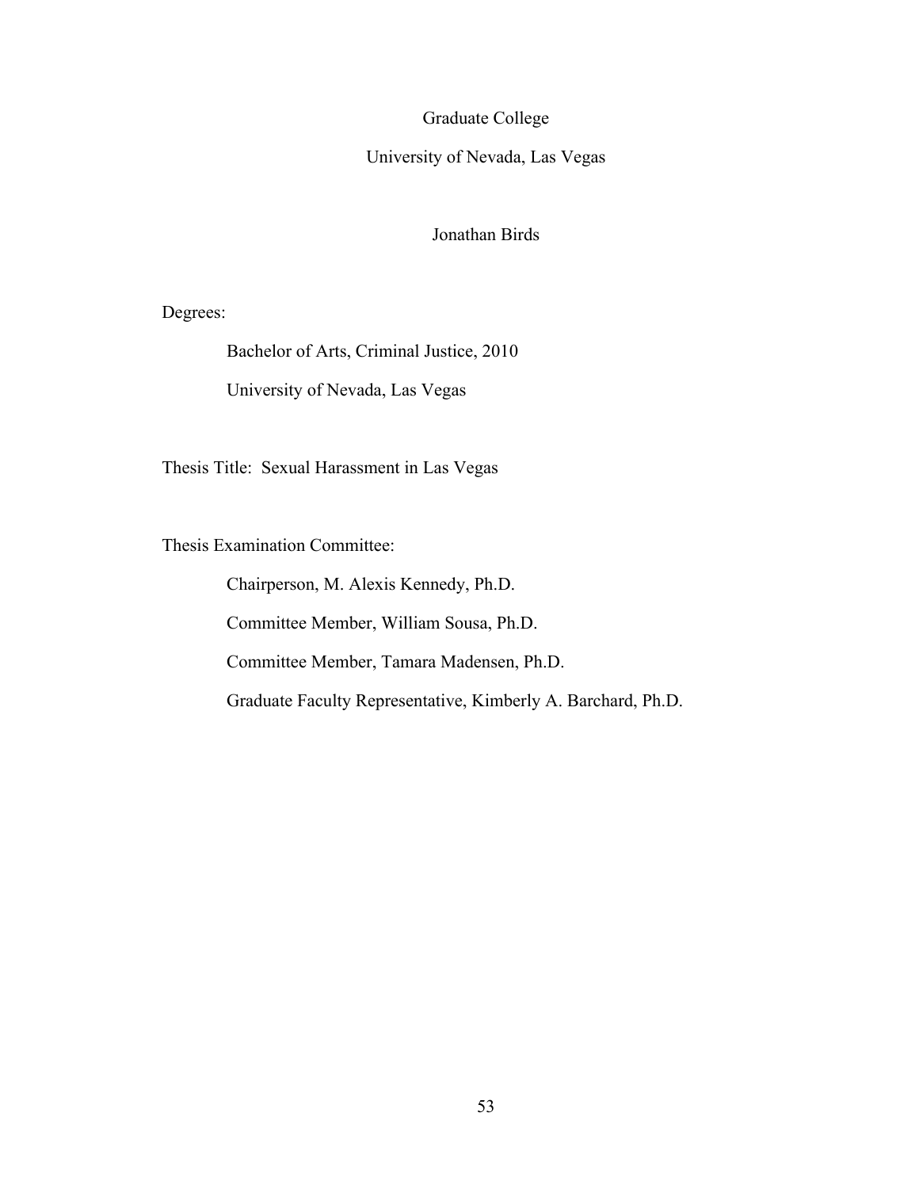Graduate College

University of Nevada, Las Vegas

Jonathan Birds

Degrees:

Bachelor of Arts, Criminal Justice, 2010

University of Nevada, Las Vegas

Thesis Title: Sexual Harassment in Las Vegas

Thesis Examination Committee:

Chairperson, M. Alexis Kennedy, Ph.D.

Committee Member, William Sousa, Ph.D.

Committee Member, Tamara Madensen, Ph.D.

Graduate Faculty Representative, Kimberly A. Barchard, Ph.D.